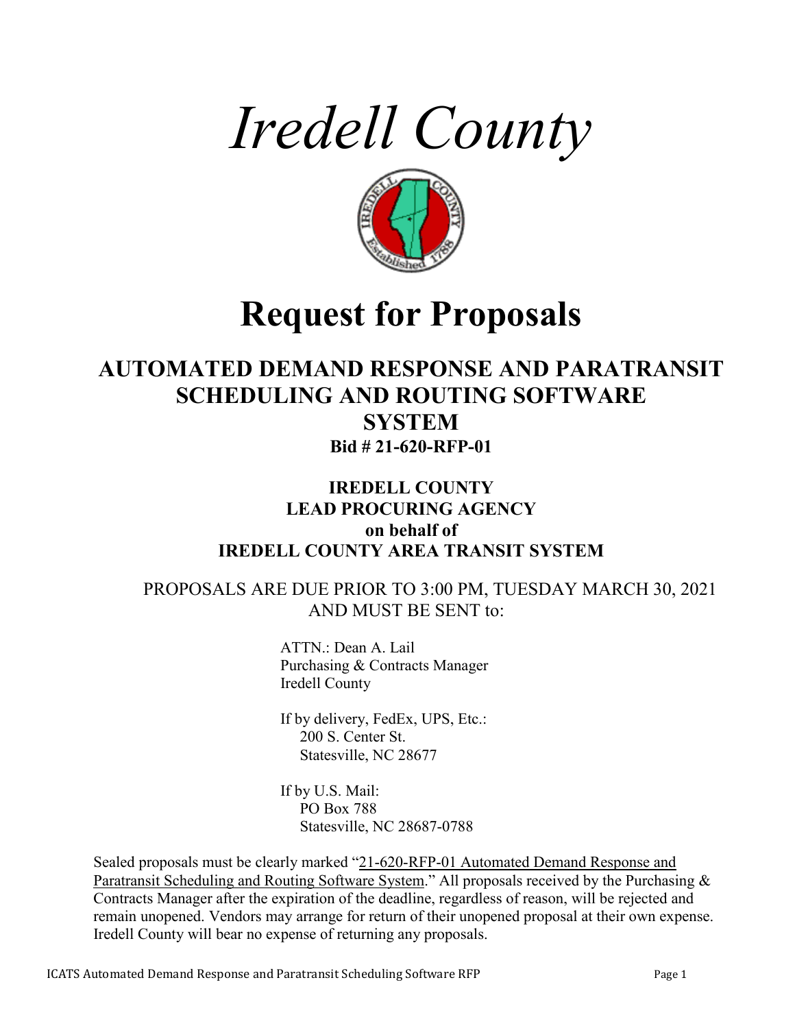# *Iredell County*

# Request for Proposals

## AUTOMATED DEMAND RESPONSE AND PARATRANSIT SCHEDULING AND ROUTING SOFTWARE SYSTEM

**Bid # 21-620-RFP-01**

**IREDELL COUNTY**
**LEAD PROCURING AGENCY**
**on behalf of**
**IREDELL COUNTY AREA TRANSIT SYSTEM**

PROPOSALS ARE DUE PRIOR TO 3:00 PM, TUESDAY MARCH 30, 2021 AND MUST BE SENT to:

ATTN.: Dean A. Lail
Purchasing & Contracts Manager
Iredell County

If by delivery, FedEx, UPS, Etc.:
200 S. Center St.
Statesville, NC 28677

If by U.S. Mail:
PO Box 788
Statesville, NC 28687-0788

Sealed proposals must be clearly marked "21-620-RFP-01 Automated Demand Response and Paratransit Scheduling and Routing Software System." All proposals received by the Purchasing & Contracts Manager after the expiration of the deadline, regardless of reason, will be rejected and remain unopened. Vendors may arrange for return of their unopened proposal at their own expense. Iredell County will bear no expense of returning any proposals.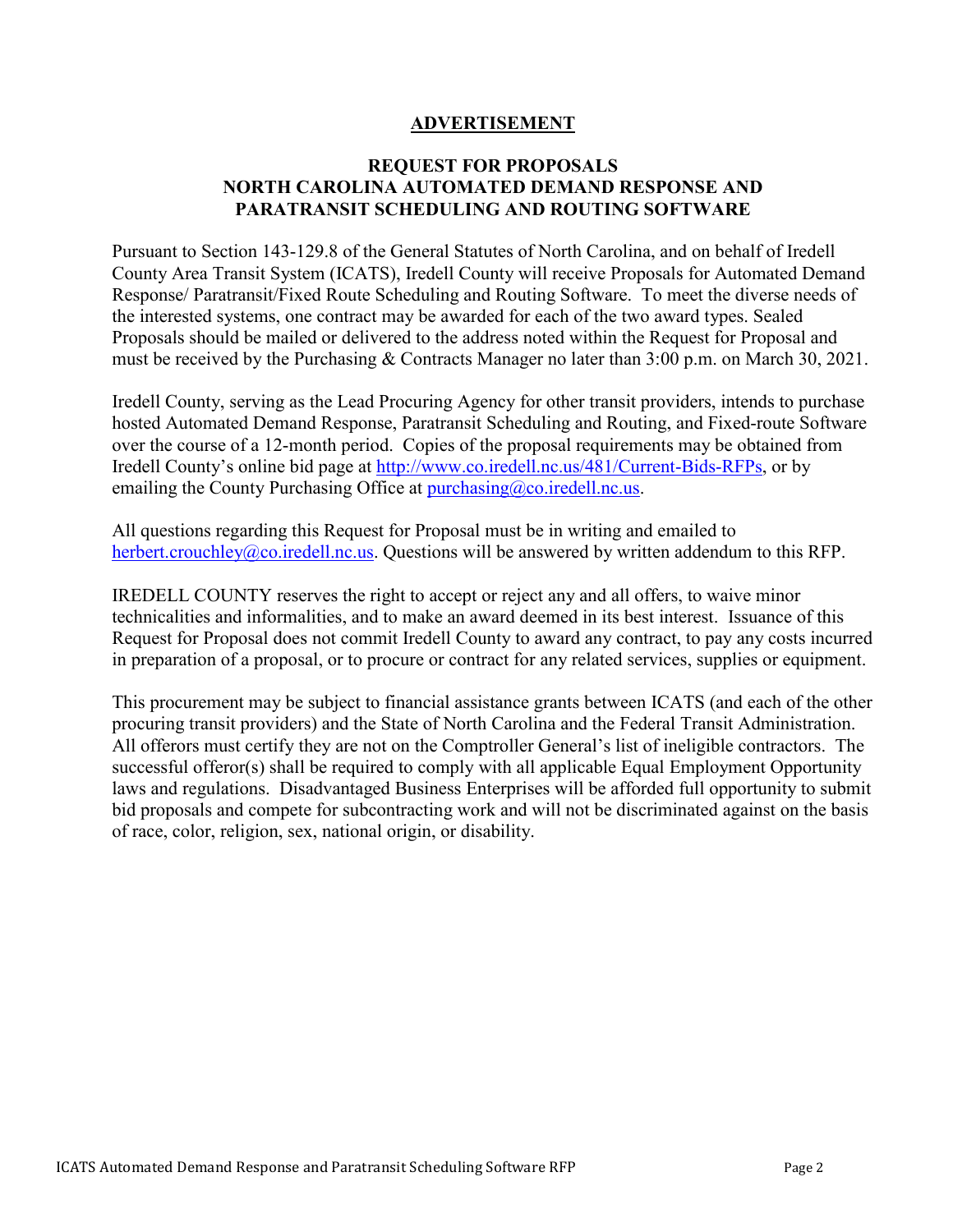# ADVERTISEMENT

## REQUEST FOR PROPOSALS
## NORTH CAROLINA AUTOMATED DEMAND RESPONSE AND PARATRANSIT SCHEDULING AND ROUTING SOFTWARE

Pursuant to Section 143-129.8 of the General Statutes of North Carolina, and on behalf of Iredell County Area Transit System (ICATS), Iredell County will receive Proposals for Automated Demand Response/ Paratransit/Fixed Route Scheduling and Routing Software. To meet the diverse needs of the interested systems, one contract may be awarded for each of the two award types. Sealed Proposals should be mailed or delivered to the address noted within the Request for Proposal and must be received by the Purchasing & Contracts Manager no later than 3:00 p.m. on March 30, 2021.

Iredell County, serving as the Lead Procuring Agency for other transit providers, intends to purchase hosted Automated Demand Response, Paratransit Scheduling and Routing, and Fixed-route Software over the course of a 12-month period. Copies of the proposal requirements may be obtained from Iredell County's online bid page at [http://www.co.iredell.nc.us/481/Current-Bids-RFPs](http://www.co.iredell.nc.us/481/Current-Bids-RFPs), or by emailing the County Purchasing Office at [purchasing@co.iredell.nc.us](mailto:purchasing@co.iredell.nc.us).

All questions regarding this Request for Proposal must be in writing and emailed to [herbert.crouchley@co.iredell.nc.us](mailto:herbert.crouchley@co.iredell.nc.us). Questions will be answered by written addendum to this RFP.

IREDELL COUNTY reserves the right to accept or reject any and all offers, to waive minor technicalities and informalities, and to make an award deemed in its best interest. Issuance of this Request for Proposal does not commit Iredell County to award any contract, to pay any costs incurred in preparation of a proposal, or to procure or contract for any related services, supplies or equipment.

This procurement may be subject to financial assistance grants between ICATS (and each of the other procuring transit providers) and the State of North Carolina and the Federal Transit Administration. All offerors must certify they are not on the Comptroller General's list of ineligible contractors. The successful offeror(s) shall be required to comply with all applicable Equal Employment Opportunity laws and regulations. Disadvantaged Business Enterprises will be afforded full opportunity to submit bid proposals and compete for subcontracting work and will not be discriminated against on the basis of race, color, religion, sex, national origin, or disability.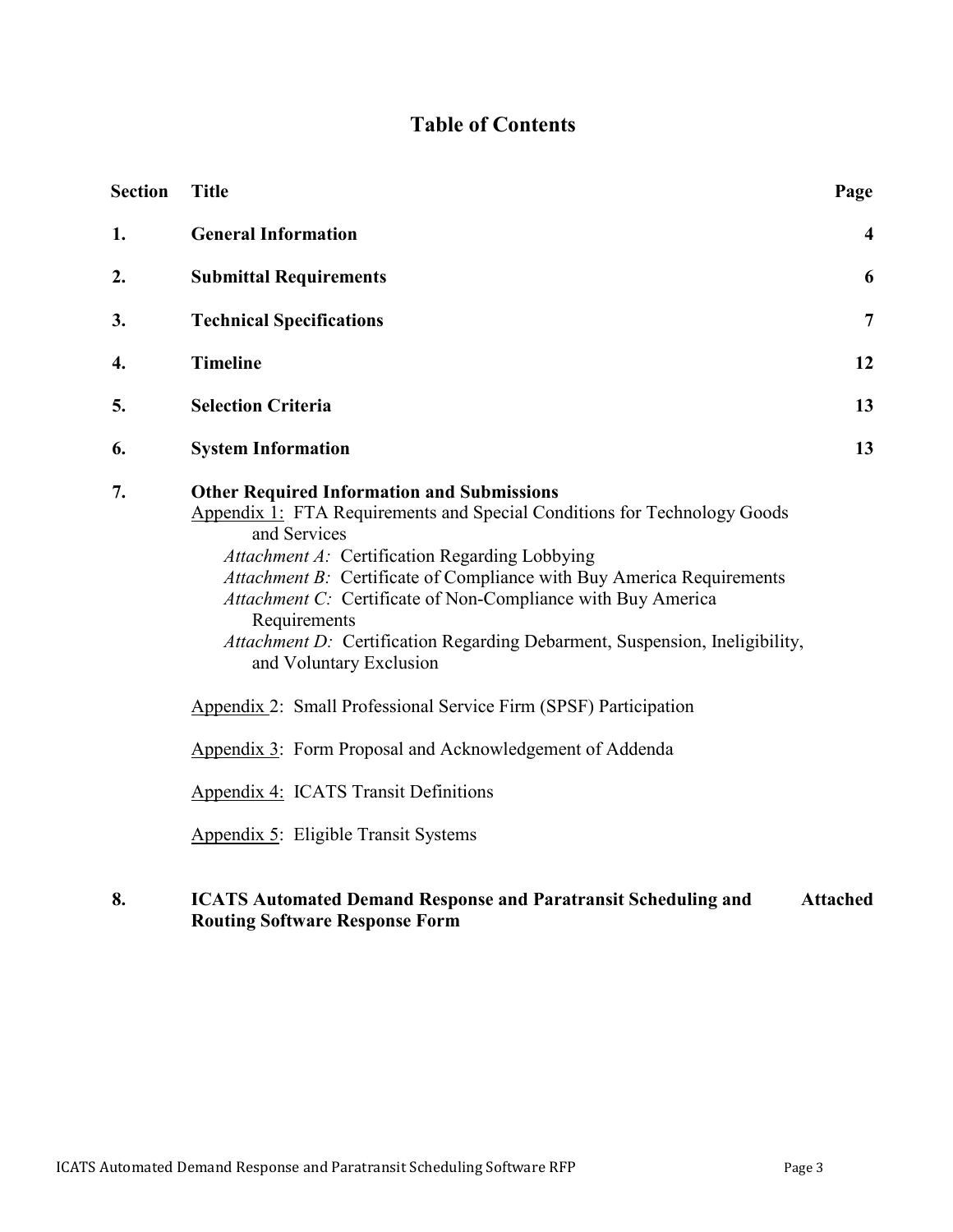# Table of Contents

| Section | Title | Page |
|---|---|---|
| **1.** | **General Information** | **4** |
| **2.** | **Submittal Requirements** | **6** |
| **3.** | **Technical Specifications** | **7** |
| **4.** | **Timeline** | **12** |
| **5.** | **Selection Criteria** | **13** |
| **6.** | **System Information** | **13** |
| **7.** | **Other Required Information and Submissions** | |
| | Appendix 1: FTA Requirements and Special Conditions for Technology Goods and Services | |
| | *Attachment A:* Certification Regarding Lobbying | |
| | *Attachment B:* Certificate of Compliance with Buy America Requirements | |
| | *Attachment C:* Certificate of Non-Compliance with Buy America Requirements | |
| | *Attachment D:* Certification Regarding Debarment, Suspension, Ineligibility, and Voluntary Exclusion | |
| | Appendix 2: Small Professional Service Firm (SPSF) Participation | |
| | Appendix 3: Form Proposal and Acknowledgement of Addenda | |
| | Appendix 4: ICATS Transit Definitions | |
| | Appendix 5: Eligible Transit Systems | |
| **8.** | **ICATS Automated Demand Response and Paratransit Scheduling and Routing Software Response Form** | **Attached** |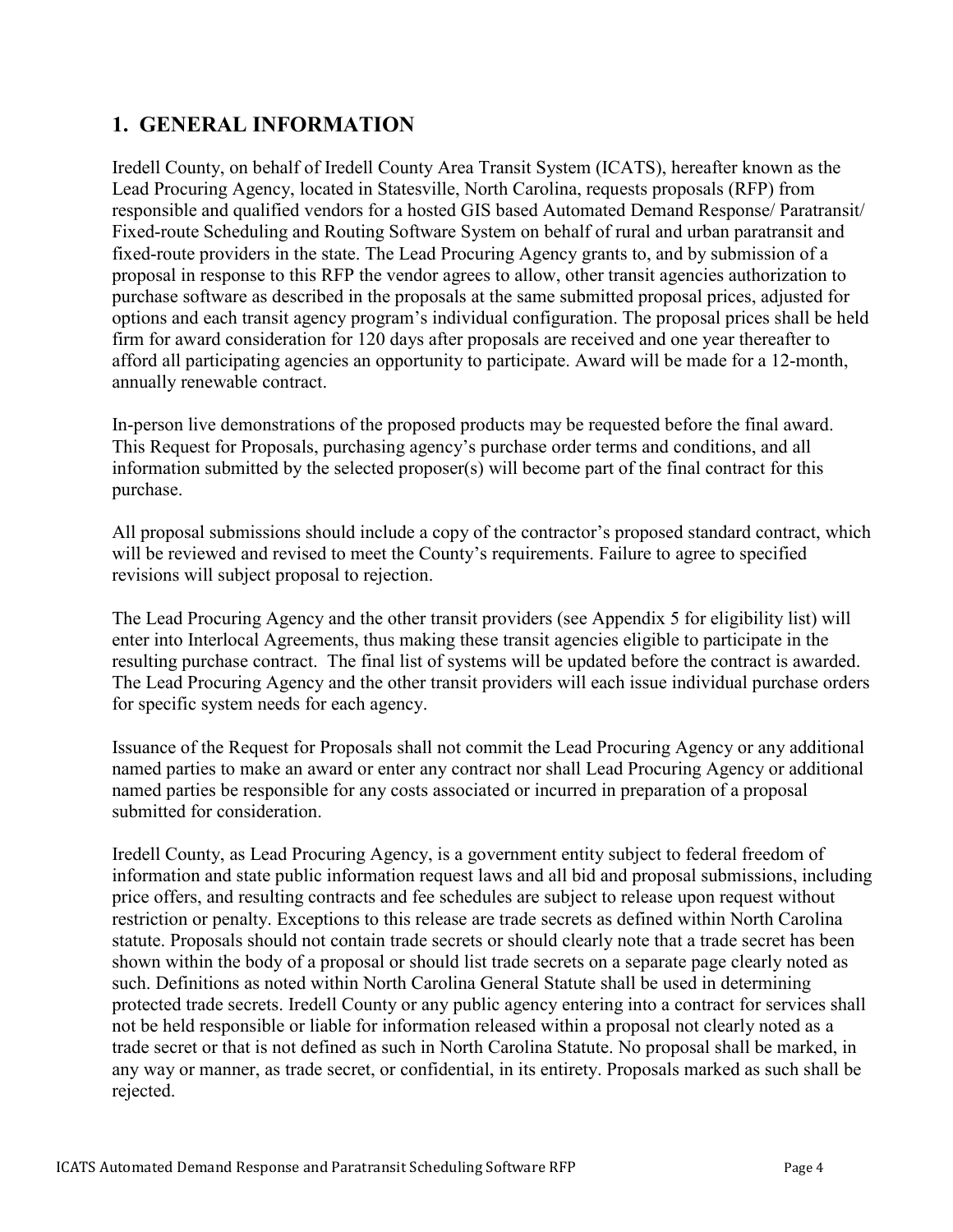## 1. GENERAL INFORMATION

Iredell County, on behalf of Iredell County Area Transit System (ICATS), hereafter known as the Lead Procuring Agency, located in Statesville, North Carolina, requests proposals (RFP) from responsible and qualified vendors for a hosted GIS based Automated Demand Response/ Paratransit/ Fixed-route Scheduling and Routing Software System on behalf of rural and urban paratransit and fixed-route providers in the state. The Lead Procuring Agency grants to, and by submission of a proposal in response to this RFP the vendor agrees to allow, other transit agencies authorization to purchase software as described in the proposals at the same submitted proposal prices, adjusted for options and each transit agency program's individual configuration. The proposal prices shall be held firm for award consideration for 120 days after proposals are received and one year thereafter to afford all participating agencies an opportunity to participate. Award will be made for a 12-month, annually renewable contract.

In-person live demonstrations of the proposed products may be requested before the final award. This Request for Proposals, purchasing agency's purchase order terms and conditions, and all information submitted by the selected proposer(s) will become part of the final contract for this purchase.

All proposal submissions should include a copy of the contractor's proposed standard contract, which will be reviewed and revised to meet the County's requirements. Failure to agree to specified revisions will subject proposal to rejection.

The Lead Procuring Agency and the other transit providers (see Appendix 5 for eligibility list) will enter into Interlocal Agreements, thus making these transit agencies eligible to participate in the resulting purchase contract. The final list of systems will be updated before the contract is awarded. The Lead Procuring Agency and the other transit providers will each issue individual purchase orders for specific system needs for each agency.

Issuance of the Request for Proposals shall not commit the Lead Procuring Agency or any additional named parties to make an award or enter any contract nor shall Lead Procuring Agency or additional named parties be responsible for any costs associated or incurred in preparation of a proposal submitted for consideration.

Iredell County, as Lead Procuring Agency, is a government entity subject to federal freedom of information and state public information request laws and all bid and proposal submissions, including price offers, and resulting contracts and fee schedules are subject to release upon request without restriction or penalty. Exceptions to this release are trade secrets as defined within North Carolina statute. Proposals should not contain trade secrets or should clearly note that a trade secret has been shown within the body of a proposal or should list trade secrets on a separate page clearly noted as such. Definitions as noted within North Carolina General Statute shall be used in determining protected trade secrets. Iredell County or any public agency entering into a contract for services shall not be held responsible or liable for information released within a proposal not clearly noted as a trade secret or that is not defined as such in North Carolina Statute. No proposal shall be marked, in any way or manner, as trade secret, or confidential, in its entirety. Proposals marked as such shall be rejected.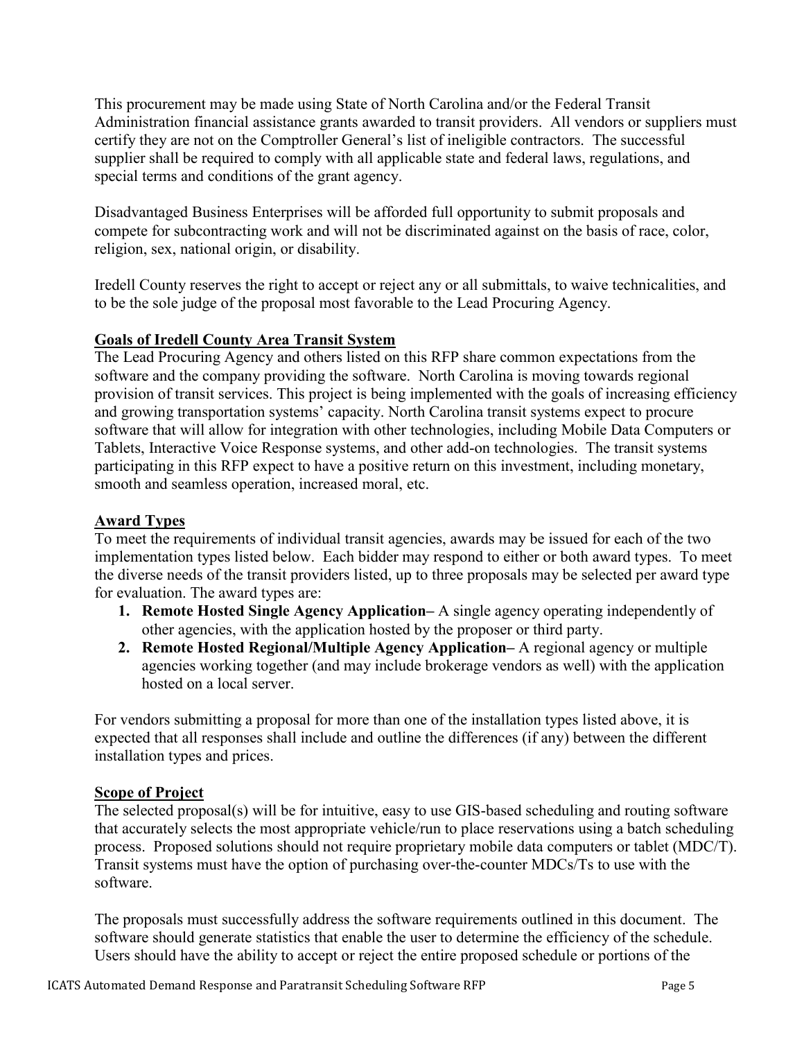This procurement may be made using State of North Carolina and/or the Federal Transit Administration financial assistance grants awarded to transit providers. All vendors or suppliers must certify they are not on the Comptroller General's list of ineligible contractors. The successful supplier shall be required to comply with all applicable state and federal laws, regulations, and special terms and conditions of the grant agency.

Disadvantaged Business Enterprises will be afforded full opportunity to submit proposals and compete for subcontracting work and will not be discriminated against on the basis of race, color, religion, sex, national origin, or disability.

Iredell County reserves the right to accept or reject any or all submittals, to waive technicalities, and to be the sole judge of the proposal most favorable to the Lead Procuring Agency.

## Goals of Iredell County Area Transit System

The Lead Procuring Agency and others listed on this RFP share common expectations from the software and the company providing the software. North Carolina is moving towards regional provision of transit services. This project is being implemented with the goals of increasing efficiency and growing transportation systems' capacity. North Carolina transit systems expect to procure software that will allow for integration with other technologies, including Mobile Data Computers or Tablets, Interactive Voice Response systems, and other add-on technologies. The transit systems participating in this RFP expect to have a positive return on this investment, including monetary, smooth and seamless operation, increased moral, etc.

## Award Types

To meet the requirements of individual transit agencies, awards may be issued for each of the two implementation types listed below. Each bidder may respond to either or both award types. To meet the diverse needs of the transit providers listed, up to three proposals may be selected per award type for evaluation. The award types are:

1. **Remote Hosted Single Agency Application–** A single agency operating independently of other agencies, with the application hosted by the proposer or third party.
2. **Remote Hosted Regional/Multiple Agency Application–** A regional agency or multiple agencies working together (and may include brokerage vendors as well) with the application hosted on a local server.

For vendors submitting a proposal for more than one of the installation types listed above, it is expected that all responses shall include and outline the differences (if any) between the different installation types and prices.

## Scope of Project

The selected proposal(s) will be for intuitive, easy to use GIS-based scheduling and routing software that accurately selects the most appropriate vehicle/run to place reservations using a batch scheduling process. Proposed solutions should not require proprietary mobile data computers or tablet (MDC/T). Transit systems must have the option of purchasing over-the-counter MDCs/Ts to use with the software.

The proposals must successfully address the software requirements outlined in this document. The software should generate statistics that enable the user to determine the efficiency of the schedule. Users should have the ability to accept or reject the entire proposed schedule or portions of the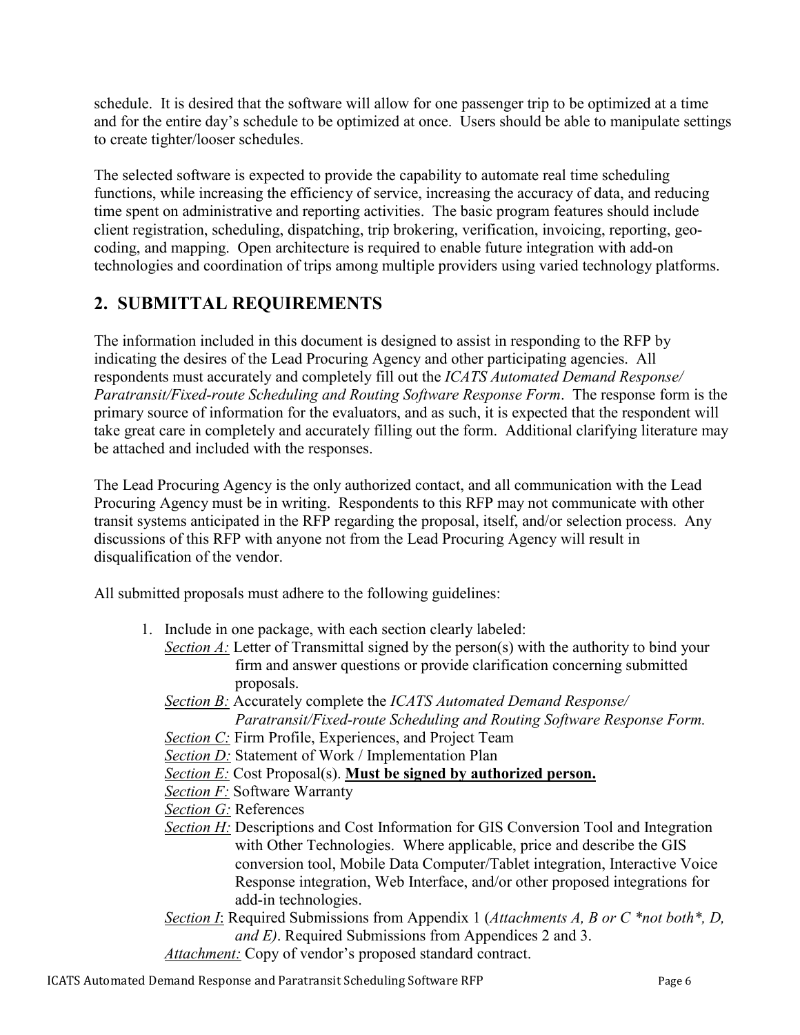schedule. It is desired that the software will allow for one passenger trip to be optimized at a time and for the entire day's schedule to be optimized at once. Users should be able to manipulate settings to create tighter/looser schedules.

The selected software is expected to provide the capability to automate real time scheduling functions, while increasing the efficiency of service, increasing the accuracy of data, and reducing time spent on administrative and reporting activities. The basic program features should include client registration, scheduling, dispatching, trip brokering, verification, invoicing, reporting, geo-coding, and mapping. Open architecture is required to enable future integration with add-on technologies and coordination of trips among multiple providers using varied technology platforms.

## 2. SUBMITTAL REQUIREMENTS

The information included in this document is designed to assist in responding to the RFP by indicating the desires of the Lead Procuring Agency and other participating agencies. All respondents must accurately and completely fill out the *ICATS Automated Demand Response/ Paratransit/Fixed-route Scheduling and Routing Software Response Form*. The response form is the primary source of information for the evaluators, and as such, it is expected that the respondent will take great care in completely and accurately filling out the form. Additional clarifying literature may be attached and included with the responses.

The Lead Procuring Agency is the only authorized contact, and all communication with the Lead Procuring Agency must be in writing. Respondents to this RFP may not communicate with other transit systems anticipated in the RFP regarding the proposal, itself, and/or selection process. Any discussions of this RFP with anyone not from the Lead Procuring Agency will result in disqualification of the vendor.

All submitted proposals must adhere to the following guidelines:

1. Include in one package, with each section clearly labeled:
   - *Section A:* Letter of Transmittal signed by the person(s) with the authority to bind your firm and answer questions or provide clarification concerning submitted proposals.
   - *Section B:* Accurately complete the *ICATS Automated Demand Response/ Paratransit/Fixed-route Scheduling and Routing Software Response Form.*
   - *Section C:* Firm Profile, Experiences, and Project Team
   - *Section D:* Statement of Work / Implementation Plan
   - *Section E:* Cost Proposal(s). **Must be signed by authorized person.**
   - *Section F:* Software Warranty
   - *Section G:* References
   - *Section H:* Descriptions and Cost Information for GIS Conversion Tool and Integration with Other Technologies. Where applicable, price and describe the GIS conversion tool, Mobile Data Computer/Tablet integration, Interactive Voice Response integration, Web Interface, and/or other proposed integrations for add-in technologies.
   - *Section I*: Required Submissions from Appendix 1 (*Attachments A, B or C *not both*, D, and E)*. Required Submissions from Appendices 2 and 3.
   - *Attachment:* Copy of vendor's proposed standard contract.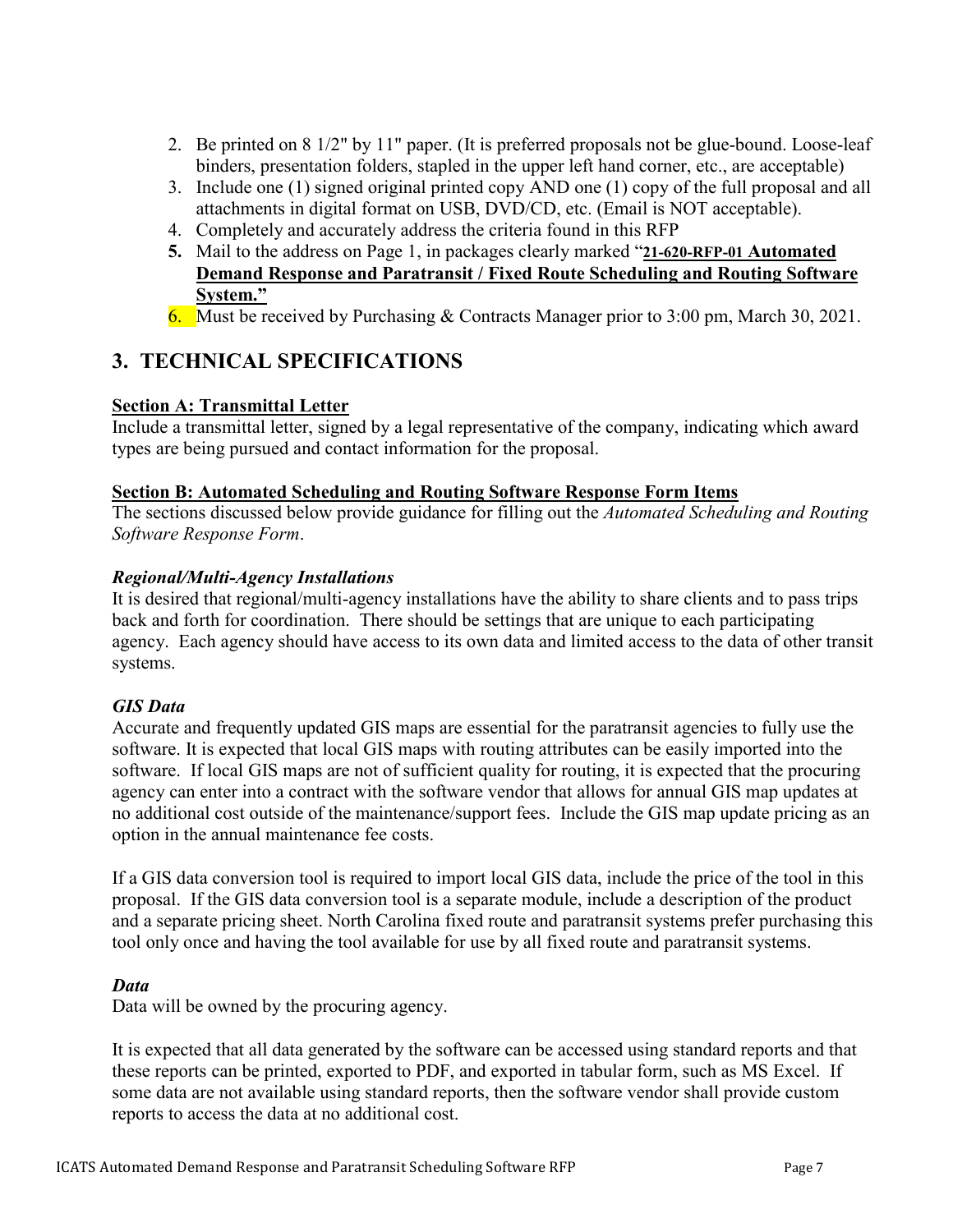2. Be printed on 8 1/2" by 11" paper. (It is preferred proposals not be glue-bound. Loose-leaf binders, presentation folders, stapled in the upper left hand corner, etc., are acceptable)
3. Include one (1) signed original printed copy AND one (1) copy of the full proposal and all attachments in digital format on USB, DVD/CD, etc. (Email is NOT acceptable).
4. Completely and accurately address the criteria found in this RFP
5. Mail to the address on Page 1, in packages clearly marked "**21-620-RFP-01 Automated Demand Response and Paratransit / Fixed Route Scheduling and Routing Software System.**"
6. Must be received by Purchasing & Contracts Manager prior to 3:00 pm, March 30, 2021.

# 3. TECHNICAL SPECIFICATIONS

**Section A: Transmittal Letter**

Include a transmittal letter, signed by a legal representative of the company, indicating which award types are being pursued and contact information for the proposal.

**Section B: Automated Scheduling and Routing Software Response Form Items**

The sections discussed below provide guidance for filling out the *Automated Scheduling and Routing Software Response Form*.

***Regional/Multi-Agency Installations***

It is desired that regional/multi-agency installations have the ability to share clients and to pass trips back and forth for coordination. There should be settings that are unique to each participating agency. Each agency should have access to its own data and limited access to the data of other transit systems.

***GIS Data***

Accurate and frequently updated GIS maps are essential for the paratransit agencies to fully use the software. It is expected that local GIS maps with routing attributes can be easily imported into the software. If local GIS maps are not of sufficient quality for routing, it is expected that the procuring agency can enter into a contract with the software vendor that allows for annual GIS map updates at no additional cost outside of the maintenance/support fees. Include the GIS map update pricing as an option in the annual maintenance fee costs.

If a GIS data conversion tool is required to import local GIS data, include the price of the tool in this proposal. If the GIS data conversion tool is a separate module, include a description of the product and a separate pricing sheet. North Carolina fixed route and paratransit systems prefer purchasing this tool only once and having the tool available for use by all fixed route and paratransit systems.

***Data***

Data will be owned by the procuring agency.

It is expected that all data generated by the software can be accessed using standard reports and that these reports can be printed, exported to PDF, and exported in tabular form, such as MS Excel. If some data are not available using standard reports, then the software vendor shall provide custom reports to access the data at no additional cost.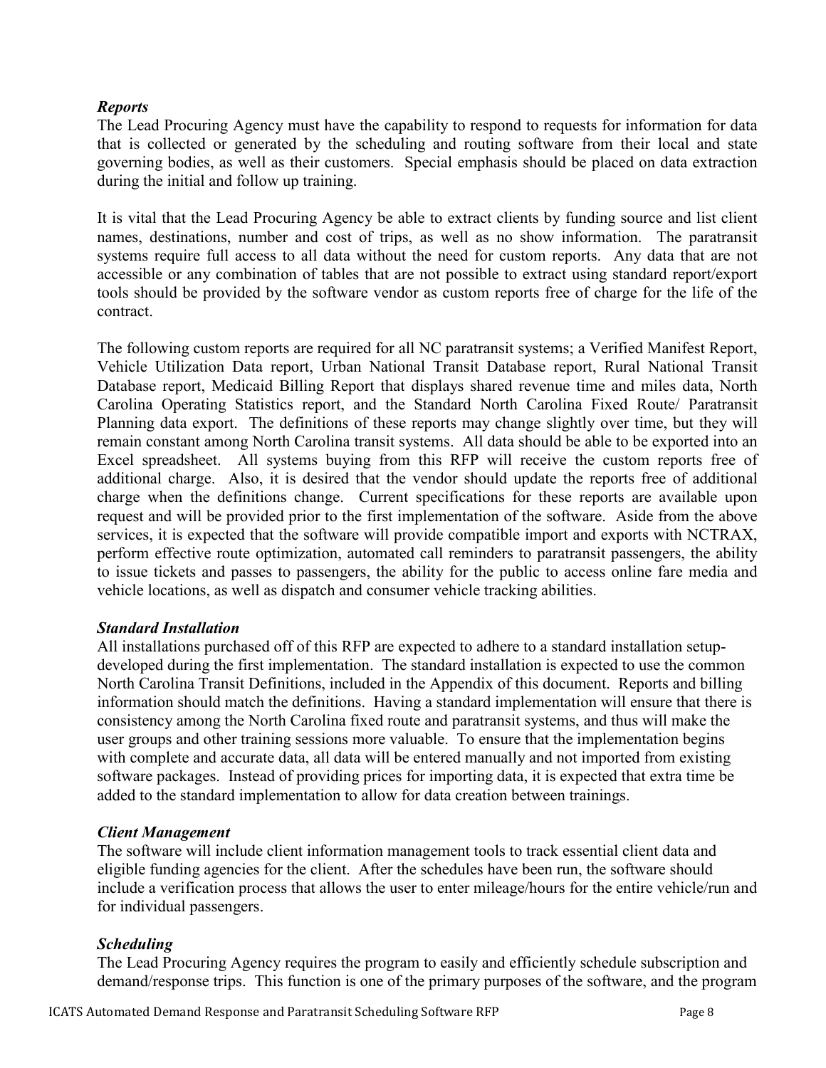### *Reports*

The Lead Procuring Agency must have the capability to respond to requests for information for data that is collected or generated by the scheduling and routing software from their local and state governing bodies, as well as their customers. Special emphasis should be placed on data extraction during the initial and follow up training.

It is vital that the Lead Procuring Agency be able to extract clients by funding source and list client names, destinations, number and cost of trips, as well as no show information. The paratransit systems require full access to all data without the need for custom reports. Any data that are not accessible or any combination of tables that are not possible to extract using standard report/export tools should be provided by the software vendor as custom reports free of charge for the life of the contract.

The following custom reports are required for all NC paratransit systems; a Verified Manifest Report, Vehicle Utilization Data report, Urban National Transit Database report, Rural National Transit Database report, Medicaid Billing Report that displays shared revenue time and miles data, North Carolina Operating Statistics report, and the Standard North Carolina Fixed Route/ Paratransit Planning data export. The definitions of these reports may change slightly over time, but they will remain constant among North Carolina transit systems. All data should be able to be exported into an Excel spreadsheet. All systems buying from this RFP will receive the custom reports free of additional charge. Also, it is desired that the vendor should update the reports free of additional charge when the definitions change. Current specifications for these reports are available upon request and will be provided prior to the first implementation of the software. Aside from the above services, it is expected that the software will provide compatible import and exports with NCTRAX, perform effective route optimization, automated call reminders to paratransit passengers, the ability to issue tickets and passes to passengers, the ability for the public to access online fare media and vehicle locations, as well as dispatch and consumer vehicle tracking abilities.

### *Standard Installation*

All installations purchased off of this RFP are expected to adhere to a standard installation setup-developed during the first implementation. The standard installation is expected to use the common North Carolina Transit Definitions, included in the Appendix of this document. Reports and billing information should match the definitions. Having a standard implementation will ensure that there is consistency among the North Carolina fixed route and paratransit systems, and thus will make the user groups and other training sessions more valuable. To ensure that the implementation begins with complete and accurate data, all data will be entered manually and not imported from existing software packages. Instead of providing prices for importing data, it is expected that extra time be added to the standard implementation to allow for data creation between trainings.

### *Client Management*

The software will include client information management tools to track essential client data and eligible funding agencies for the client. After the schedules have been run, the software should include a verification process that allows the user to enter mileage/hours for the entire vehicle/run and for individual passengers.

### *Scheduling*

The Lead Procuring Agency requires the program to easily and efficiently schedule subscription and demand/response trips. This function is one of the primary purposes of the software, and the program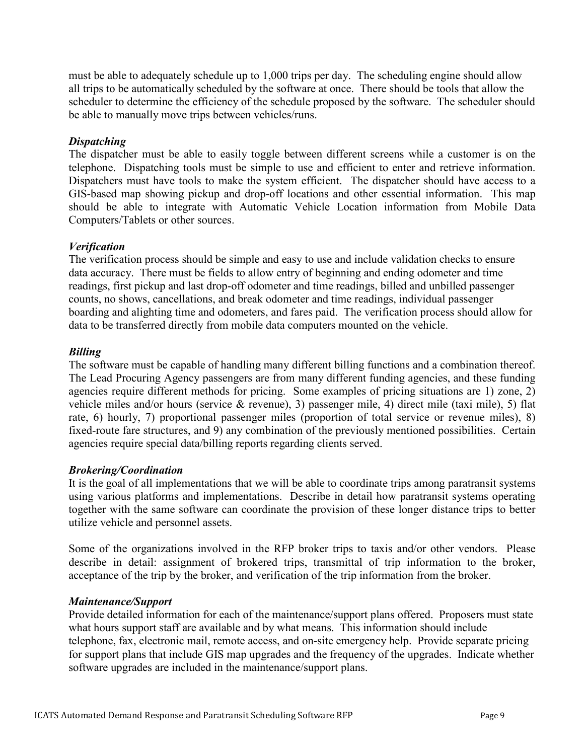must be able to adequately schedule up to 1,000 trips per day. The scheduling engine should allow all trips to be automatically scheduled by the software at once. There should be tools that allow the scheduler to determine the efficiency of the schedule proposed by the software. The scheduler should be able to manually move trips between vehicles/runs.

***Dispatching***

The dispatcher must be able to easily toggle between different screens while a customer is on the telephone. Dispatching tools must be simple to use and efficient to enter and retrieve information. Dispatchers must have tools to make the system efficient. The dispatcher should have access to a GIS-based map showing pickup and drop-off locations and other essential information. This map should be able to integrate with Automatic Vehicle Location information from Mobile Data Computers/Tablets or other sources.

***Verification***

The verification process should be simple and easy to use and include validation checks to ensure data accuracy. There must be fields to allow entry of beginning and ending odometer and time readings, first pickup and last drop-off odometer and time readings, billed and unbilled passenger counts, no shows, cancellations, and break odometer and time readings, individual passenger boarding and alighting time and odometers, and fares paid. The verification process should allow for data to be transferred directly from mobile data computers mounted on the vehicle.

***Billing***

The software must be capable of handling many different billing functions and a combination thereof. The Lead Procuring Agency passengers are from many different funding agencies, and these funding agencies require different methods for pricing. Some examples of pricing situations are 1) zone, 2) vehicle miles and/or hours (service & revenue), 3) passenger mile, 4) direct mile (taxi mile), 5) flat rate, 6) hourly, 7) proportional passenger miles (proportion of total service or revenue miles), 8) fixed-route fare structures, and 9) any combination of the previously mentioned possibilities. Certain agencies require special data/billing reports regarding clients served.

***Brokering/Coordination***

It is the goal of all implementations that we will be able to coordinate trips among paratransit systems using various platforms and implementations. Describe in detail how paratransit systems operating together with the same software can coordinate the provision of these longer distance trips to better utilize vehicle and personnel assets.

Some of the organizations involved in the RFP broker trips to taxis and/or other vendors. Please describe in detail: assignment of brokered trips, transmittal of trip information to the broker, acceptance of the trip by the broker, and verification of the trip information from the broker.

***Maintenance/Support***

Provide detailed information for each of the maintenance/support plans offered. Proposers must state what hours support staff are available and by what means. This information should include telephone, fax, electronic mail, remote access, and on-site emergency help. Provide separate pricing for support plans that include GIS map upgrades and the frequency of the upgrades. Indicate whether software upgrades are included in the maintenance/support plans.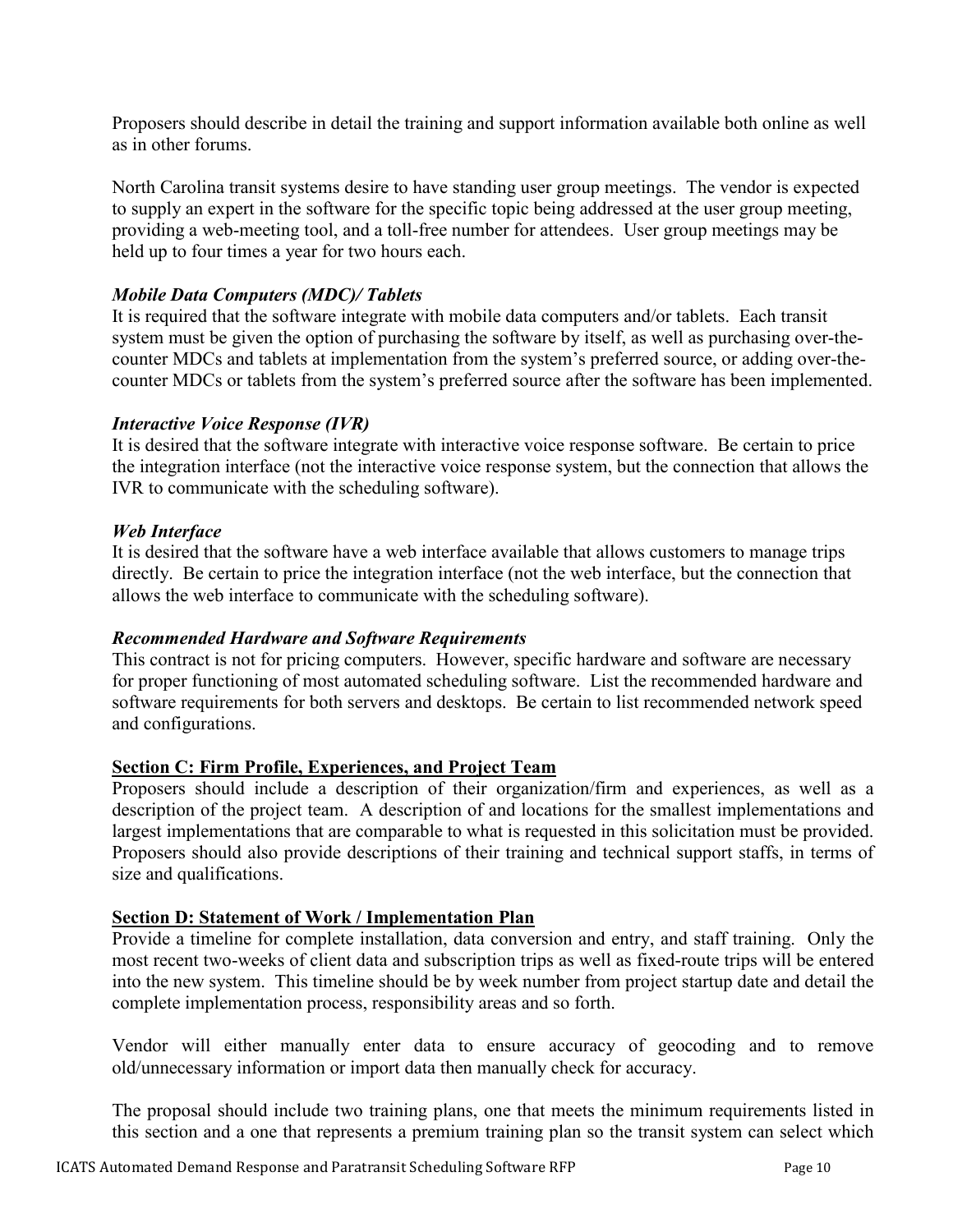Proposers should describe in detail the training and support information available both online as well as in other forums.

North Carolina transit systems desire to have standing user group meetings. The vendor is expected to supply an expert in the software for the specific topic being addressed at the user group meeting, providing a web-meeting tool, and a toll-free number for attendees. User group meetings may be held up to four times a year for two hours each.

***Mobile Data Computers (MDC)/ Tablets***

It is required that the software integrate with mobile data computers and/or tablets. Each transit system must be given the option of purchasing the software by itself, as well as purchasing over-the-counter MDCs and tablets at implementation from the system's preferred source, or adding over-the-counter MDCs or tablets from the system's preferred source after the software has been implemented.

***Interactive Voice Response (IVR)***

It is desired that the software integrate with interactive voice response software. Be certain to price the integration interface (not the interactive voice response system, but the connection that allows the IVR to communicate with the scheduling software).

***Web Interface***

It is desired that the software have a web interface available that allows customers to manage trips directly. Be certain to price the integration interface (not the web interface, but the connection that allows the web interface to communicate with the scheduling software).

***Recommended Hardware and Software Requirements***

This contract is not for pricing computers. However, specific hardware and software are necessary for proper functioning of most automated scheduling software. List the recommended hardware and software requirements for both servers and desktops. Be certain to list recommended network speed and configurations.

## Section C: Firm Profile, Experiences, and Project Team

Proposers should include a description of their organization/firm and experiences, as well as a description of the project team. A description of and locations for the smallest implementations and largest implementations that are comparable to what is requested in this solicitation must be provided. Proposers should also provide descriptions of their training and technical support staffs, in terms of size and qualifications.

## Section D: Statement of Work / Implementation Plan

Provide a timeline for complete installation, data conversion and entry, and staff training. Only the most recent two-weeks of client data and subscription trips as well as fixed-route trips will be entered into the new system. This timeline should be by week number from project startup date and detail the complete implementation process, responsibility areas and so forth.

Vendor will either manually enter data to ensure accuracy of geocoding and to remove old/unnecessary information or import data then manually check for accuracy.

The proposal should include two training plans, one that meets the minimum requirements listed in this section and a one that represents a premium training plan so the transit system can select which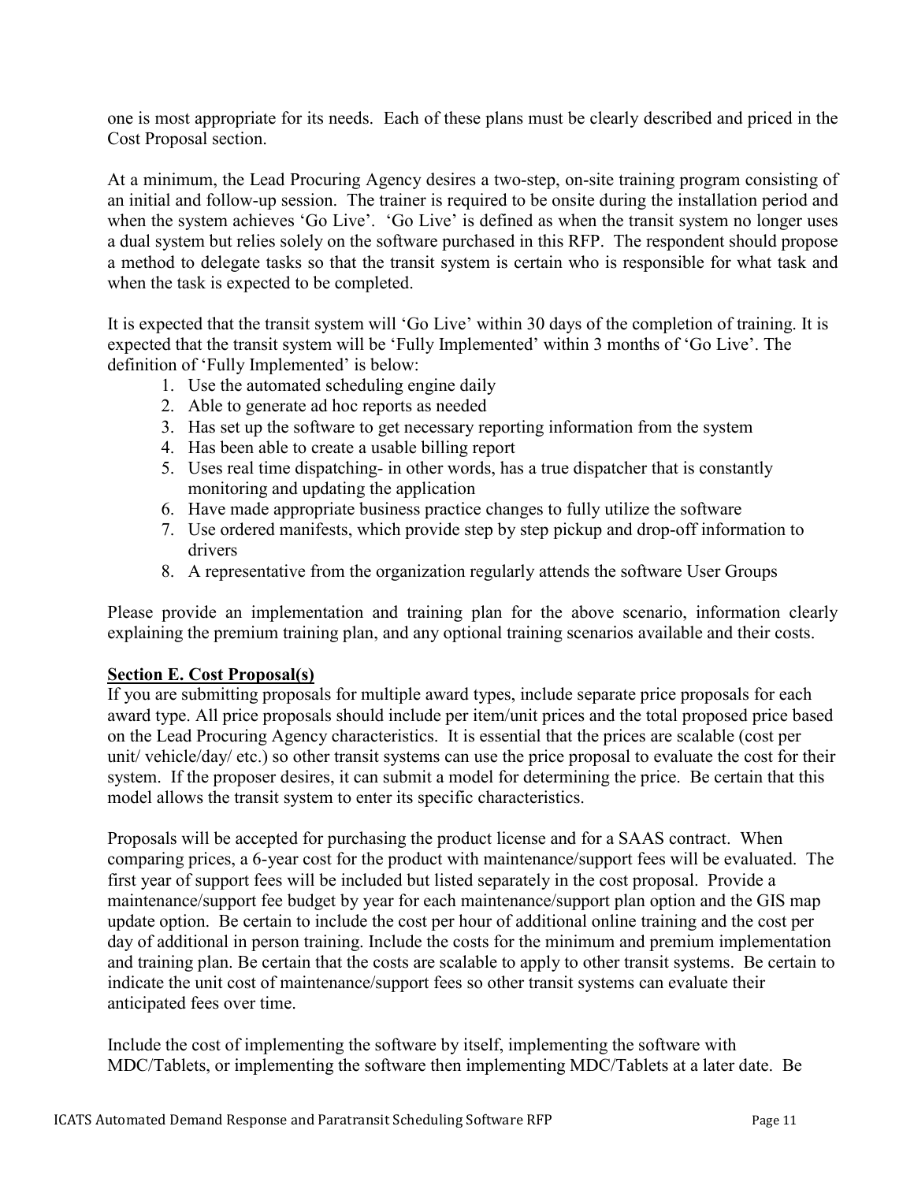one is most appropriate for its needs. Each of these plans must be clearly described and priced in the Cost Proposal section.

At a minimum, the Lead Procuring Agency desires a two-step, on-site training program consisting of an initial and follow-up session. The trainer is required to be onsite during the installation period and when the system achieves 'Go Live'. 'Go Live' is defined as when the transit system no longer uses a dual system but relies solely on the software purchased in this RFP. The respondent should propose a method to delegate tasks so that the transit system is certain who is responsible for what task and when the task is expected to be completed.

It is expected that the transit system will 'Go Live' within 30 days of the completion of training. It is expected that the transit system will be 'Fully Implemented' within 3 months of 'Go Live'. The definition of 'Fully Implemented' is below:

1. Use the automated scheduling engine daily
2. Able to generate ad hoc reports as needed
3. Has set up the software to get necessary reporting information from the system
4. Has been able to create a usable billing report
5. Uses real time dispatching- in other words, has a true dispatcher that is constantly monitoring and updating the application
6. Have made appropriate business practice changes to fully utilize the software
7. Use ordered manifests, which provide step by step pickup and drop-off information to drivers
8. A representative from the organization regularly attends the software User Groups

Please provide an implementation and training plan for the above scenario, information clearly explaining the premium training plan, and any optional training scenarios available and their costs.

**Section E. Cost Proposal(s)**

If you are submitting proposals for multiple award types, include separate price proposals for each award type. All price proposals should include per item/unit prices and the total proposed price based on the Lead Procuring Agency characteristics. It is essential that the prices are scalable (cost per unit/ vehicle/day/ etc.) so other transit systems can use the price proposal to evaluate the cost for their system. If the proposer desires, it can submit a model for determining the price. Be certain that this model allows the transit system to enter its specific characteristics.

Proposals will be accepted for purchasing the product license and for a SAAS contract. When comparing prices, a 6-year cost for the product with maintenance/support fees will be evaluated. The first year of support fees will be included but listed separately in the cost proposal. Provide a maintenance/support fee budget by year for each maintenance/support plan option and the GIS map update option. Be certain to include the cost per hour of additional online training and the cost per day of additional in person training. Include the costs for the minimum and premium implementation and training plan. Be certain that the costs are scalable to apply to other transit systems. Be certain to indicate the unit cost of maintenance/support fees so other transit systems can evaluate their anticipated fees over time.

Include the cost of implementing the software by itself, implementing the software with MDC/Tablets, or implementing the software then implementing MDC/Tablets at a later date. Be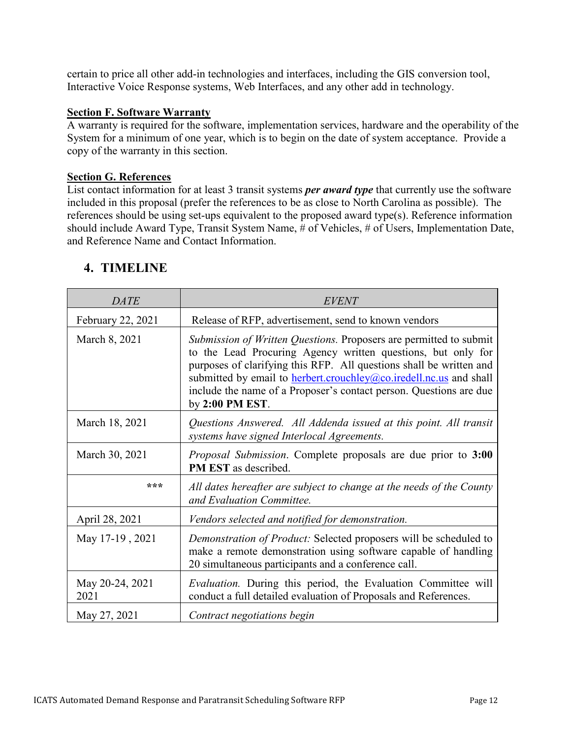certain to price all other add-in technologies and interfaces, including the GIS conversion tool, Interactive Voice Response systems, Web Interfaces, and any other add in technology.

**Section F. Software Warranty**

A warranty is required for the software, implementation services, hardware and the operability of the System for a minimum of one year, which is to begin on the date of system acceptance. Provide a copy of the warranty in this section.

**Section G. References**

List contact information for at least 3 transit systems ***per award type*** that currently use the software included in this proposal (prefer the references to be as close to North Carolina as possible). The references should be using set-ups equivalent to the proposed award type(s). Reference information should include Award Type, Transit System Name, # of Vehicles, # of Users, Implementation Date, and Reference Name and Contact Information.

## 4. TIMELINE

| *DATE* | *EVENT* |
|---|---|
| February 22, 2021 | Release of RFP, advertisement, send to known vendors |
| March 8, 2021 | *Submission of Written Questions.* Proposers are permitted to submit to the Lead Procuring Agency written questions, but only for purposes of clarifying this RFP. All questions shall be written and submitted by email to herbert.crouchley@co.iredell.nc.us and shall include the name of a Proposer's contact person. Questions are due by **2:00 PM EST**. |
| March 18, 2021 | *Questions Answered. All Addenda issued at this point. All transit systems have signed Interlocal Agreements.* |
| March 30, 2021 | *Proposal Submission*. Complete proposals are due prior to **3:00 PM EST** as described. |
| *** | *All dates hereafter are subject to change at the needs of the County and Evaluation Committee.* |
| April 28, 2021 | *Vendors selected and notified for demonstration.* |
| May 17-19 , 2021 | *Demonstration of Product:* Selected proposers will be scheduled to make a remote demonstration using software capable of handling 20 simultaneous participants and a conference call. |
| May 20-24, 2021 2021 | *Evaluation.* During this period, the Evaluation Committee will conduct a full detailed evaluation of Proposals and References. |
| May 27, 2021 | *Contract negotiations begin* |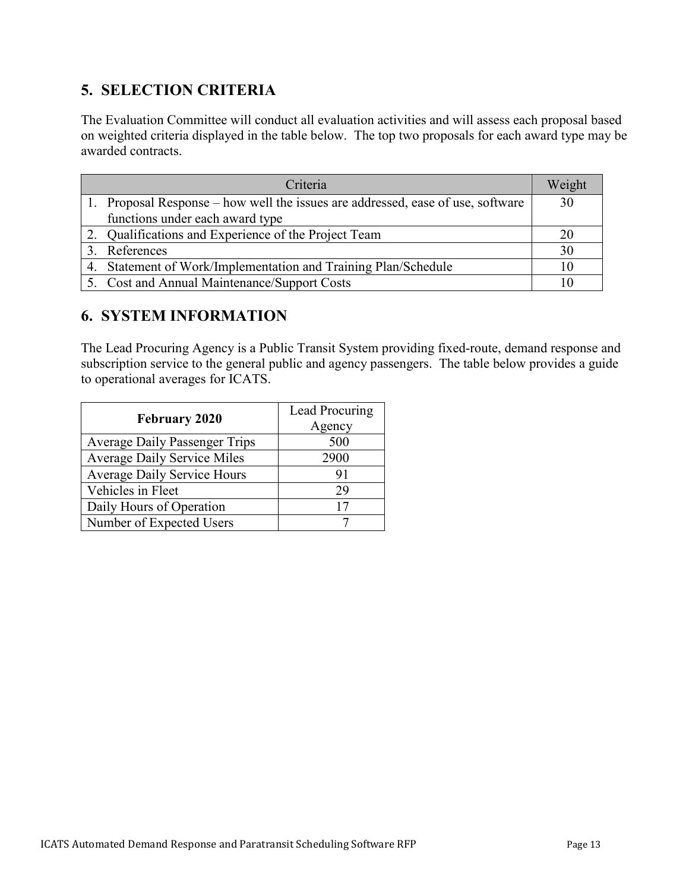## 5. SELECTION CRITERIA

The Evaluation Committee will conduct all evaluation activities and will assess each proposal based on weighted criteria displayed in the table below. The top two proposals for each award type may be awarded contracts.

| Criteria | Weight |
|---|---|
| 1. Proposal Response – how well the issues are addressed, ease of use, software functions under each award type | 30 |
| 2. Qualifications and Experience of the Project Team | 20 |
| 3. References | 30 |
| 4. Statement of Work/Implementation and Training Plan/Schedule | 10 |
| 5. Cost and Annual Maintenance/Support Costs | 10 |

## 6. SYSTEM INFORMATION

The Lead Procuring Agency is a Public Transit System providing fixed-route, demand response and subscription service to the general public and agency passengers. The table below provides a guide to operational averages for ICATS.

| **February 2020** | Lead Procuring Agency |
|---|---|
| Average Daily Passenger Trips | 500 |
| Average Daily Service Miles | 2900 |
| Average Daily Service Hours | 91 |
| Vehicles in Fleet | 29 |
| Daily Hours of Operation | 17 |
| Number of Expected Users | 7 |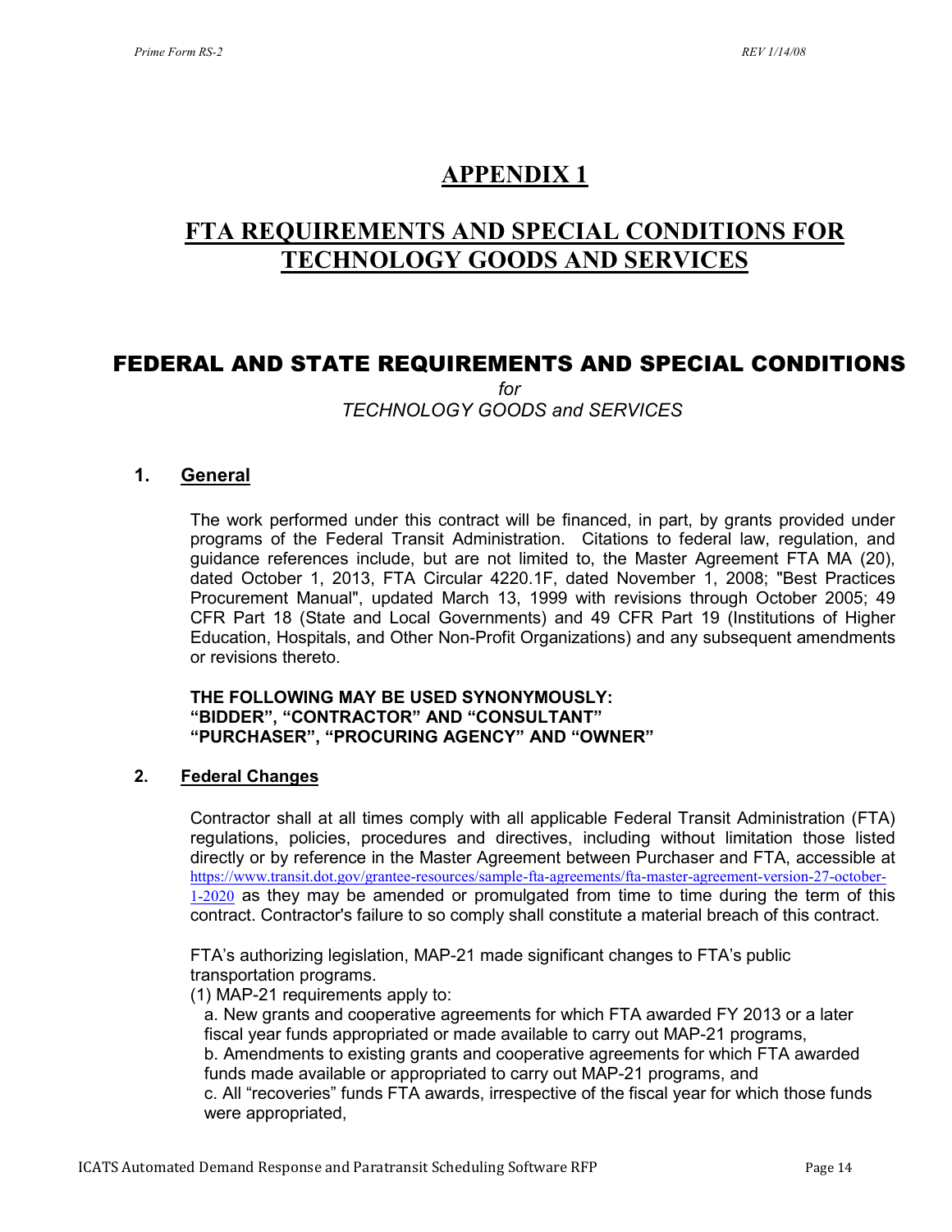# APPENDIX 1

# FTA REQUIREMENTS AND SPECIAL CONDITIONS FOR TECHNOLOGY GOODS AND SERVICES

## FEDERAL AND STATE REQUIREMENTS AND SPECIAL CONDITIONS

*for*

*TECHNOLOGY GOODS and SERVICES*

### 1. General

The work performed under this contract will be financed, in part, by grants provided under programs of the Federal Transit Administration. Citations to federal law, regulation, and guidance references include, but are not limited to, the Master Agreement FTA MA (20), dated October 1, 2013, FTA Circular 4220.1F, dated November 1, 2008; "Best Practices Procurement Manual", updated March 13, 1999 with revisions through October 2005; 49 CFR Part 18 (State and Local Governments) and 49 CFR Part 19 (Institutions of Higher Education, Hospitals, and Other Non-Profit Organizations) and any subsequent amendments or revisions thereto.

**THE FOLLOWING MAY BE USED SYNONYMOUSLY:**
**"BIDDER", "CONTRACTOR" AND "CONSULTANT"**
**"PURCHASER", "PROCURING AGENCY" AND "OWNER"**

### 2. Federal Changes

Contractor shall at all times comply with all applicable Federal Transit Administration (FTA) regulations, policies, procedures and directives, including without limitation those listed directly or by reference in the Master Agreement between Purchaser and FTA, accessible at https://www.transit.dot.gov/grantee-resources/sample-fta-agreements/fta-master-agreement-version-27-october-1-2020 as they may be amended or promulgated from time to time during the term of this contract. Contractor's failure to so comply shall constitute a material breach of this contract.

FTA's authorizing legislation, MAP-21 made significant changes to FTA's public transportation programs.

(1) MAP-21 requirements apply to:

a. New grants and cooperative agreements for which FTA awarded FY 2013 or a later fiscal year funds appropriated or made available to carry out MAP-21 programs,

b. Amendments to existing grants and cooperative agreements for which FTA awarded funds made available or appropriated to carry out MAP-21 programs, and

c. All "recoveries" funds FTA awards, irrespective of the fiscal year for which those funds were appropriated,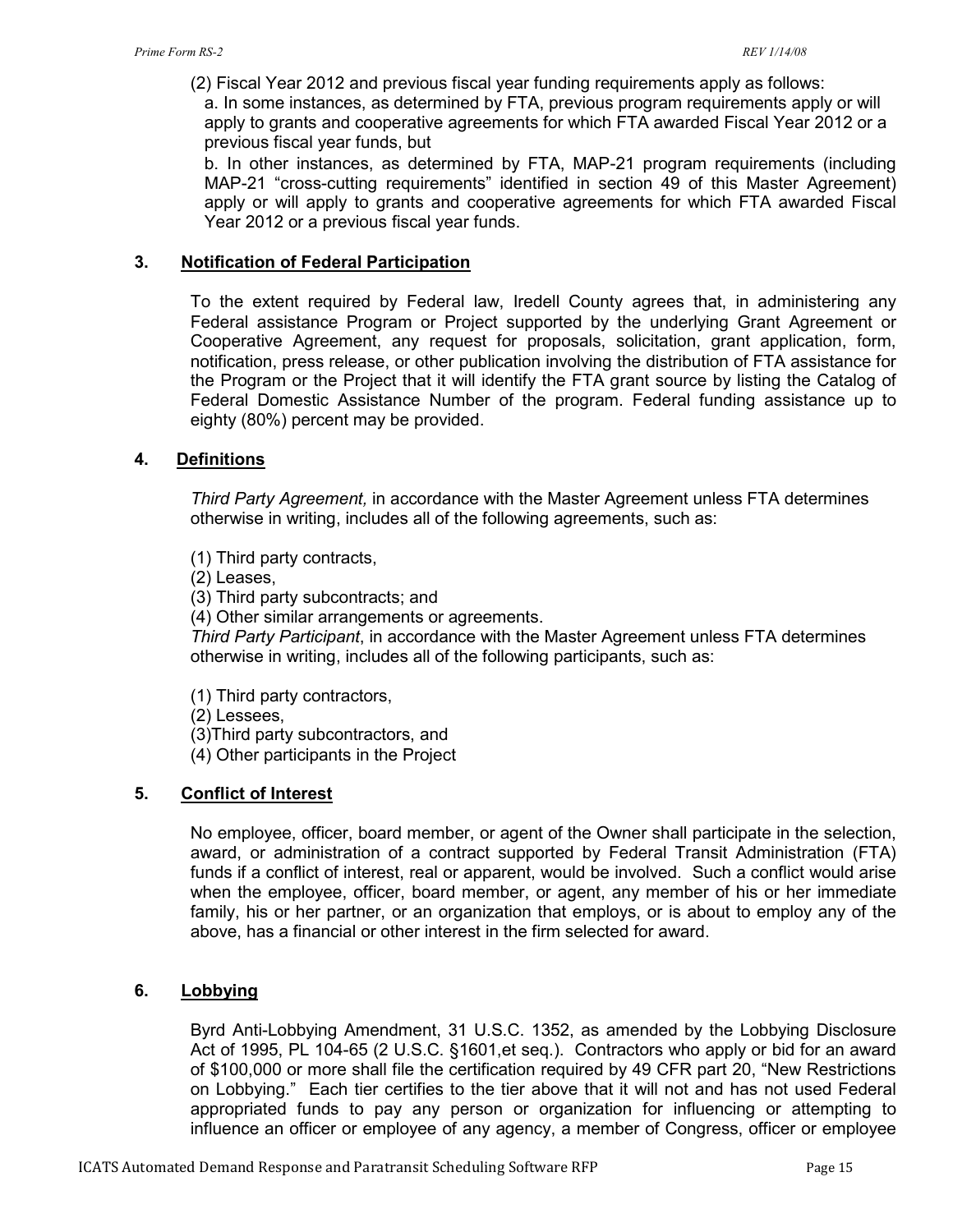(2) Fiscal Year 2012 and previous fiscal year funding requirements apply as follows:

a. In some instances, as determined by FTA, previous program requirements apply or will apply to grants and cooperative agreements for which FTA awarded Fiscal Year 2012 or a previous fiscal year funds, but

b. In other instances, as determined by FTA, MAP-21 program requirements (including MAP-21 "cross-cutting requirements" identified in section 49 of this Master Agreement) apply or will apply to grants and cooperative agreements for which FTA awarded Fiscal Year 2012 or a previous fiscal year funds.

### 3. Notification of Federal Participation

To the extent required by Federal law, Iredell County agrees that, in administering any Federal assistance Program or Project supported by the underlying Grant Agreement or Cooperative Agreement, any request for proposals, solicitation, grant application, form, notification, press release, or other publication involving the distribution of FTA assistance for the Program or the Project that it will identify the FTA grant source by listing the Catalog of Federal Domestic Assistance Number of the program. Federal funding assistance up to eighty (80%) percent may be provided.

### 4. Definitions

*Third Party Agreement,* in accordance with the Master Agreement unless FTA determines otherwise in writing, includes all of the following agreements, such as:

(1) Third party contracts,
(2) Leases,
(3) Third party subcontracts; and
(4) Other similar arrangements or agreements.

*Third Party Participant*, in accordance with the Master Agreement unless FTA determines otherwise in writing, includes all of the following participants, such as:

(1) Third party contractors,
(2) Lessees,
(3)Third party subcontractors, and
(4) Other participants in the Project

### 5. Conflict of Interest

No employee, officer, board member, or agent of the Owner shall participate in the selection, award, or administration of a contract supported by Federal Transit Administration (FTA) funds if a conflict of interest, real or apparent, would be involved. Such a conflict would arise when the employee, officer, board member, or agent, any member of his or her immediate family, his or her partner, or an organization that employs, or is about to employ any of the above, has a financial or other interest in the firm selected for award.

### 6. Lobbying

Byrd Anti-Lobbying Amendment, 31 U.S.C. 1352, as amended by the Lobbying Disclosure Act of 1995, PL 104-65 (2 U.S.C. §1601,et seq.). Contractors who apply or bid for an award of $100,000 or more shall file the certification required by 49 CFR part 20, "New Restrictions on Lobbying." Each tier certifies to the tier above that it will not and has not used Federal appropriated funds to pay any person or organization for influencing or attempting to influence an officer or employee of any agency, a member of Congress, officer or employee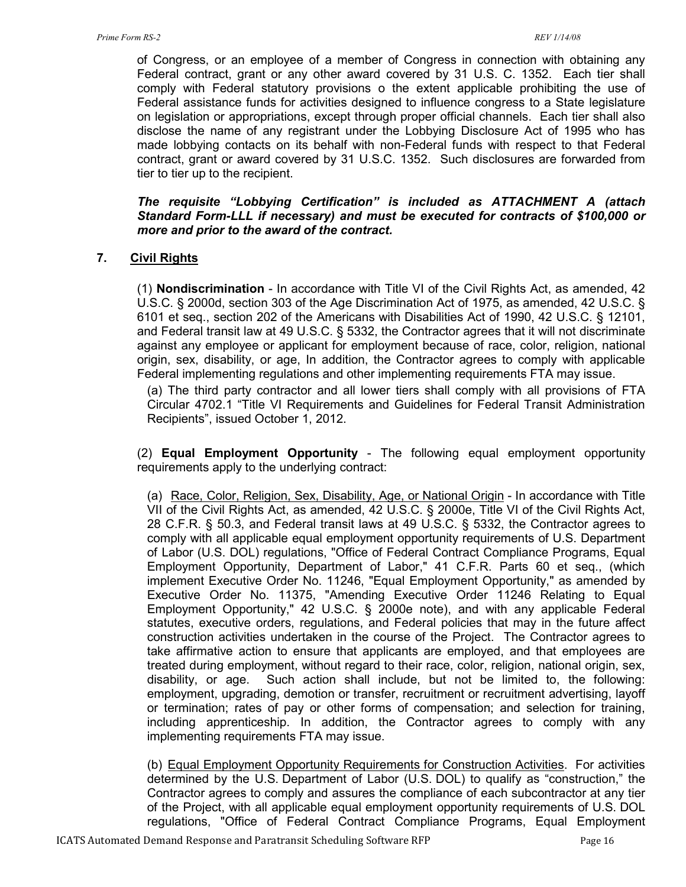of Congress, or an employee of a member of Congress in connection with obtaining any Federal contract, grant or any other award covered by 31 U.S. C. 1352. Each tier shall comply with Federal statutory provisions o the extent applicable prohibiting the use of Federal assistance funds for activities designed to influence congress to a State legislature on legislation or appropriations, except through proper official channels. Each tier shall also disclose the name of any registrant under the Lobbying Disclosure Act of 1995 who has made lobbying contacts on its behalf with non-Federal funds with respect to that Federal contract, grant or award covered by 31 U.S.C. 1352. Such disclosures are forwarded from tier to tier up to the recipient.

***The requisite "Lobbying Certification" is included as ATTACHMENT A (attach Standard Form-LLL if necessary) and must be executed for contracts of $100,000 or more and prior to the award of the contract.***

## 7. Civil Rights

(1) **Nondiscrimination** - In accordance with Title VI of the Civil Rights Act, as amended, 42 U.S.C. § 2000d, section 303 of the Age Discrimination Act of 1975, as amended, 42 U.S.C. § 6101 et seq., section 202 of the Americans with Disabilities Act of 1990, 42 U.S.C. § 12101, and Federal transit law at 49 U.S.C. § 5332, the Contractor agrees that it will not discriminate against any employee or applicant for employment because of race, color, religion, national origin, sex, disability, or age, In addition, the Contractor agrees to comply with applicable Federal implementing regulations and other implementing requirements FTA may issue.

(a) The third party contractor and all lower tiers shall comply with all provisions of FTA Circular 4702.1 "Title VI Requirements and Guidelines for Federal Transit Administration Recipients", issued October 1, 2012.

(2) **Equal Employment Opportunity** - The following equal employment opportunity requirements apply to the underlying contract:

(a) Race, Color, Religion, Sex, Disability, Age, or National Origin - In accordance with Title VII of the Civil Rights Act, as amended, 42 U.S.C. § 2000e, Title VI of the Civil Rights Act, 28 C.F.R. § 50.3, and Federal transit laws at 49 U.S.C. § 5332, the Contractor agrees to comply with all applicable equal employment opportunity requirements of U.S. Department of Labor (U.S. DOL) regulations, "Office of Federal Contract Compliance Programs, Equal Employment Opportunity, Department of Labor," 41 C.F.R. Parts 60 et seq., (which implement Executive Order No. 11246, "Equal Employment Opportunity," as amended by Executive Order No. 11375, "Amending Executive Order 11246 Relating to Equal Employment Opportunity," 42 U.S.C. § 2000e note), and with any applicable Federal statutes, executive orders, regulations, and Federal policies that may in the future affect construction activities undertaken in the course of the Project. The Contractor agrees to take affirmative action to ensure that applicants are employed, and that employees are treated during employment, without regard to their race, color, religion, national origin, sex, disability, or age. Such action shall include, but not be limited to, the following: employment, upgrading, demotion or transfer, recruitment or recruitment advertising, layoff or termination; rates of pay or other forms of compensation; and selection for training, including apprenticeship. In addition, the Contractor agrees to comply with any implementing requirements FTA may issue.

(b) Equal Employment Opportunity Requirements for Construction Activities. For activities determined by the U.S. Department of Labor (U.S. DOL) to qualify as "construction," the Contractor agrees to comply and assures the compliance of each subcontractor at any tier of the Project, with all applicable equal employment opportunity requirements of U.S. DOL regulations, "Office of Federal Contract Compliance Programs, Equal Employment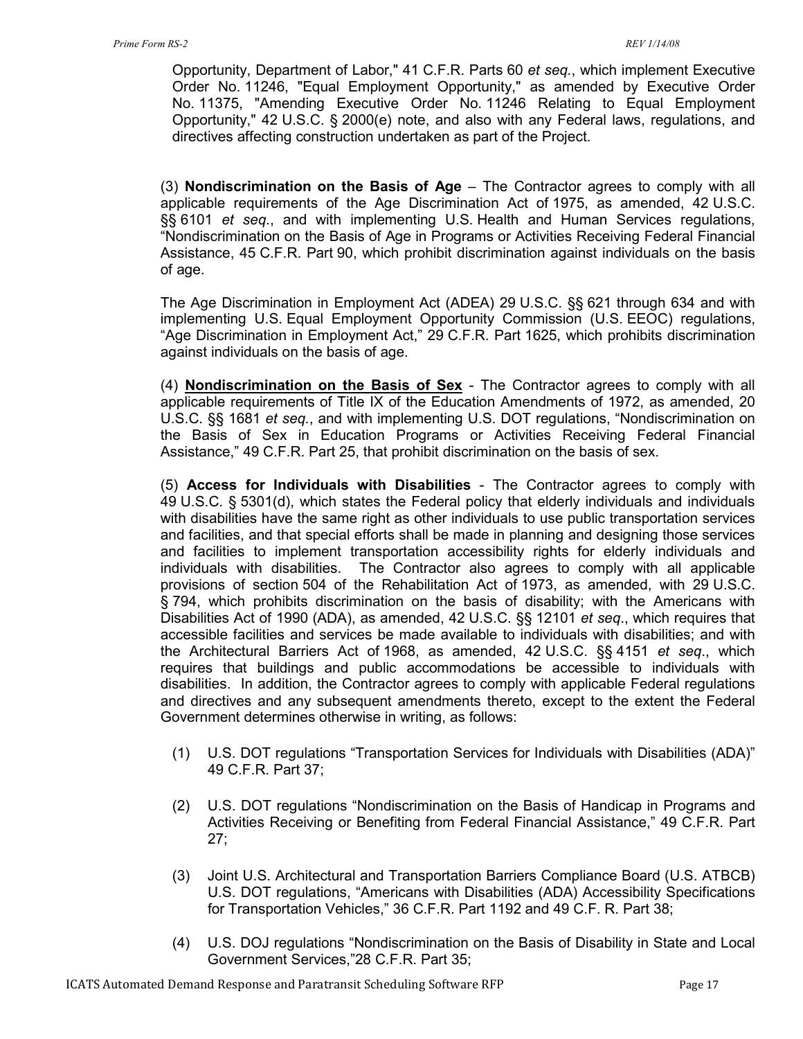Opportunity, Department of Labor," 41 C.F.R. Parts 60 *et seq.*, which implement Executive Order No. 11246, "Equal Employment Opportunity," as amended by Executive Order No. 11375, "Amending Executive Order No. 11246 Relating to Equal Employment Opportunity," 42 U.S.C. § 2000(e) note, and also with any Federal laws, regulations, and directives affecting construction undertaken as part of the Project.

(3) **Nondiscrimination on the Basis of Age** – The Contractor agrees to comply with all applicable requirements of the Age Discrimination Act of 1975, as amended, 42 U.S.C. §§ 6101 *et seq*., and with implementing U.S. Health and Human Services regulations, "Nondiscrimination on the Basis of Age in Programs or Activities Receiving Federal Financial Assistance, 45 C.F.R. Part 90, which prohibit discrimination against individuals on the basis of age.

The Age Discrimination in Employment Act (ADEA) 29 U.S.C. §§ 621 through 634 and with implementing U.S. Equal Employment Opportunity Commission (U.S. EEOC) regulations, "Age Discrimination in Employment Act," 29 C.F.R. Part 1625, which prohibits discrimination against individuals on the basis of age.

(4) **<u>Nondiscrimination on the Basis of Sex</u>** - The Contractor agrees to comply with all applicable requirements of Title IX of the Education Amendments of 1972, as amended, 20 U.S.C. §§ 1681 *et seq.*, and with implementing U.S. DOT regulations, "Nondiscrimination on the Basis of Sex in Education Programs or Activities Receiving Federal Financial Assistance," 49 C.F.R. Part 25, that prohibit discrimination on the basis of sex.

(5) **Access for Individuals with Disabilities** - The Contractor agrees to comply with 49 U.S.C. § 5301(d), which states the Federal policy that elderly individuals and individuals with disabilities have the same right as other individuals to use public transportation services and facilities, and that special efforts shall be made in planning and designing those services and facilities to implement transportation accessibility rights for elderly individuals and individuals with disabilities. The Contractor also agrees to comply with all applicable provisions of section 504 of the Rehabilitation Act of 1973, as amended, with 29 U.S.C. § 794, which prohibits discrimination on the basis of disability; with the Americans with Disabilities Act of 1990 (ADA), as amended, 42 U.S.C. §§ 12101 *et seq*., which requires that accessible facilities and services be made available to individuals with disabilities; and with the Architectural Barriers Act of 1968, as amended, 42 U.S.C. §§ 4151 *et seq*., which requires that buildings and public accommodations be accessible to individuals with disabilities. In addition, the Contractor agrees to comply with applicable Federal regulations and directives and any subsequent amendments thereto, except to the extent the Federal Government determines otherwise in writing, as follows:

(1) U.S. DOT regulations "Transportation Services for Individuals with Disabilities (ADA)" 49 C.F.R. Part 37;

(2) U.S. DOT regulations "Nondiscrimination on the Basis of Handicap in Programs and Activities Receiving or Benefiting from Federal Financial Assistance," 49 C.F.R. Part 27;

(3) Joint U.S. Architectural and Transportation Barriers Compliance Board (U.S. ATBCB) U.S. DOT regulations, "Americans with Disabilities (ADA) Accessibility Specifications for Transportation Vehicles," 36 C.F.R. Part 1192 and 49 C.F. R. Part 38;

(4) U.S. DOJ regulations "Nondiscrimination on the Basis of Disability in State and Local Government Services,"28 C.F.R. Part 35;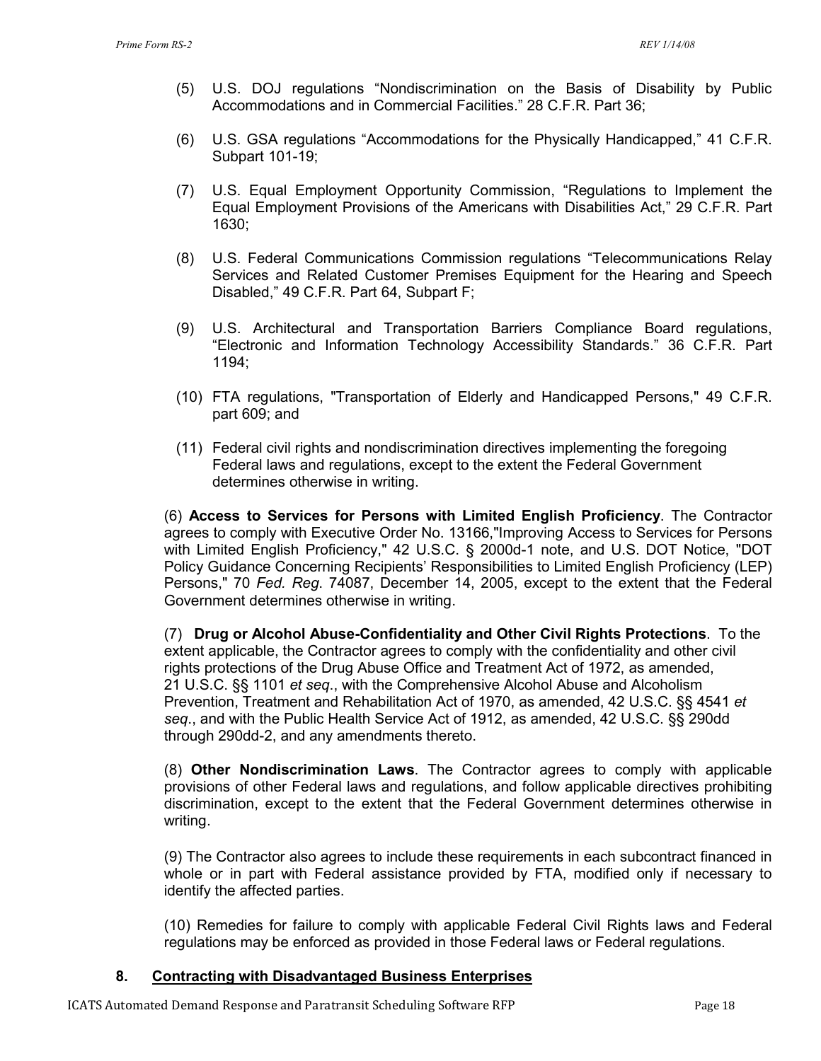(5) U.S. DOJ regulations "Nondiscrimination on the Basis of Disability by Public Accommodations and in Commercial Facilities." 28 C.F.R. Part 36;

(6) U.S. GSA regulations "Accommodations for the Physically Handicapped," 41 C.F.R. Subpart 101-19;

(7) U.S. Equal Employment Opportunity Commission, "Regulations to Implement the Equal Employment Provisions of the Americans with Disabilities Act," 29 C.F.R. Part 1630;

(8) U.S. Federal Communications Commission regulations "Telecommunications Relay Services and Related Customer Premises Equipment for the Hearing and Speech Disabled," 49 C.F.R. Part 64, Subpart F;

(9) U.S. Architectural and Transportation Barriers Compliance Board regulations, "Electronic and Information Technology Accessibility Standards." 36 C.F.R. Part 1194;

(10) FTA regulations, "Transportation of Elderly and Handicapped Persons," 49 C.F.R. part 609; and

(11) Federal civil rights and nondiscrimination directives implementing the foregoing Federal laws and regulations, except to the extent the Federal Government determines otherwise in writing.

(6) **Access to Services for Persons with Limited English Proficiency**. The Contractor agrees to comply with Executive Order No. 13166,"Improving Access to Services for Persons with Limited English Proficiency," 42 U.S.C. § 2000d-1 note, and U.S. DOT Notice, "DOT Policy Guidance Concerning Recipients' Responsibilities to Limited English Proficiency (LEP) Persons," 70 *Fed. Reg.* 74087, December 14, 2005, except to the extent that the Federal Government determines otherwise in writing.

(7) **Drug or Alcohol Abuse-Confidentiality and Other Civil Rights Protections**. To the extent applicable, the Contractor agrees to comply with the confidentiality and other civil rights protections of the Drug Abuse Office and Treatment Act of 1972, as amended, 21 U.S.C. §§ 1101 *et seq*., with the Comprehensive Alcohol Abuse and Alcoholism Prevention, Treatment and Rehabilitation Act of 1970, as amended, 42 U.S.C. §§ 4541 *et seq*., and with the Public Health Service Act of 1912, as amended, 42 U.S.C. §§ 290dd through 290dd-2, and any amendments thereto.

(8) **Other Nondiscrimination Laws**. The Contractor agrees to comply with applicable provisions of other Federal laws and regulations, and follow applicable directives prohibiting discrimination, except to the extent that the Federal Government determines otherwise in writing.

(9) The Contractor also agrees to include these requirements in each subcontract financed in whole or in part with Federal assistance provided by FTA, modified only if necessary to identify the affected parties.

(10) Remedies for failure to comply with applicable Federal Civil Rights laws and Federal regulations may be enforced as provided in those Federal laws or Federal regulations.

## 8. Contracting with Disadvantaged Business Enterprises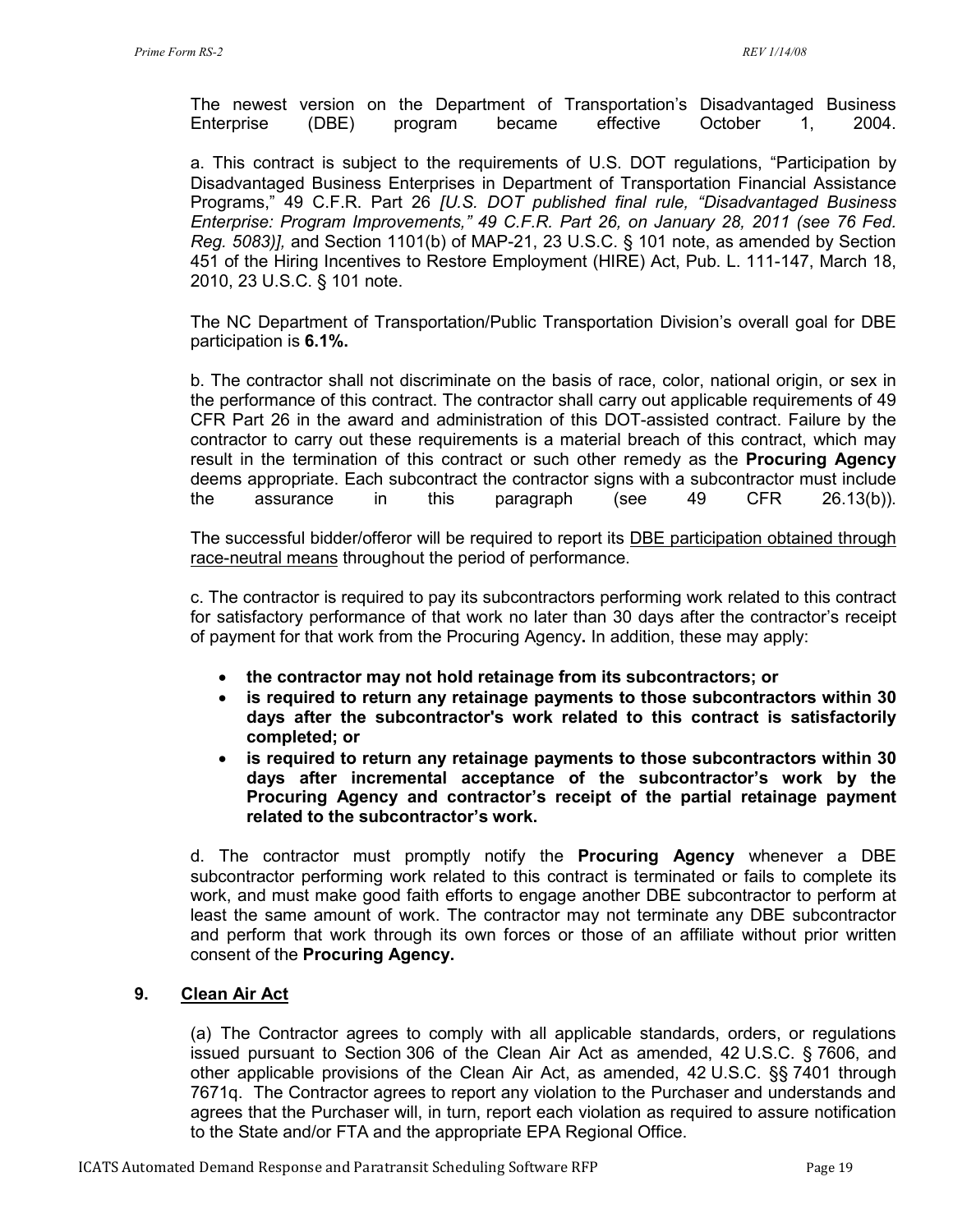The newest version on the Department of Transportation's Disadvantaged Business Enterprise (DBE) program became effective October 1, 2004.

a. This contract is subject to the requirements of U.S. DOT regulations, "Participation by Disadvantaged Business Enterprises in Department of Transportation Financial Assistance Programs," 49 C.F.R. Part 26 *[U.S. DOT published final rule, "Disadvantaged Business Enterprise: Program Improvements," 49 C.F.R. Part 26, on January 28, 2011 (see 76 Fed. Reg. 5083)],* and Section 1101(b) of MAP-21, 23 U.S.C. § 101 note, as amended by Section 451 of the Hiring Incentives to Restore Employment (HIRE) Act, Pub. L. 111-147, March 18, 2010, 23 U.S.C. § 101 note.

The NC Department of Transportation/Public Transportation Division's overall goal for DBE participation is **6.1%.**

b. The contractor shall not discriminate on the basis of race, color, national origin, or sex in the performance of this contract. The contractor shall carry out applicable requirements of 49 CFR Part 26 in the award and administration of this DOT-assisted contract. Failure by the contractor to carry out these requirements is a material breach of this contract, which may result in the termination of this contract or such other remedy as the **Procuring Agency** deems appropriate. Each subcontract the contractor signs with a subcontractor must include the assurance in this paragraph (see 49 CFR 26.13(b)).

The successful bidder/offeror will be required to report its <u>DBE participation obtained through race-neutral means</u> throughout the period of performance.

c. The contractor is required to pay its subcontractors performing work related to this contract for satisfactory performance of that work no later than 30 days after the contractor's receipt of payment for that work from the Procuring Agency**.** In addition, these may apply:

- **the contractor may not hold retainage from its subcontractors; or**
- **is required to return any retainage payments to those subcontractors within 30 days after the subcontractor's work related to this contract is satisfactorily completed; or**
- **is required to return any retainage payments to those subcontractors within 30 days after incremental acceptance of the subcontractor's work by the Procuring Agency and contractor's receipt of the partial retainage payment related to the subcontractor's work.**

d. The contractor must promptly notify the **Procuring Agency** whenever a DBE subcontractor performing work related to this contract is terminated or fails to complete its work, and must make good faith efforts to engage another DBE subcontractor to perform at least the same amount of work. The contractor may not terminate any DBE subcontractor and perform that work through its own forces or those of an affiliate without prior written consent of the **Procuring Agency.**

## 9. <u>Clean Air Act</u>

(a) The Contractor agrees to comply with all applicable standards, orders, or regulations issued pursuant to Section 306 of the Clean Air Act as amended, 42 U.S.C. § 7606, and other applicable provisions of the Clean Air Act, as amended, 42 U.S.C. §§ 7401 through 7671q. The Contractor agrees to report any violation to the Purchaser and understands and agrees that the Purchaser will, in turn, report each violation as required to assure notification to the State and/or FTA and the appropriate EPA Regional Office.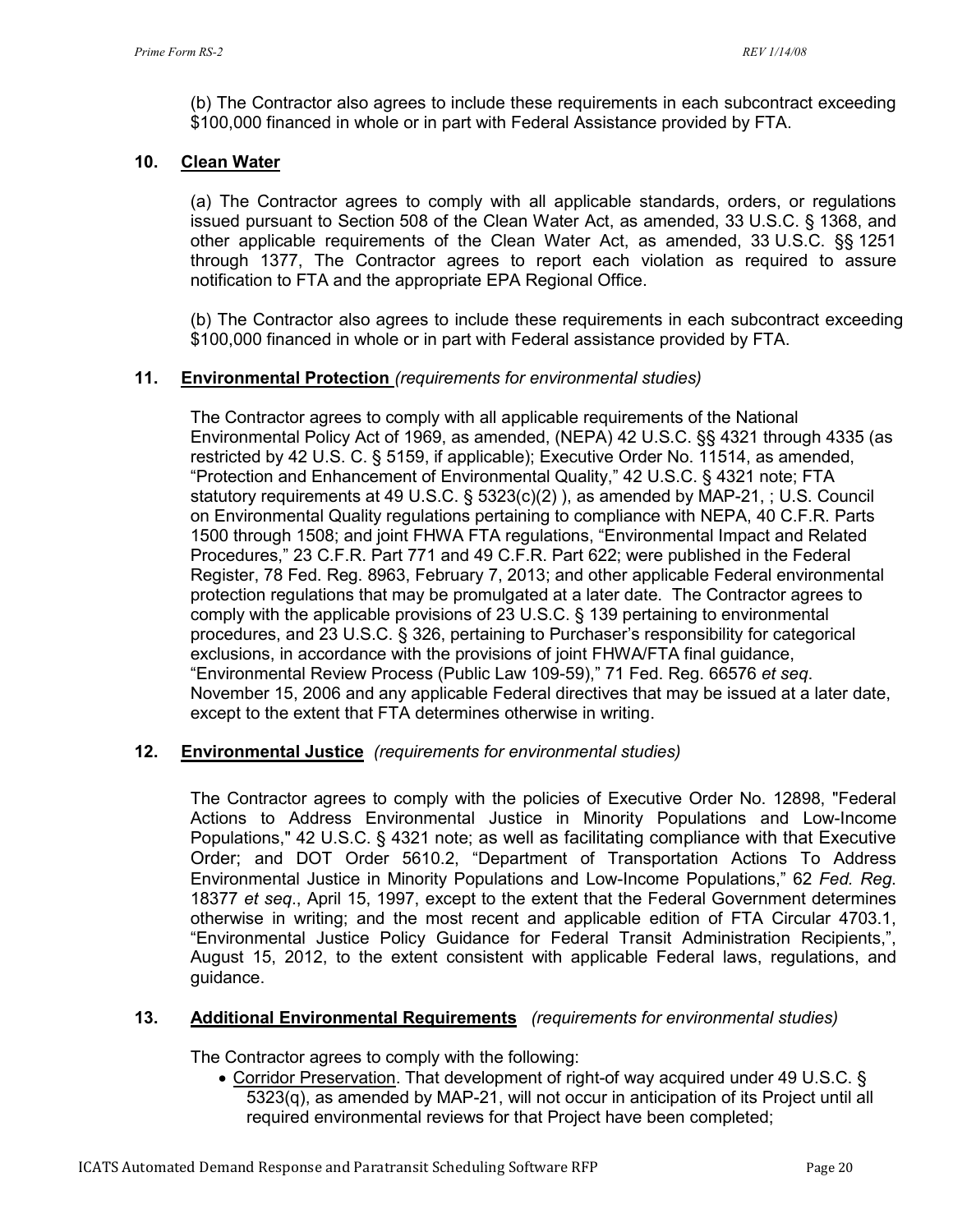(b) The Contractor also agrees to include these requirements in each subcontract exceeding $100,000 financed in whole or in part with Federal Assistance provided by FTA.

**10. Clean Water**

(a) The Contractor agrees to comply with all applicable standards, orders, or regulations issued pursuant to Section 508 of the Clean Water Act, as amended, 33 U.S.C. § 1368, and other applicable requirements of the Clean Water Act, as amended, 33 U.S.C. §§ 1251 through 1377, The Contractor agrees to report each violation as required to assure notification to FTA and the appropriate EPA Regional Office.

(b) The Contractor also agrees to include these requirements in each subcontract exceeding $100,000 financed in whole or in part with Federal assistance provided by FTA.

**11. Environmental Protection** *(requirements for environmental studies)*

The Contractor agrees to comply with all applicable requirements of the National Environmental Policy Act of 1969, as amended, (NEPA) 42 U.S.C. §§ 4321 through 4335 (as restricted by 42 U.S. C. § 5159, if applicable); Executive Order No. 11514, as amended, "Protection and Enhancement of Environmental Quality," 42 U.S.C. § 4321 note; FTA statutory requirements at 49 U.S.C. § 5323(c)(2) ), as amended by MAP-21, ; U.S. Council on Environmental Quality regulations pertaining to compliance with NEPA, 40 C.F.R. Parts 1500 through 1508; and joint FHWA FTA regulations, "Environmental Impact and Related Procedures," 23 C.F.R. Part 771 and 49 C.F.R. Part 622; were published in the Federal Register, 78 Fed. Reg. 8963, February 7, 2013; and other applicable Federal environmental protection regulations that may be promulgated at a later date. The Contractor agrees to comply with the applicable provisions of 23 U.S.C. § 139 pertaining to environmental procedures, and 23 U.S.C. § 326, pertaining to Purchaser's responsibility for categorical exclusions, in accordance with the provisions of joint FHWA/FTA final guidance, "Environmental Review Process (Public Law 109-59)," 71 Fed. Reg. 66576 *et seq*. November 15, 2006 and any applicable Federal directives that may be issued at a later date, except to the extent that FTA determines otherwise in writing.

**12. Environmental Justice** *(requirements for environmental studies)*

The Contractor agrees to comply with the policies of Executive Order No. 12898, "Federal Actions to Address Environmental Justice in Minority Populations and Low-Income Populations," 42 U.S.C. § 4321 note; as well as facilitating compliance with that Executive Order; and DOT Order 5610.2, "Department of Transportation Actions To Address Environmental Justice in Minority Populations and Low-Income Populations," 62 *Fed. Reg*. 18377 *et seq*., April 15, 1997, except to the extent that the Federal Government determines otherwise in writing; and the most recent and applicable edition of FTA Circular 4703.1, "Environmental Justice Policy Guidance for Federal Transit Administration Recipients,", August 15, 2012, to the extent consistent with applicable Federal laws, regulations, and guidance.

**13. Additional Environmental Requirements** *(requirements for environmental studies)*

The Contractor agrees to comply with the following:

- Corridor Preservation. That development of right-of way acquired under 49 U.S.C. § 5323(q), as amended by MAP-21, will not occur in anticipation of its Project until all required environmental reviews for that Project have been completed;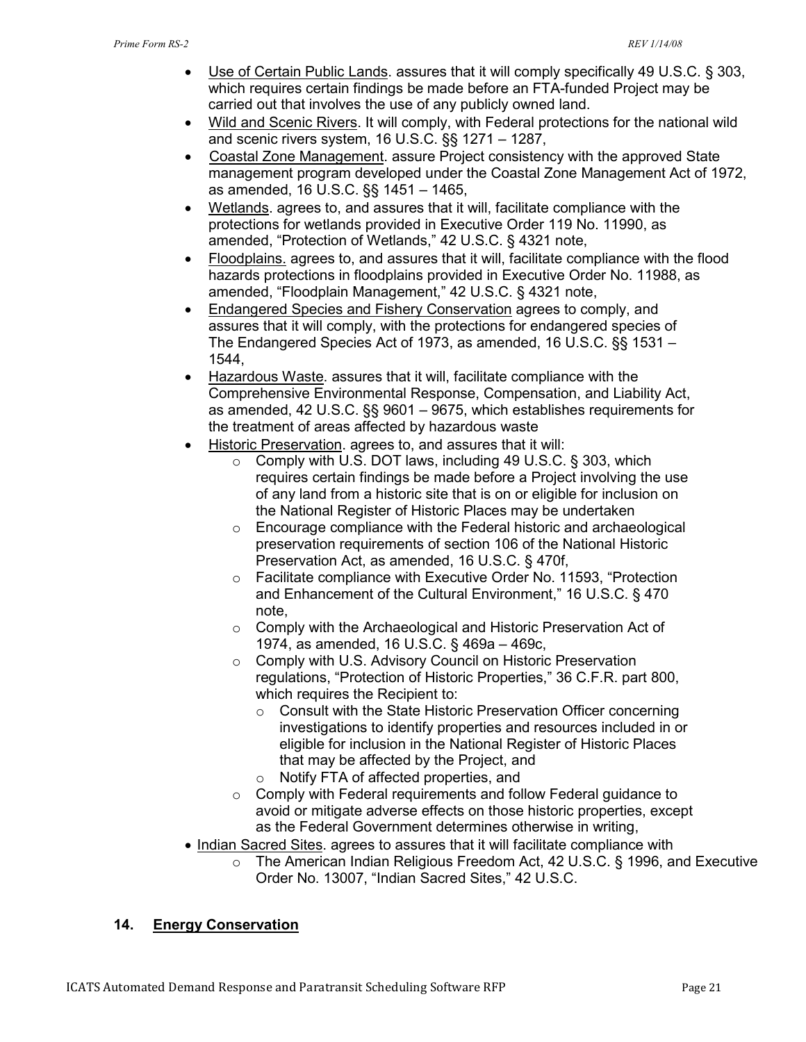- Use of Certain Public Lands. assures that it will comply specifically 49 U.S.C. § 303, which requires certain findings be made before an FTA-funded Project may be carried out that involves the use of any publicly owned land.
- Wild and Scenic Rivers. It will comply, with Federal protections for the national wild and scenic rivers system, 16 U.S.C. §§ 1271 – 1287,
- Coastal Zone Management. assure Project consistency with the approved State management program developed under the Coastal Zone Management Act of 1972, as amended, 16 U.S.C. §§ 1451 – 1465,
- Wetlands. agrees to, and assures that it will, facilitate compliance with the protections for wetlands provided in Executive Order 119 No. 11990, as amended, "Protection of Wetlands," 42 U.S.C. § 4321 note,
- Floodplains. agrees to, and assures that it will, facilitate compliance with the flood hazards protections in floodplains provided in Executive Order No. 11988, as amended, "Floodplain Management," 42 U.S.C. § 4321 note,
- Endangered Species and Fishery Conservation agrees to comply, and assures that it will comply, with the protections for endangered species of The Endangered Species Act of 1973, as amended, 16 U.S.C. §§ 1531 – 1544,
- Hazardous Waste. assures that it will, facilitate compliance with the Comprehensive Environmental Response, Compensation, and Liability Act, as amended, 42 U.S.C. §§ 9601 – 9675, which establishes requirements for the treatment of areas affected by hazardous waste
- Historic Preservation. agrees to, and assures that it will:
  - Comply with U.S. DOT laws, including 49 U.S.C. § 303, which requires certain findings be made before a Project involving the use of any land from a historic site that is on or eligible for inclusion on the National Register of Historic Places may be undertaken
  - Encourage compliance with the Federal historic and archaeological preservation requirements of section 106 of the National Historic Preservation Act, as amended, 16 U.S.C. § 470f,
  - Facilitate compliance with Executive Order No. 11593, "Protection and Enhancement of the Cultural Environment," 16 U.S.C. § 470 note,
  - Comply with the Archaeological and Historic Preservation Act of 1974, as amended, 16 U.S.C. § 469a – 469c,
  - Comply with U.S. Advisory Council on Historic Preservation regulations, "Protection of Historic Properties," 36 C.F.R. part 800, which requires the Recipient to:
    - Consult with the State Historic Preservation Officer concerning investigations to identify properties and resources included in or eligible for inclusion in the National Register of Historic Places that may be affected by the Project, and
    - Notify FTA of affected properties, and
  - Comply with Federal requirements and follow Federal guidance to avoid or mitigate adverse effects on those historic properties, except as the Federal Government determines otherwise in writing,
- Indian Sacred Sites. agrees to assures that it will facilitate compliance with
  - The American Indian Religious Freedom Act, 42 U.S.C. § 1996, and Executive Order No. 13007, "Indian Sacred Sites," 42 U.S.C.

## 14. Energy Conservation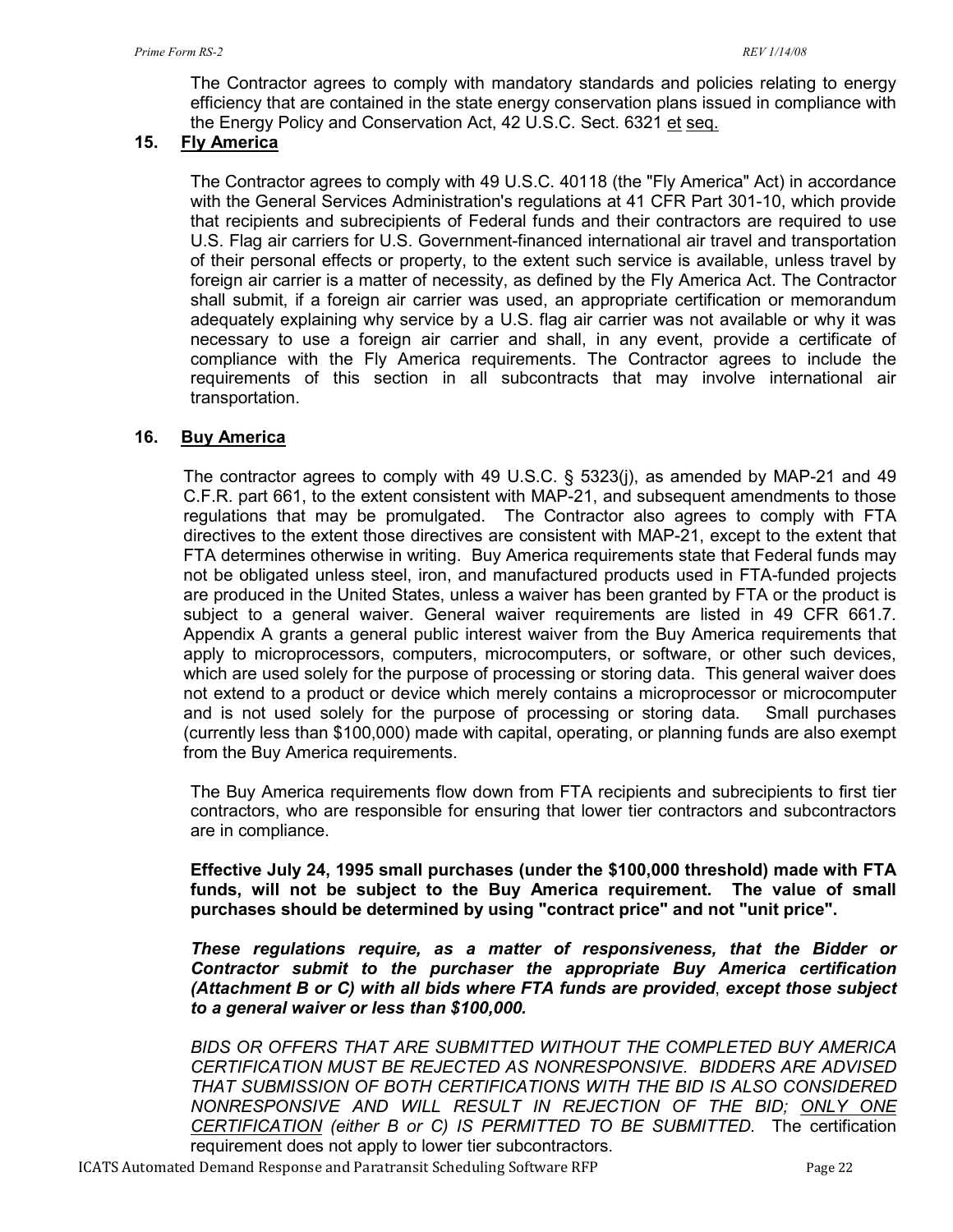The Contractor agrees to comply with mandatory standards and policies relating to energy efficiency that are contained in the state energy conservation plans issued in compliance with the Energy Policy and Conservation Act, 42 U.S.C. Sect. 6321 et seq.

## 15. Fly America

The Contractor agrees to comply with 49 U.S.C. 40118 (the "Fly America" Act) in accordance with the General Services Administration's regulations at 41 CFR Part 301-10, which provide that recipients and subrecipients of Federal funds and their contractors are required to use U.S. Flag air carriers for U.S. Government-financed international air travel and transportation of their personal effects or property, to the extent such service is available, unless travel by foreign air carrier is a matter of necessity, as defined by the Fly America Act. The Contractor shall submit, if a foreign air carrier was used, an appropriate certification or memorandum adequately explaining why service by a U.S. flag air carrier was not available or why it was necessary to use a foreign air carrier and shall, in any event, provide a certificate of compliance with the Fly America requirements. The Contractor agrees to include the requirements of this section in all subcontracts that may involve international air transportation.

## 16. Buy America

The contractor agrees to comply with 49 U.S.C. § 5323(j), as amended by MAP-21 and 49 C.F.R. part 661, to the extent consistent with MAP-21, and subsequent amendments to those regulations that may be promulgated. The Contractor also agrees to comply with FTA directives to the extent those directives are consistent with MAP-21, except to the extent that FTA determines otherwise in writing. Buy America requirements state that Federal funds may not be obligated unless steel, iron, and manufactured products used in FTA-funded projects are produced in the United States, unless a waiver has been granted by FTA or the product is subject to a general waiver. General waiver requirements are listed in 49 CFR 661.7. Appendix A grants a general public interest waiver from the Buy America requirements that apply to microprocessors, computers, microcomputers, or software, or other such devices, which are used solely for the purpose of processing or storing data. This general waiver does not extend to a product or device which merely contains a microprocessor or microcomputer and is not used solely for the purpose of processing or storing data. Small purchases (currently less than $100,000) made with capital, operating, or planning funds are also exempt from the Buy America requirements.

The Buy America requirements flow down from FTA recipients and subrecipients to first tier contractors, who are responsible for ensuring that lower tier contractors and subcontractors are in compliance.

**Effective July 24, 1995 small purchases (under the $100,000 threshold) made with FTA funds, will not be subject to the Buy America requirement. The value of small purchases should be determined by using "contract price" and not "unit price".**

***These regulations require, as a matter of responsiveness, that the Bidder or Contractor submit to the purchaser the appropriate Buy America certification (Attachment B or C) with all bids where FTA funds are provided, except those subject to a general waiver or less than $100,000.***

*BIDS OR OFFERS THAT ARE SUBMITTED WITHOUT THE COMPLETED BUY AMERICA CERTIFICATION MUST BE REJECTED AS NONRESPONSIVE. BIDDERS ARE ADVISED THAT SUBMISSION OF BOTH CERTIFICATIONS WITH THE BID IS ALSO CONSIDERED NONRESPONSIVE AND WILL RESULT IN REJECTION OF THE BID; ONLY ONE CERTIFICATION (either B or C) IS PERMITTED TO BE SUBMITTED.* The certification requirement does not apply to lower tier subcontractors.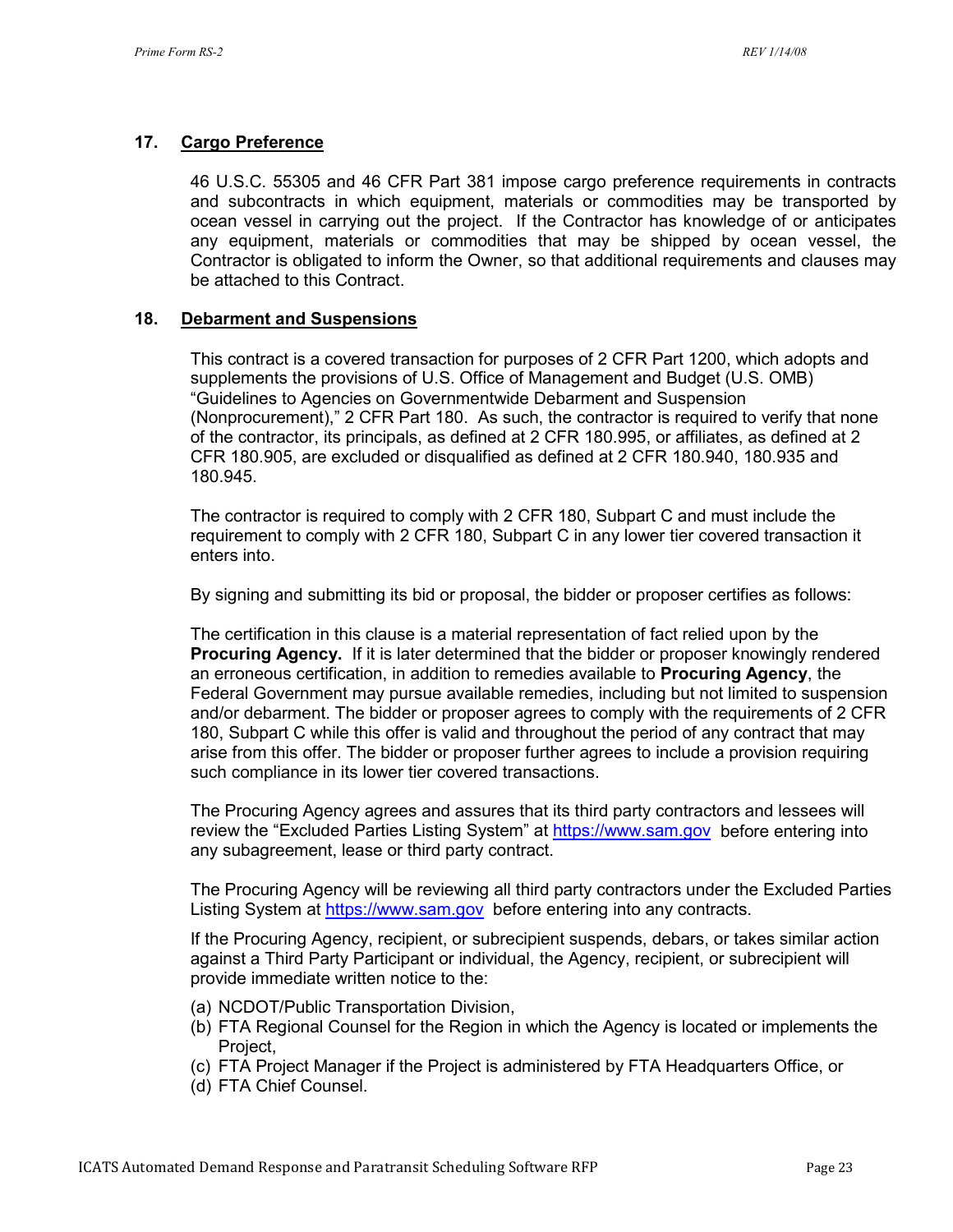## 17. Cargo Preference

46 U.S.C. 55305 and 46 CFR Part 381 impose cargo preference requirements in contracts and subcontracts in which equipment, materials or commodities may be transported by ocean vessel in carrying out the project. If the Contractor has knowledge of or anticipates any equipment, materials or commodities that may be shipped by ocean vessel, the Contractor is obligated to inform the Owner, so that additional requirements and clauses may be attached to this Contract.

## 18. Debarment and Suspensions

This contract is a covered transaction for purposes of 2 CFR Part 1200, which adopts and supplements the provisions of U.S. Office of Management and Budget (U.S. OMB) "Guidelines to Agencies on Governmentwide Debarment and Suspension (Nonprocurement)," 2 CFR Part 180. As such, the contractor is required to verify that none of the contractor, its principals, as defined at 2 CFR 180.995, or affiliates, as defined at 2 CFR 180.905, are excluded or disqualified as defined at 2 CFR 180.940, 180.935 and 180.945.

The contractor is required to comply with 2 CFR 180, Subpart C and must include the requirement to comply with 2 CFR 180, Subpart C in any lower tier covered transaction it enters into.

By signing and submitting its bid or proposal, the bidder or proposer certifies as follows:

The certification in this clause is a material representation of fact relied upon by the **Procuring Agency.** If it is later determined that the bidder or proposer knowingly rendered an erroneous certification, in addition to remedies available to **Procuring Agency**, the Federal Government may pursue available remedies, including but not limited to suspension and/or debarment. The bidder or proposer agrees to comply with the requirements of 2 CFR 180, Subpart C while this offer is valid and throughout the period of any contract that may arise from this offer. The bidder or proposer further agrees to include a provision requiring such compliance in its lower tier covered transactions.

The Procuring Agency agrees and assures that its third party contractors and lessees will review the "Excluded Parties Listing System" at https://www.sam.gov before entering into any subagreement, lease or third party contract.

The Procuring Agency will be reviewing all third party contractors under the Excluded Parties Listing System at https://www.sam.gov before entering into any contracts.

If the Procuring Agency, recipient, or subrecipient suspends, debars, or takes similar action against a Third Party Participant or individual, the Agency, recipient, or subrecipient will provide immediate written notice to the:

(a) NCDOT/Public Transportation Division,
(b) FTA Regional Counsel for the Region in which the Agency is located or implements the Project,
(c) FTA Project Manager if the Project is administered by FTA Headquarters Office, or
(d) FTA Chief Counsel.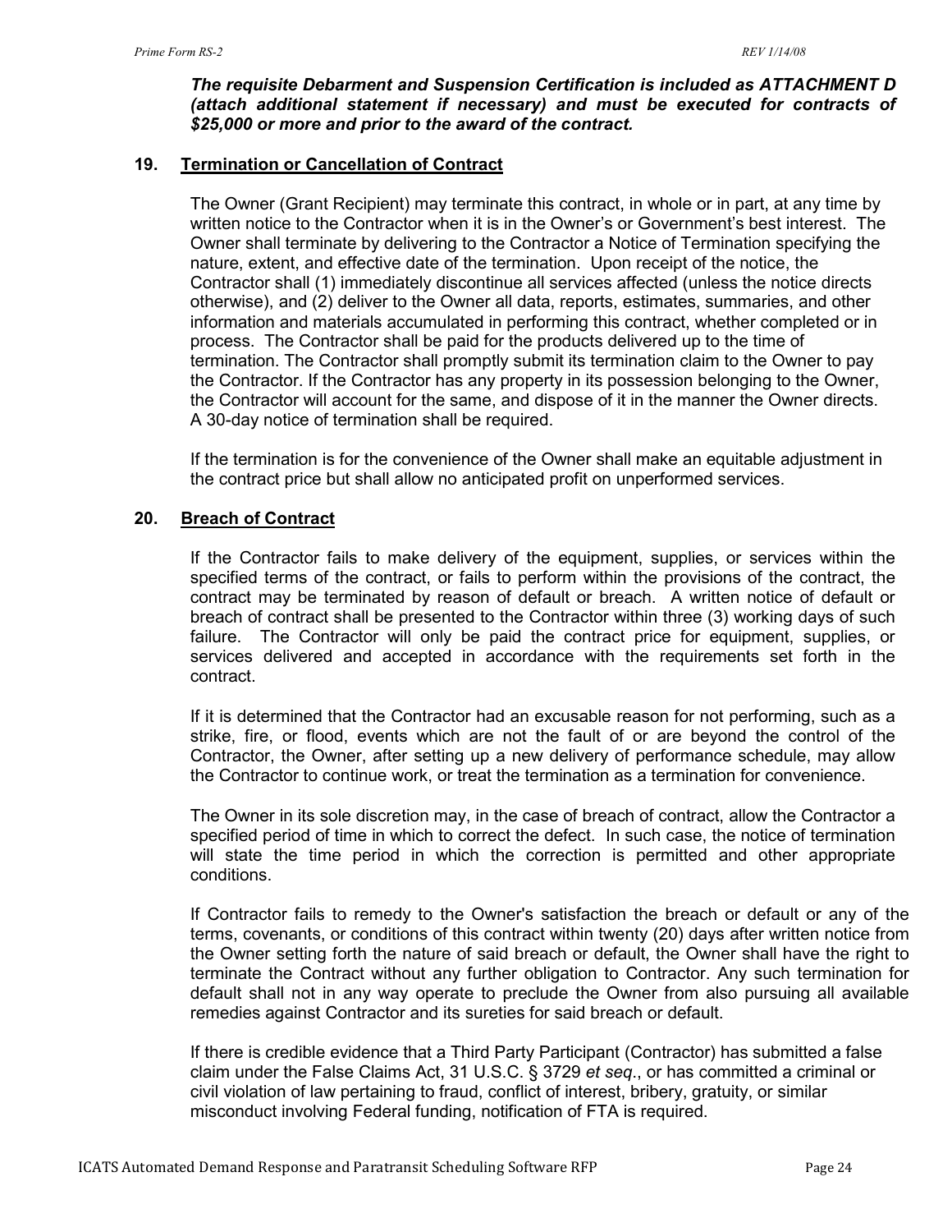***The requisite Debarment and Suspension Certification is included as ATTACHMENT D (attach additional statement if necessary) and must be executed for contracts of $25,000 or more and prior to the award of the contract.***

## 19. Termination or Cancellation of Contract

The Owner (Grant Recipient) may terminate this contract, in whole or in part, at any time by written notice to the Contractor when it is in the Owner's or Government's best interest. The Owner shall terminate by delivering to the Contractor a Notice of Termination specifying the nature, extent, and effective date of the termination. Upon receipt of the notice, the Contractor shall (1) immediately discontinue all services affected (unless the notice directs otherwise), and (2) deliver to the Owner all data, reports, estimates, summaries, and other information and materials accumulated in performing this contract, whether completed or in process. The Contractor shall be paid for the products delivered up to the time of termination. The Contractor shall promptly submit its termination claim to the Owner to pay the Contractor. If the Contractor has any property in its possession belonging to the Owner, the Contractor will account for the same, and dispose of it in the manner the Owner directs. A 30-day notice of termination shall be required.

If the termination is for the convenience of the Owner shall make an equitable adjustment in the contract price but shall allow no anticipated profit on unperformed services.

## 20. Breach of Contract

If the Contractor fails to make delivery of the equipment, supplies, or services within the specified terms of the contract, or fails to perform within the provisions of the contract, the contract may be terminated by reason of default or breach. A written notice of default or breach of contract shall be presented to the Contractor within three (3) working days of such failure. The Contractor will only be paid the contract price for equipment, supplies, or services delivered and accepted in accordance with the requirements set forth in the contract.

If it is determined that the Contractor had an excusable reason for not performing, such as a strike, fire, or flood, events which are not the fault of or are beyond the control of the Contractor, the Owner, after setting up a new delivery of performance schedule, may allow the Contractor to continue work, or treat the termination as a termination for convenience.

The Owner in its sole discretion may, in the case of breach of contract, allow the Contractor a specified period of time in which to correct the defect. In such case, the notice of termination will state the time period in which the correction is permitted and other appropriate conditions.

If Contractor fails to remedy to the Owner's satisfaction the breach or default or any of the terms, covenants, or conditions of this contract within twenty (20) days after written notice from the Owner setting forth the nature of said breach or default, the Owner shall have the right to terminate the Contract without any further obligation to Contractor. Any such termination for default shall not in any way operate to preclude the Owner from also pursuing all available remedies against Contractor and its sureties for said breach or default.

If there is credible evidence that a Third Party Participant (Contractor) has submitted a false claim under the False Claims Act, 31 U.S.C. § 3729 *et seq*., or has committed a criminal or civil violation of law pertaining to fraud, conflict of interest, bribery, gratuity, or similar misconduct involving Federal funding, notification of FTA is required.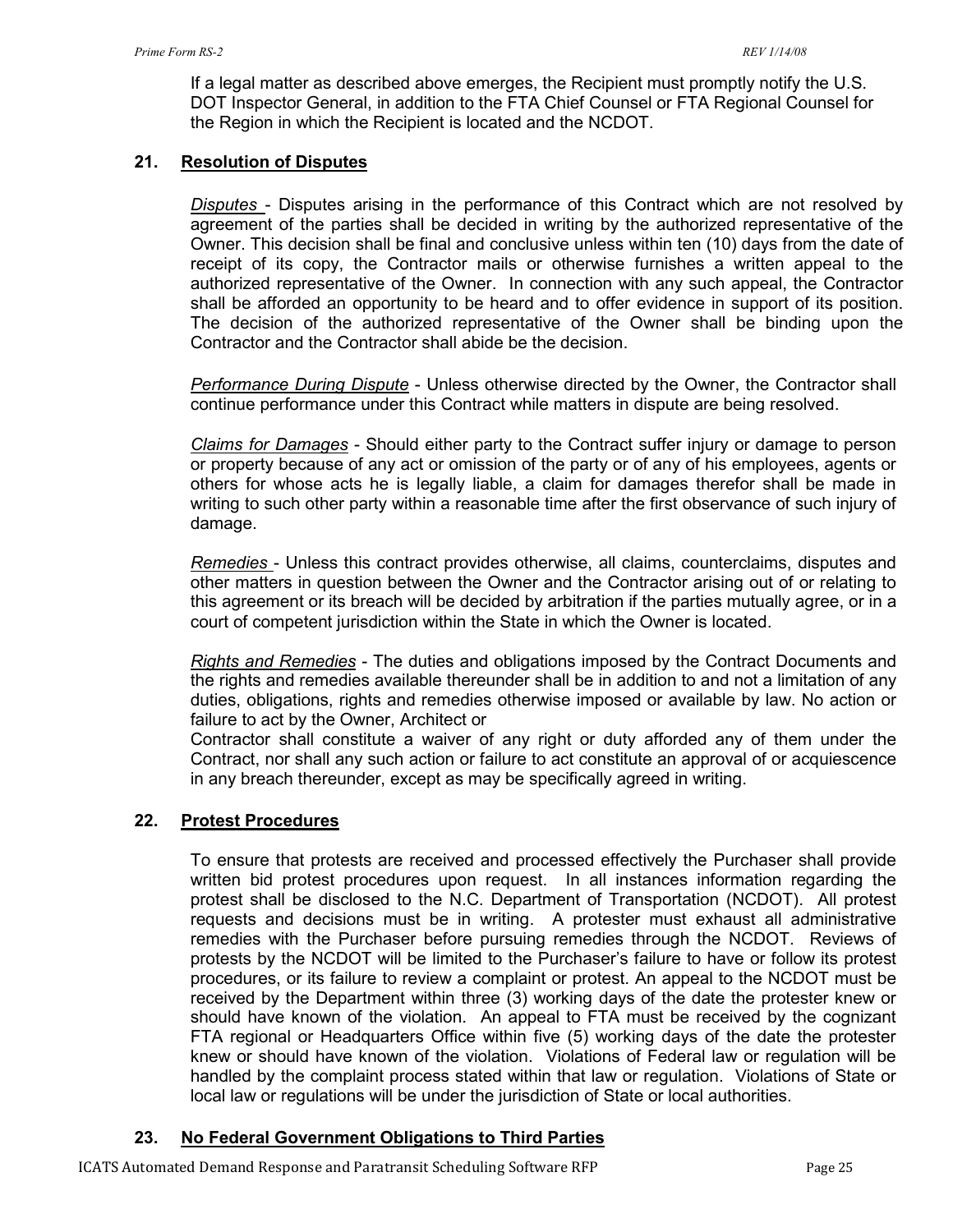If a legal matter as described above emerges, the Recipient must promptly notify the U.S. DOT Inspector General, in addition to the FTA Chief Counsel or FTA Regional Counsel for the Region in which the Recipient is located and the NCDOT.

## 21. Resolution of Disputes

*Disputes* - Disputes arising in the performance of this Contract which are not resolved by agreement of the parties shall be decided in writing by the authorized representative of the Owner. This decision shall be final and conclusive unless within ten (10) days from the date of receipt of its copy, the Contractor mails or otherwise furnishes a written appeal to the authorized representative of the Owner. In connection with any such appeal, the Contractor shall be afforded an opportunity to be heard and to offer evidence in support of its position. The decision of the authorized representative of the Owner shall be binding upon the Contractor and the Contractor shall abide be the decision.

*Performance During Dispute* - Unless otherwise directed by the Owner, the Contractor shall continue performance under this Contract while matters in dispute are being resolved.

*Claims for Damages* - Should either party to the Contract suffer injury or damage to person or property because of any act or omission of the party or of any of his employees, agents or others for whose acts he is legally liable, a claim for damages therefor shall be made in writing to such other party within a reasonable time after the first observance of such injury of damage.

*Remedies* - Unless this contract provides otherwise, all claims, counterclaims, disputes and other matters in question between the Owner and the Contractor arising out of or relating to this agreement or its breach will be decided by arbitration if the parties mutually agree, or in a court of competent jurisdiction within the State in which the Owner is located.

*Rights and Remedies* - The duties and obligations imposed by the Contract Documents and the rights and remedies available thereunder shall be in addition to and not a limitation of any duties, obligations, rights and remedies otherwise imposed or available by law. No action or failure to act by the Owner, Architect or Contractor shall constitute a waiver of any right or duty afforded any of them under the Contract, nor shall any such action or failure to act constitute an approval of or acquiescence in any breach thereunder, except as may be specifically agreed in writing.

## 22. Protest Procedures

To ensure that protests are received and processed effectively the Purchaser shall provide written bid protest procedures upon request. In all instances information regarding the protest shall be disclosed to the N.C. Department of Transportation (NCDOT). All protest requests and decisions must be in writing. A protester must exhaust all administrative remedies with the Purchaser before pursuing remedies through the NCDOT. Reviews of protests by the NCDOT will be limited to the Purchaser's failure to have or follow its protest procedures, or its failure to review a complaint or protest. An appeal to the NCDOT must be received by the Department within three (3) working days of the date the protester knew or should have known of the violation. An appeal to FTA must be received by the cognizant FTA regional or Headquarters Office within five (5) working days of the date the protester knew or should have known of the violation. Violations of Federal law or regulation will be handled by the complaint process stated within that law or regulation. Violations of State or local law or regulations will be under the jurisdiction of State or local authorities.

## 23. No Federal Government Obligations to Third Parties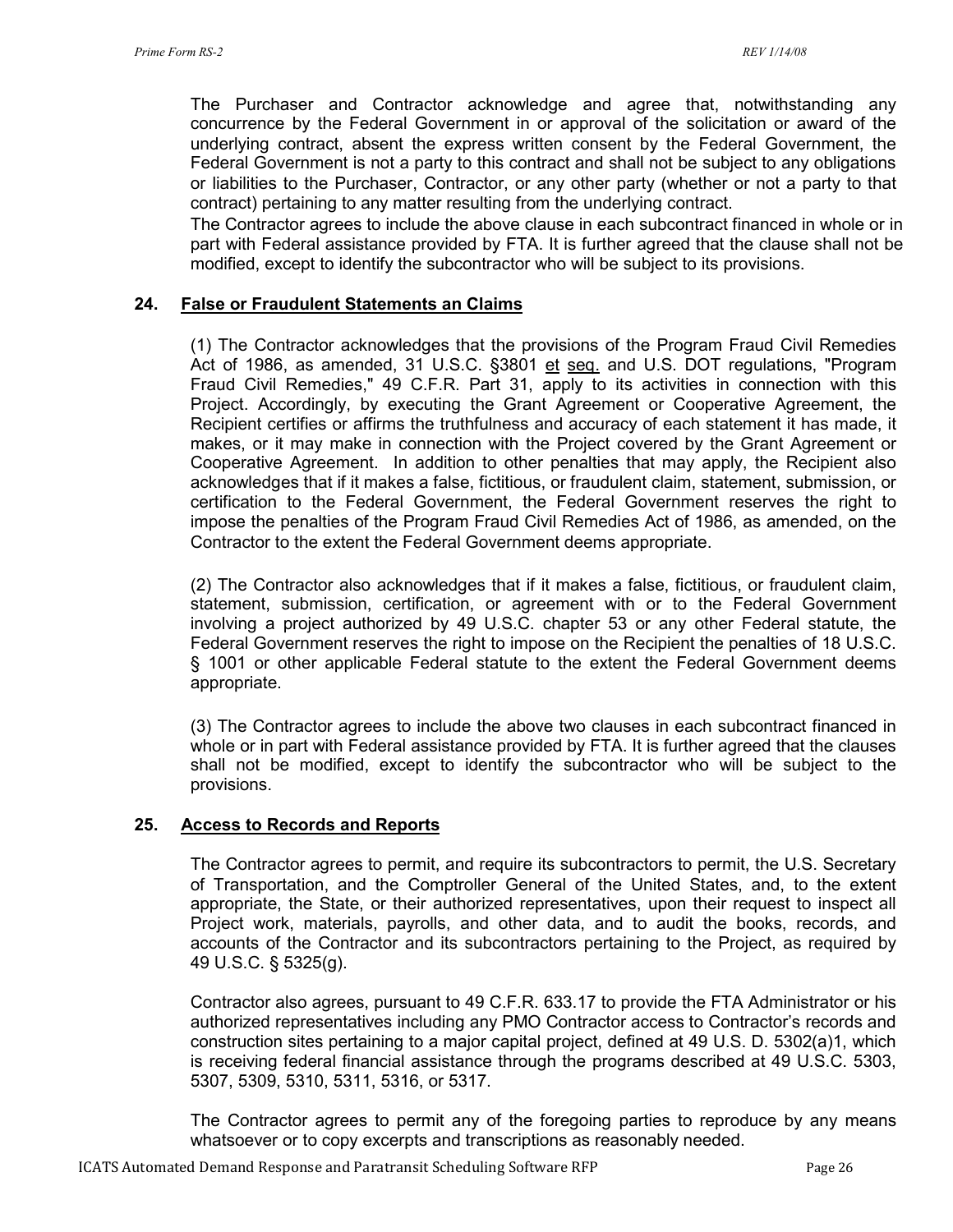The Purchaser and Contractor acknowledge and agree that, notwithstanding any concurrence by the Federal Government in or approval of the solicitation or award of the underlying contract, absent the express written consent by the Federal Government, the Federal Government is not a party to this contract and shall not be subject to any obligations or liabilities to the Purchaser, Contractor, or any other party (whether or not a party to that contract) pertaining to any matter resulting from the underlying contract.

The Contractor agrees to include the above clause in each subcontract financed in whole or in part with Federal assistance provided by FTA. It is further agreed that the clause shall not be modified, except to identify the subcontractor who will be subject to its provisions.

### 24. False or Fraudulent Statements an Claims

(1) The Contractor acknowledges that the provisions of the Program Fraud Civil Remedies Act of 1986, as amended, 31 U.S.C. §3801 et seq. and U.S. DOT regulations, "Program Fraud Civil Remedies," 49 C.F.R. Part 31, apply to its activities in connection with this Project. Accordingly, by executing the Grant Agreement or Cooperative Agreement, the Recipient certifies or affirms the truthfulness and accuracy of each statement it has made, it makes, or it may make in connection with the Project covered by the Grant Agreement or Cooperative Agreement. In addition to other penalties that may apply, the Recipient also acknowledges that if it makes a false, fictitious, or fraudulent claim, statement, submission, or certification to the Federal Government, the Federal Government reserves the right to impose the penalties of the Program Fraud Civil Remedies Act of 1986, as amended, on the Contractor to the extent the Federal Government deems appropriate.

(2) The Contractor also acknowledges that if it makes a false, fictitious, or fraudulent claim, statement, submission, certification, or agreement with or to the Federal Government involving a project authorized by 49 U.S.C. chapter 53 or any other Federal statute, the Federal Government reserves the right to impose on the Recipient the penalties of 18 U.S.C. § 1001 or other applicable Federal statute to the extent the Federal Government deems appropriate.

(3) The Contractor agrees to include the above two clauses in each subcontract financed in whole or in part with Federal assistance provided by FTA. It is further agreed that the clauses shall not be modified, except to identify the subcontractor who will be subject to the provisions.

### 25. Access to Records and Reports

The Contractor agrees to permit, and require its subcontractors to permit, the U.S. Secretary of Transportation, and the Comptroller General of the United States, and, to the extent appropriate, the State, or their authorized representatives, upon their request to inspect all Project work, materials, payrolls, and other data, and to audit the books, records, and accounts of the Contractor and its subcontractors pertaining to the Project, as required by 49 U.S.C. § 5325(g).

Contractor also agrees, pursuant to 49 C.F.R. 633.17 to provide the FTA Administrator or his authorized representatives including any PMO Contractor access to Contractor's records and construction sites pertaining to a major capital project, defined at 49 U.S. D. 5302(a)1, which is receiving federal financial assistance through the programs described at 49 U.S.C. 5303, 5307, 5309, 5310, 5311, 5316, or 5317.

The Contractor agrees to permit any of the foregoing parties to reproduce by any means whatsoever or to copy excerpts and transcriptions as reasonably needed.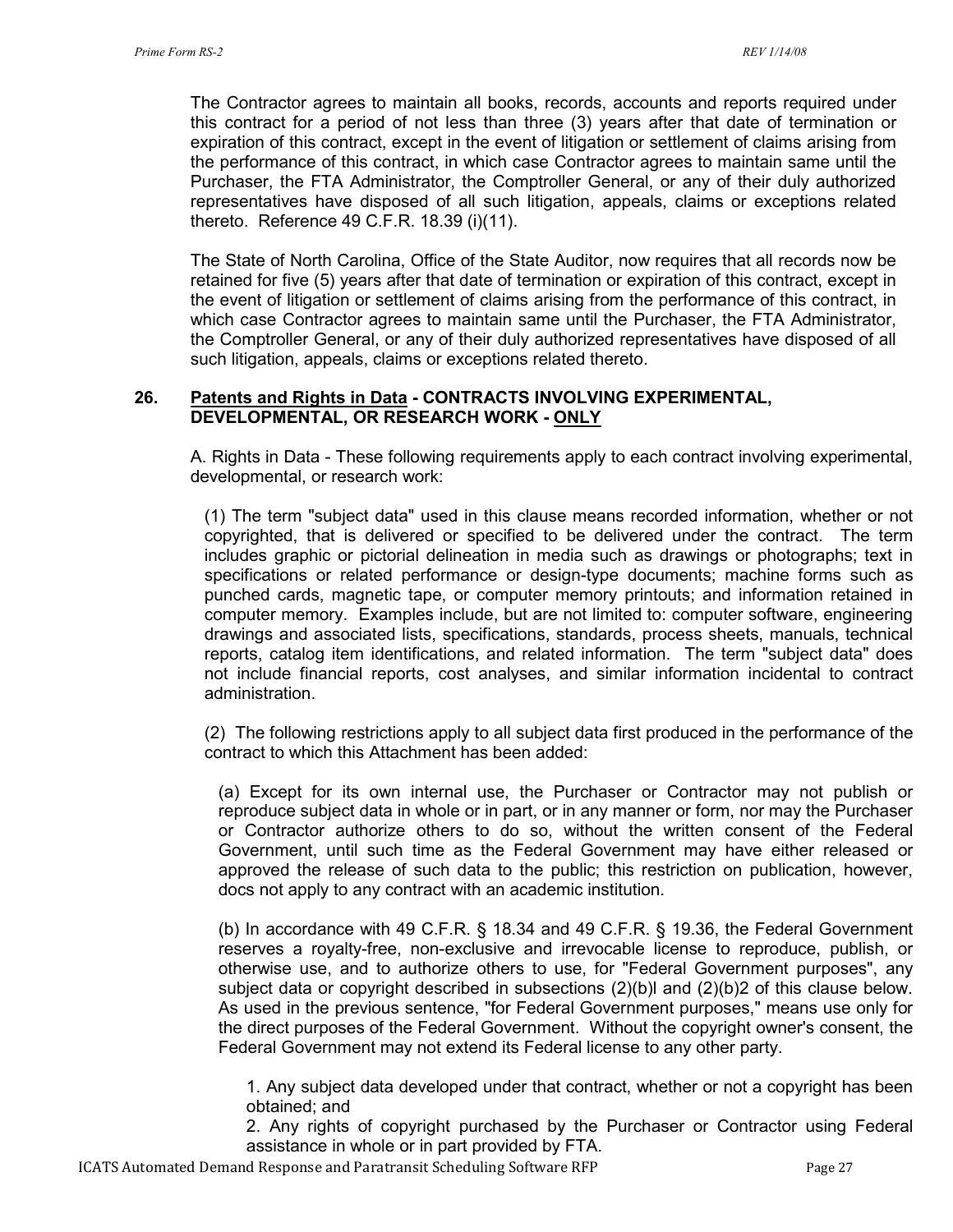The Contractor agrees to maintain all books, records, accounts and reports required under this contract for a period of not less than three (3) years after that date of termination or expiration of this contract, except in the event of litigation or settlement of claims arising from the performance of this contract, in which case Contractor agrees to maintain same until the Purchaser, the FTA Administrator, the Comptroller General, or any of their duly authorized representatives have disposed of all such litigation, appeals, claims or exceptions related thereto. Reference 49 C.F.R. 18.39 (i)(11).

The State of North Carolina, Office of the State Auditor, now requires that all records now be retained for five (5) years after that date of termination or expiration of this contract, except in the event of litigation or settlement of claims arising from the performance of this contract, in which case Contractor agrees to maintain same until the Purchaser, the FTA Administrator, the Comptroller General, or any of their duly authorized representatives have disposed of all such litigation, appeals, claims or exceptions related thereto.

**26. Patents and Rights in Data - CONTRACTS INVOLVING EXPERIMENTAL, DEVELOPMENTAL, OR RESEARCH WORK - ONLY**

A. Rights in Data - These following requirements apply to each contract involving experimental, developmental, or research work:

(1) The term "subject data" used in this clause means recorded information, whether or not copyrighted, that is delivered or specified to be delivered under the contract. The term includes graphic or pictorial delineation in media such as drawings or photographs; text in specifications or related performance or design-type documents; machine forms such as punched cards, magnetic tape, or computer memory printouts; and information retained in computer memory. Examples include, but are not limited to: computer software, engineering drawings and associated lists, specifications, standards, process sheets, manuals, technical reports, catalog item identifications, and related information. The term "subject data" does not include financial reports, cost analyses, and similar information incidental to contract administration.

(2) The following restrictions apply to all subject data first produced in the performance of the contract to which this Attachment has been added:

(a) Except for its own internal use, the Purchaser or Contractor may not publish or reproduce subject data in whole or in part, or in any manner or form, nor may the Purchaser or Contractor authorize others to do so, without the written consent of the Federal Government, until such time as the Federal Government may have either released or approved the release of such data to the public; this restriction on publication, however, docs not apply to any contract with an academic institution.

(b) In accordance with 49 C.F.R. § 18.34 and 49 C.F.R. § 19.36, the Federal Government reserves a royalty-free, non-exclusive and irrevocable license to reproduce, publish, or otherwise use, and to authorize others to use, for "Federal Government purposes", any subject data or copyright described in subsections (2)(b)l and (2)(b)2 of this clause below. As used in the previous sentence, "for Federal Government purposes," means use only for the direct purposes of the Federal Government. Without the copyright owner's consent, the Federal Government may not extend its Federal license to any other party.

1. Any subject data developed under that contract, whether or not a copyright has been obtained; and
2. Any rights of copyright purchased by the Purchaser or Contractor using Federal assistance in whole or in part provided by FTA.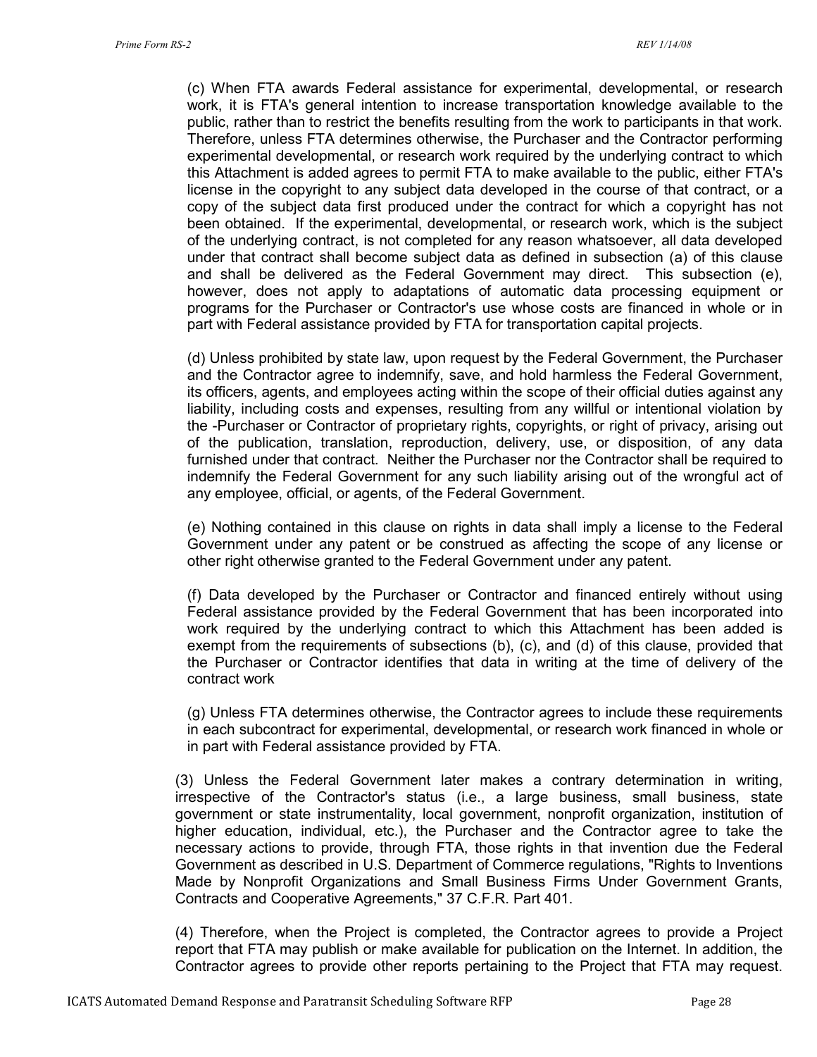(c) When FTA awards Federal assistance for experimental, developmental, or research work, it is FTA's general intention to increase transportation knowledge available to the public, rather than to restrict the benefits resulting from the work to participants in that work. Therefore, unless FTA determines otherwise, the Purchaser and the Contractor performing experimental developmental, or research work required by the underlying contract to which this Attachment is added agrees to permit FTA to make available to the public, either FTA's license in the copyright to any subject data developed in the course of that contract, or a copy of the subject data first produced under the contract for which a copyright has not been obtained. If the experimental, developmental, or research work, which is the subject of the underlying contract, is not completed for any reason whatsoever, all data developed under that contract shall become subject data as defined in subsection (a) of this clause and shall be delivered as the Federal Government may direct. This subsection (e), however, does not apply to adaptations of automatic data processing equipment or programs for the Purchaser or Contractor's use whose costs are financed in whole or in part with Federal assistance provided by FTA for transportation capital projects.

(d) Unless prohibited by state law, upon request by the Federal Government, the Purchaser and the Contractor agree to indemnify, save, and hold harmless the Federal Government, its officers, agents, and employees acting within the scope of their official duties against any liability, including costs and expenses, resulting from any willful or intentional violation by the -Purchaser or Contractor of proprietary rights, copyrights, or right of privacy, arising out of the publication, translation, reproduction, delivery, use, or disposition, of any data furnished under that contract. Neither the Purchaser nor the Contractor shall be required to indemnify the Federal Government for any such liability arising out of the wrongful act of any employee, official, or agents, of the Federal Government.

(e) Nothing contained in this clause on rights in data shall imply a license to the Federal Government under any patent or be construed as affecting the scope of any license or other right otherwise granted to the Federal Government under any patent.

(f) Data developed by the Purchaser or Contractor and financed entirely without using Federal assistance provided by the Federal Government that has been incorporated into work required by the underlying contract to which this Attachment has been added is exempt from the requirements of subsections (b), (c), and (d) of this clause, provided that the Purchaser or Contractor identifies that data in writing at the time of delivery of the contract work

(g) Unless FTA determines otherwise, the Contractor agrees to include these requirements in each subcontract for experimental, developmental, or research work financed in whole or in part with Federal assistance provided by FTA.

(3) Unless the Federal Government later makes a contrary determination in writing, irrespective of the Contractor's status (i.e., a large business, small business, state government or state instrumentality, local government, nonprofit organization, institution of higher education, individual, etc.), the Purchaser and the Contractor agree to take the necessary actions to provide, through FTA, those rights in that invention due the Federal Government as described in U.S. Department of Commerce regulations, "Rights to Inventions Made by Nonprofit Organizations and Small Business Firms Under Government Grants, Contracts and Cooperative Agreements," 37 C.F.R. Part 401.

(4) Therefore, when the Project is completed, the Contractor agrees to provide a Project report that FTA may publish or make available for publication on the Internet. In addition, the Contractor agrees to provide other reports pertaining to the Project that FTA may request.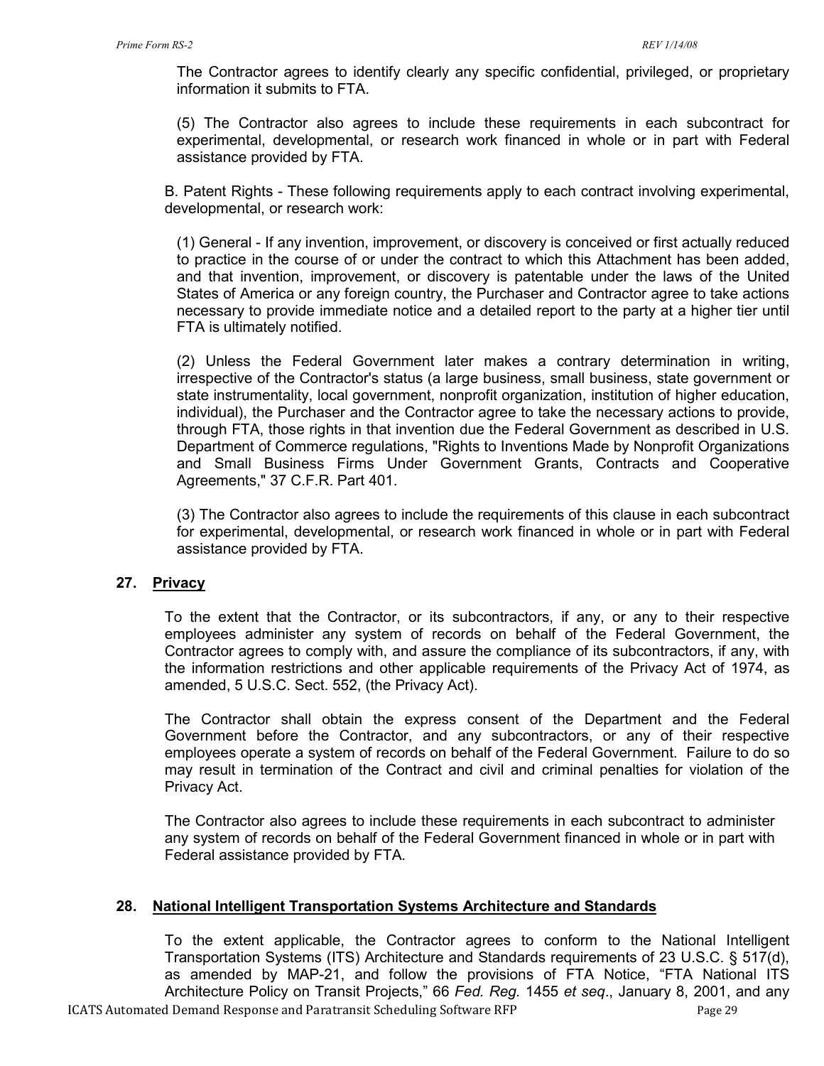The Contractor agrees to identify clearly any specific confidential, privileged, or proprietary information it submits to FTA.

(5) The Contractor also agrees to include these requirements in each subcontract for experimental, developmental, or research work financed in whole or in part with Federal assistance provided by FTA.

B. Patent Rights - These following requirements apply to each contract involving experimental, developmental, or research work:

(1) General - If any invention, improvement, or discovery is conceived or first actually reduced to practice in the course of or under the contract to which this Attachment has been added, and that invention, improvement, or discovery is patentable under the laws of the United States of America or any foreign country, the Purchaser and Contractor agree to take actions necessary to provide immediate notice and a detailed report to the party at a higher tier until FTA is ultimately notified.

(2) Unless the Federal Government later makes a contrary determination in writing, irrespective of the Contractor's status (a large business, small business, state government or state instrumentality, local government, nonprofit organization, institution of higher education, individual), the Purchaser and the Contractor agree to take the necessary actions to provide, through FTA, those rights in that invention due the Federal Government as described in U.S. Department of Commerce regulations, "Rights to Inventions Made by Nonprofit Organizations and Small Business Firms Under Government Grants, Contracts and Cooperative Agreements," 37 C.F.R. Part 401.

(3) The Contractor also agrees to include the requirements of this clause in each subcontract for experimental, developmental, or research work financed in whole or in part with Federal assistance provided by FTA.

## 27. <u>Privacy</u>

To the extent that the Contractor, or its subcontractors, if any, or any to their respective employees administer any system of records on behalf of the Federal Government, the Contractor agrees to comply with, and assure the compliance of its subcontractors, if any, with the information restrictions and other applicable requirements of the Privacy Act of 1974, as amended, 5 U.S.C. Sect. 552, (the Privacy Act).

The Contractor shall obtain the express consent of the Department and the Federal Government before the Contractor, and any subcontractors, or any of their respective employees operate a system of records on behalf of the Federal Government. Failure to do so may result in termination of the Contract and civil and criminal penalties for violation of the Privacy Act.

The Contractor also agrees to include these requirements in each subcontract to administer any system of records on behalf of the Federal Government financed in whole or in part with Federal assistance provided by FTA.

## 28. <u>National Intelligent Transportation Systems Architecture and Standards</u>

To the extent applicable, the Contractor agrees to conform to the National Intelligent Transportation Systems (ITS) Architecture and Standards requirements of 23 U.S.C. § 517(d), as amended by MAP-21, and follow the provisions of FTA Notice, "FTA National ITS Architecture Policy on Transit Projects," 66 *Fed. Reg.* 1455 *et seq*., January 8, 2001, and any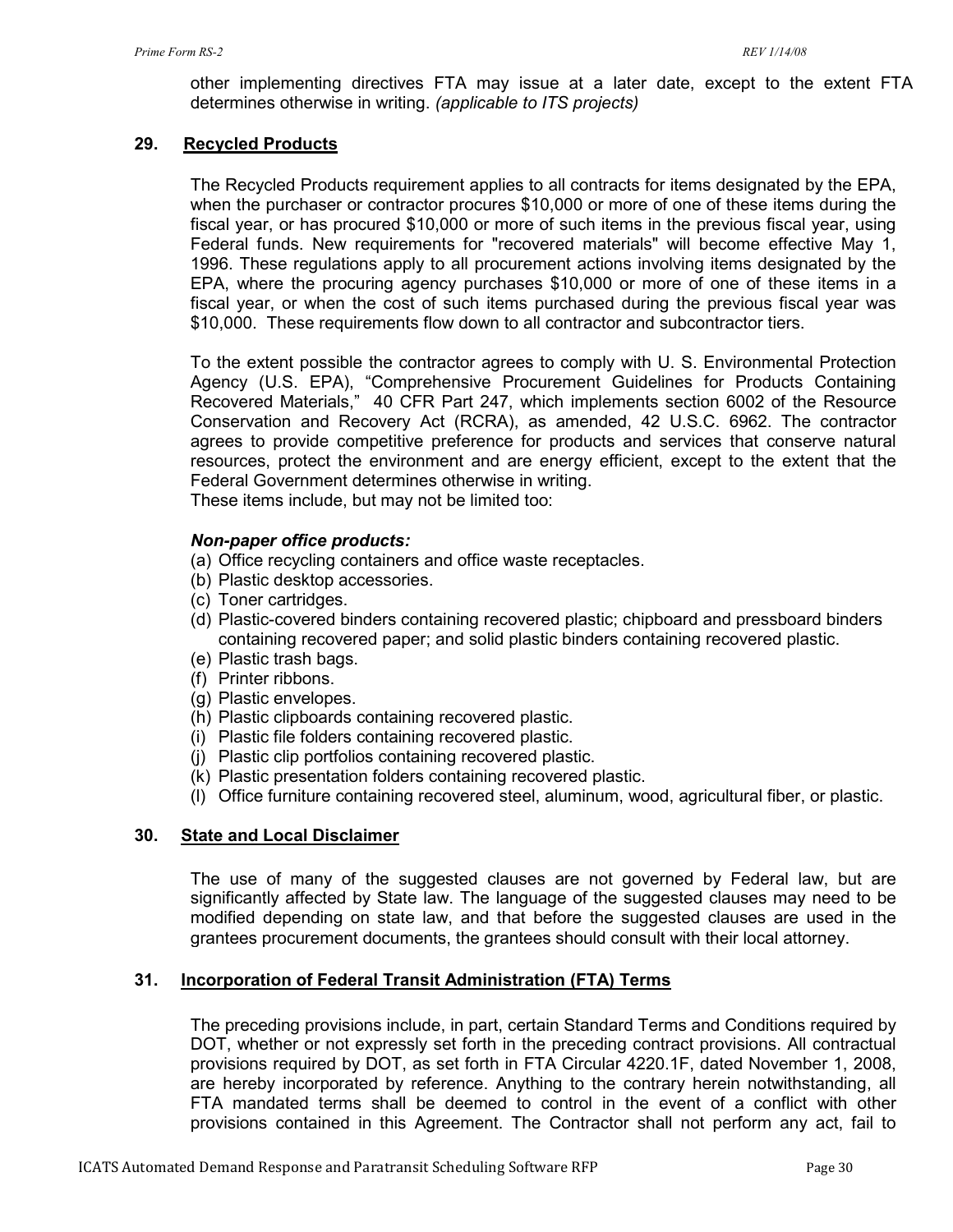other implementing directives FTA may issue at a later date, except to the extent FTA determines otherwise in writing. *(applicable to ITS projects)*

## 29. Recycled Products

The Recycled Products requirement applies to all contracts for items designated by the EPA, when the purchaser or contractor procures $10,000 or more of one of these items during the fiscal year, or has procured $10,000 or more of such items in the previous fiscal year, using Federal funds. New requirements for "recovered materials" will become effective May 1, 1996. These regulations apply to all procurement actions involving items designated by the EPA, where the procuring agency purchases $10,000 or more of one of these items in a fiscal year, or when the cost of such items purchased during the previous fiscal year was $10,000. These requirements flow down to all contractor and subcontractor tiers.

To the extent possible the contractor agrees to comply with U. S. Environmental Protection Agency (U.S. EPA), "Comprehensive Procurement Guidelines for Products Containing Recovered Materials," 40 CFR Part 247, which implements section 6002 of the Resource Conservation and Recovery Act (RCRA), as amended, 42 U.S.C. 6962. The contractor agrees to provide competitive preference for products and services that conserve natural resources, protect the environment and are energy efficient, except to the extent that the Federal Government determines otherwise in writing.
These items include, but may not be limited too:

***Non-paper office products:***

(a) Office recycling containers and office waste receptacles.
(b) Plastic desktop accessories.
(c) Toner cartridges.
(d) Plastic-covered binders containing recovered plastic; chipboard and pressboard binders containing recovered paper; and solid plastic binders containing recovered plastic.
(e) Plastic trash bags.
(f) Printer ribbons.
(g) Plastic envelopes.
(h) Plastic clipboards containing recovered plastic.
(i) Plastic file folders containing recovered plastic.
(j) Plastic clip portfolios containing recovered plastic.
(k) Plastic presentation folders containing recovered plastic.
(l) Office furniture containing recovered steel, aluminum, wood, agricultural fiber, or plastic.

## 30. State and Local Disclaimer

The use of many of the suggested clauses are not governed by Federal law, but are significantly affected by State law. The language of the suggested clauses may need to be modified depending on state law, and that before the suggested clauses are used in the grantees procurement documents, the grantees should consult with their local attorney.

## 31. Incorporation of Federal Transit Administration (FTA) Terms

The preceding provisions include, in part, certain Standard Terms and Conditions required by DOT, whether or not expressly set forth in the preceding contract provisions. All contractual provisions required by DOT, as set forth in FTA Circular 4220.1F, dated November 1, 2008, are hereby incorporated by reference. Anything to the contrary herein notwithstanding, all FTA mandated terms shall be deemed to control in the event of a conflict with other provisions contained in this Agreement. The Contractor shall not perform any act, fail to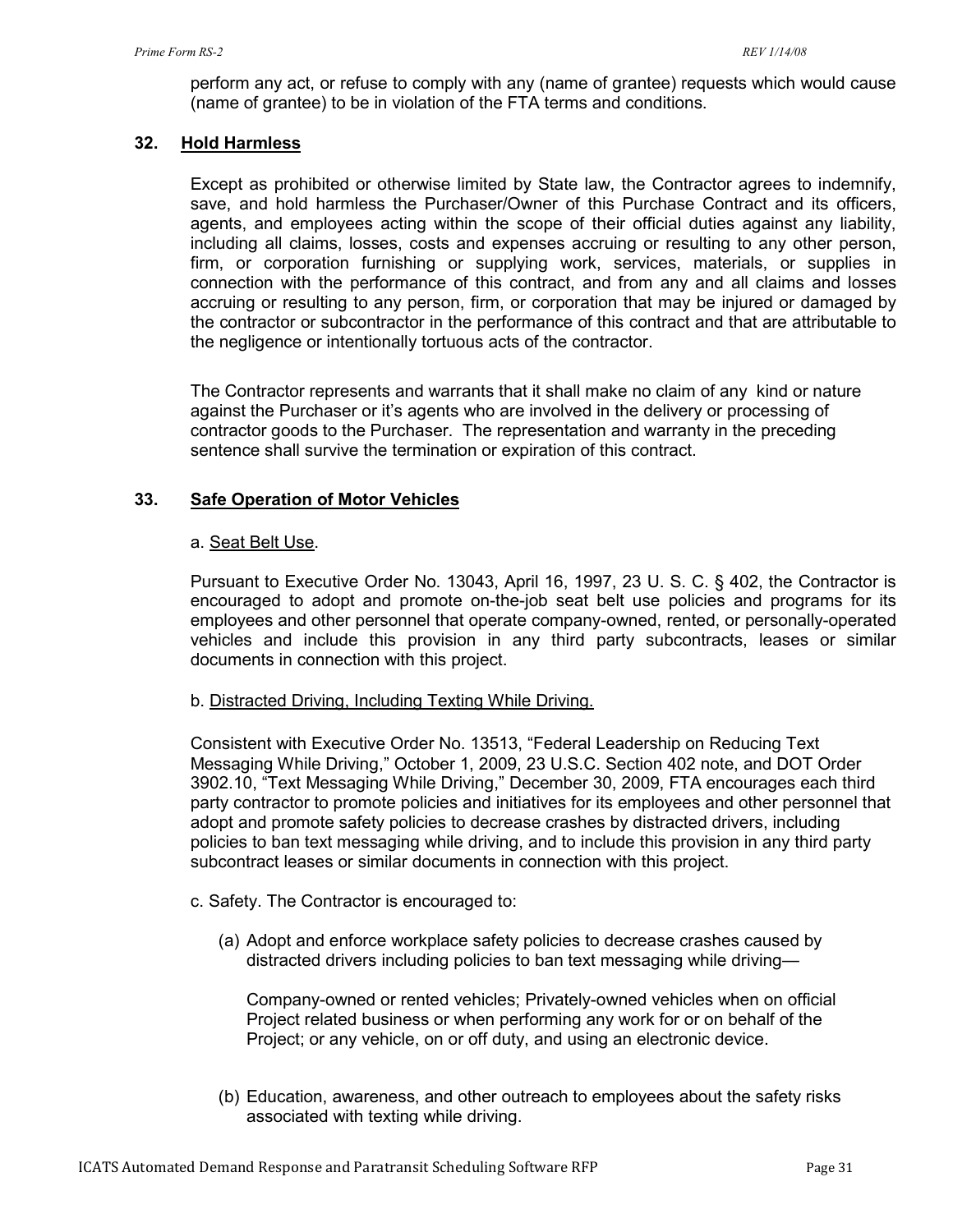perform any act, or refuse to comply with any (name of grantee) requests which would cause (name of grantee) to be in violation of the FTA terms and conditions.

## 32. Hold Harmless

Except as prohibited or otherwise limited by State law, the Contractor agrees to indemnify, save, and hold harmless the Purchaser/Owner of this Purchase Contract and its officers, agents, and employees acting within the scope of their official duties against any liability, including all claims, losses, costs and expenses accruing or resulting to any other person, firm, or corporation furnishing or supplying work, services, materials, or supplies in connection with the performance of this contract, and from any and all claims and losses accruing or resulting to any person, firm, or corporation that may be injured or damaged by the contractor or subcontractor in the performance of this contract and that are attributable to the negligence or intentionally tortuous acts of the contractor.

The Contractor represents and warrants that it shall make no claim of any kind or nature against the Purchaser or it's agents who are involved in the delivery or processing of contractor goods to the Purchaser. The representation and warranty in the preceding sentence shall survive the termination or expiration of this contract.

## 33. Safe Operation of Motor Vehicles

a. Seat Belt Use.

Pursuant to Executive Order No. 13043, April 16, 1997, 23 U. S. C. § 402, the Contractor is encouraged to adopt and promote on-the-job seat belt use policies and programs for its employees and other personnel that operate company-owned, rented, or personally-operated vehicles and include this provision in any third party subcontracts, leases or similar documents in connection with this project.

b. Distracted Driving, Including Texting While Driving.

Consistent with Executive Order No. 13513, "Federal Leadership on Reducing Text Messaging While Driving," October 1, 2009, 23 U.S.C. Section 402 note, and DOT Order 3902.10, "Text Messaging While Driving," December 30, 2009, FTA encourages each third party contractor to promote policies and initiatives for its employees and other personnel that adopt and promote safety policies to decrease crashes by distracted drivers, including policies to ban text messaging while driving, and to include this provision in any third party subcontract leases or similar documents in connection with this project.

c. Safety. The Contractor is encouraged to:

(a) Adopt and enforce workplace safety policies to decrease crashes caused by distracted drivers including policies to ban text messaging while driving—

Company-owned or rented vehicles; Privately-owned vehicles when on official Project related business or when performing any work for or on behalf of the Project; or any vehicle, on or off duty, and using an electronic device.

(b) Education, awareness, and other outreach to employees about the safety risks associated with texting while driving.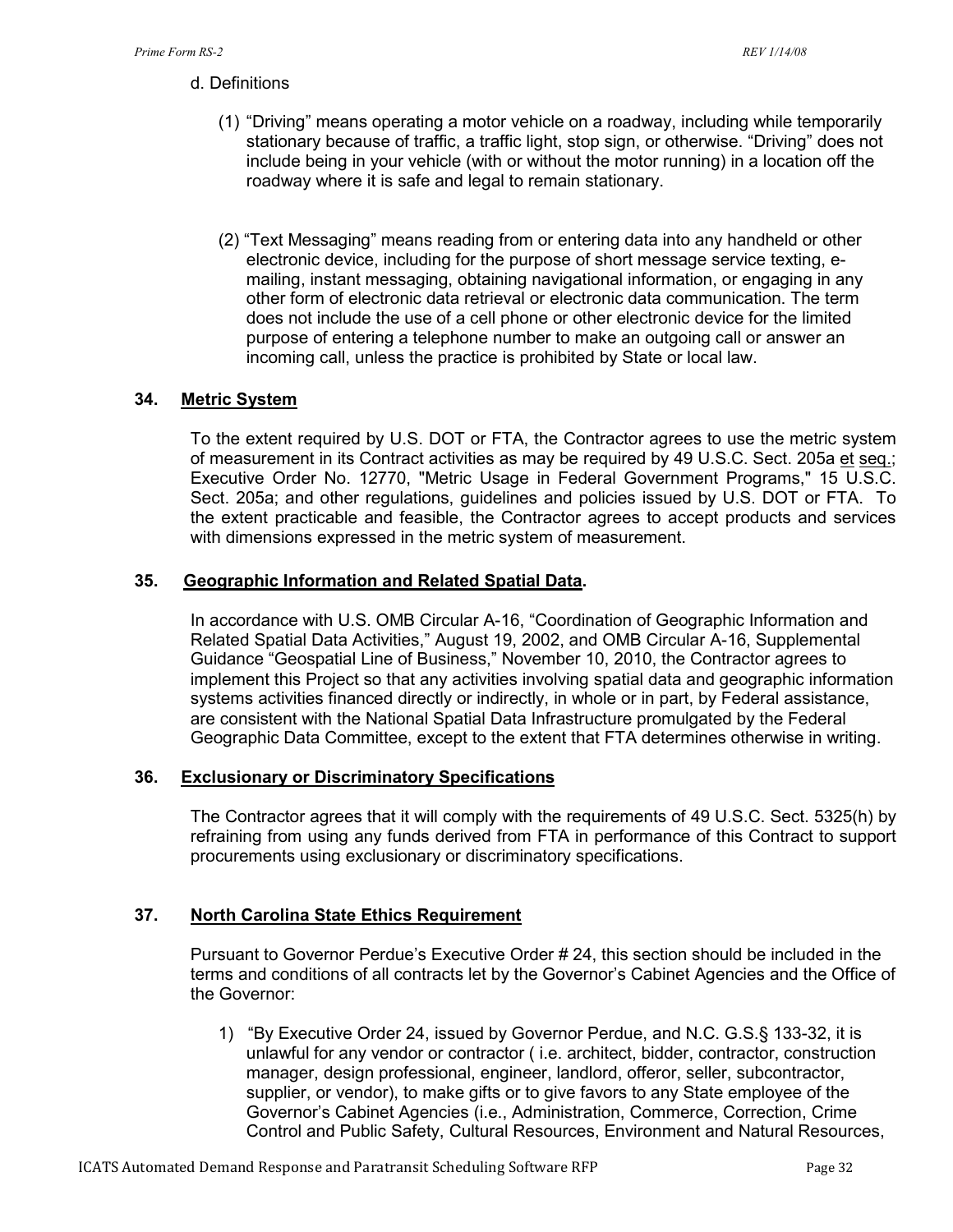d. Definitions

(1) "Driving" means operating a motor vehicle on a roadway, including while temporarily stationary because of traffic, a traffic light, stop sign, or otherwise. "Driving" does not include being in your vehicle (with or without the motor running) in a location off the roadway where it is safe and legal to remain stationary.

(2) "Text Messaging" means reading from or entering data into any handheld or other electronic device, including for the purpose of short message service texting, e-mailing, instant messaging, obtaining navigational information, or engaging in any other form of electronic data retrieval or electronic data communication. The term does not include the use of a cell phone or other electronic device for the limited purpose of entering a telephone number to make an outgoing call or answer an incoming call, unless the practice is prohibited by State or local law.

### 34. Metric System

To the extent required by U.S. DOT or FTA, the Contractor agrees to use the metric system of measurement in its Contract activities as may be required by 49 U.S.C. Sect. 205a et seq.; Executive Order No. 12770, "Metric Usage in Federal Government Programs," 15 U.S.C. Sect. 205a; and other regulations, guidelines and policies issued by U.S. DOT or FTA. To the extent practicable and feasible, the Contractor agrees to accept products and services with dimensions expressed in the metric system of measurement.

### 35. Geographic Information and Related Spatial Data.

In accordance with U.S. OMB Circular A-16, "Coordination of Geographic Information and Related Spatial Data Activities," August 19, 2002, and OMB Circular A-16, Supplemental Guidance "Geospatial Line of Business," November 10, 2010, the Contractor agrees to implement this Project so that any activities involving spatial data and geographic information systems activities financed directly or indirectly, in whole or in part, by Federal assistance, are consistent with the National Spatial Data Infrastructure promulgated by the Federal Geographic Data Committee, except to the extent that FTA determines otherwise in writing.

### 36. Exclusionary or Discriminatory Specifications

The Contractor agrees that it will comply with the requirements of 49 U.S.C. Sect. 5325(h) by refraining from using any funds derived from FTA in performance of this Contract to support procurements using exclusionary or discriminatory specifications.

### 37. North Carolina State Ethics Requirement

Pursuant to Governor Perdue's Executive Order # 24, this section should be included in the terms and conditions of all contracts let by the Governor's Cabinet Agencies and the Office of the Governor:

1) "By Executive Order 24, issued by Governor Perdue, and N.C. G.S.§ 133-32, it is unlawful for any vendor or contractor ( i.e. architect, bidder, contractor, construction manager, design professional, engineer, landlord, offeror, seller, subcontractor, supplier, or vendor), to make gifts or to give favors to any State employee of the Governor's Cabinet Agencies (i.e., Administration, Commerce, Correction, Crime Control and Public Safety, Cultural Resources, Environment and Natural Resources,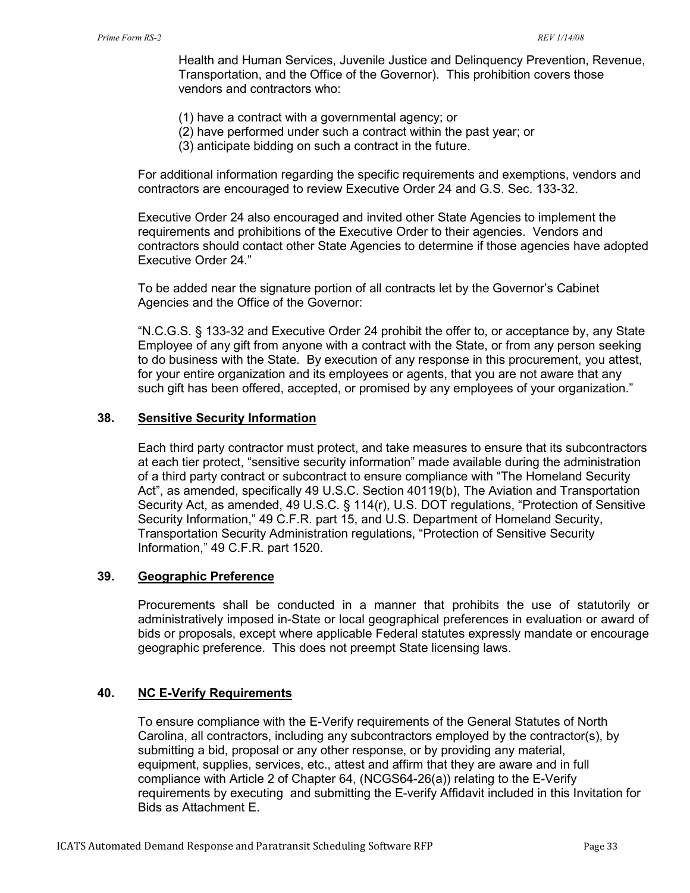Health and Human Services, Juvenile Justice and Delinquency Prevention, Revenue, Transportation, and the Office of the Governor). This prohibition covers those vendors and contractors who:

(1) have a contract with a governmental agency; or
(2) have performed under such a contract within the past year; or
(3) anticipate bidding on such a contract in the future.

For additional information regarding the specific requirements and exemptions, vendors and contractors are encouraged to review Executive Order 24 and G.S. Sec. 133-32.

Executive Order 24 also encouraged and invited other State Agencies to implement the requirements and prohibitions of the Executive Order to their agencies. Vendors and contractors should contact other State Agencies to determine if those agencies have adopted Executive Order 24."

To be added near the signature portion of all contracts let by the Governor's Cabinet Agencies and the Office of the Governor:

"N.C.G.S. § 133-32 and Executive Order 24 prohibit the offer to, or acceptance by, any State Employee of any gift from anyone with a contract with the State, or from any person seeking to do business with the State. By execution of any response in this procurement, you attest, for your entire organization and its employees or agents, that you are not aware that any such gift has been offered, accepted, or promised by any employees of your organization."

### 38. Sensitive Security Information

Each third party contractor must protect, and take measures to ensure that its subcontractors at each tier protect, "sensitive security information" made available during the administration of a third party contract or subcontract to ensure compliance with "The Homeland Security Act", as amended, specifically 49 U.S.C. Section 40119(b), The Aviation and Transportation Security Act, as amended, 49 U.S.C. § 114(r), U.S. DOT regulations, "Protection of Sensitive Security Information," 49 C.F.R. part 15, and U.S. Department of Homeland Security, Transportation Security Administration regulations, "Protection of Sensitive Security Information," 49 C.F.R. part 1520.

### 39. Geographic Preference

Procurements shall be conducted in a manner that prohibits the use of statutorily or administratively imposed in-State or local geographical preferences in evaluation or award of bids or proposals, except where applicable Federal statutes expressly mandate or encourage geographic preference. This does not preempt State licensing laws.

### 40. NC E-Verify Requirements

To ensure compliance with the E-Verify requirements of the General Statutes of North Carolina, all contractors, including any subcontractors employed by the contractor(s), by submitting a bid, proposal or any other response, or by providing any material, equipment, supplies, services, etc., attest and affirm that they are aware and in full compliance with Article 2 of Chapter 64, (NCGS64-26(a)) relating to the E-Verify requirements by executing and submitting the E-verify Affidavit included in this Invitation for Bids as Attachment E.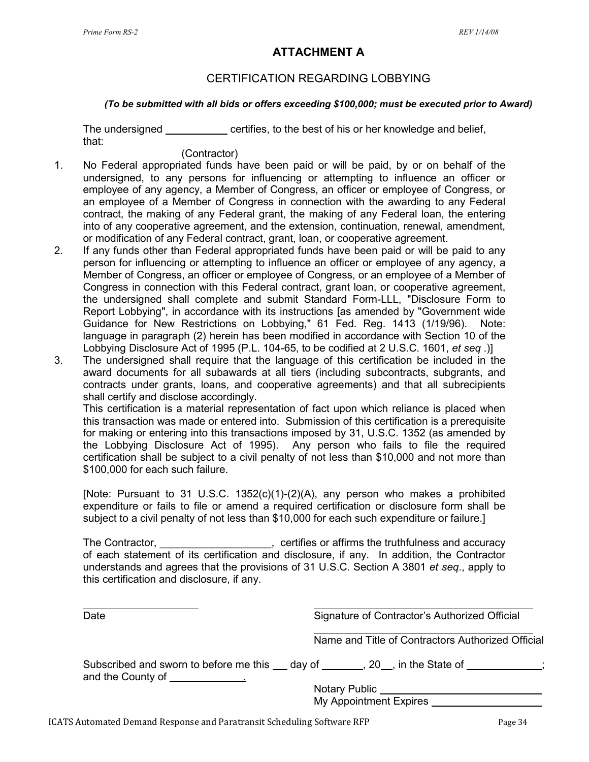Prime Form RS-2 REV 1/14/08

# ATTACHMENT A

## CERTIFICATION REGARDING LOBBYING

***(To be submitted with all bids or offers exceeding $100,000; must be executed prior to Award)***

The undersigned ___________ certifies, to the best of his or her knowledge and belief, that:

(Contractor)

1. No Federal appropriated funds have been paid or will be paid, by or on behalf of the undersigned, to any persons for influencing or attempting to influence an officer or employee of any agency, a Member of Congress, an officer or employee of Congress, or an employee of a Member of Congress in connection with the awarding to any Federal contract, the making of any Federal grant, the making of any Federal loan, the entering into of any cooperative agreement, and the extension, continuation, renewal, amendment, or modification of any Federal contract, grant, loan, or cooperative agreement.
2. If any funds other than Federal appropriated funds have been paid or will be paid to any person for influencing or attempting to influence an officer or employee of any agency, a Member of Congress, an officer or employee of Congress, or an employee of a Member of Congress in connection with this Federal contract, grant loan, or cooperative agreement, the undersigned shall complete and submit Standard Form-LLL, "Disclosure Form to Report Lobbying", in accordance with its instructions [as amended by "Government wide Guidance for New Restrictions on Lobbying," 61 Fed. Reg. 1413 (1/19/96). Note: language in paragraph (2) herein has been modified in accordance with Section 10 of the Lobbying Disclosure Act of 1995 (P.L. 104-65, to be codified at 2 U.S.C. 1601, *et seq* .)]
3. The undersigned shall require that the language of this certification be included in the award documents for all subawards at all tiers (including subcontracts, subgrants, and contracts under grants, loans, and cooperative agreements) and that all subrecipients shall certify and disclose accordingly.

This certification is a material representation of fact upon which reliance is placed when this transaction was made or entered into. Submission of this certification is a prerequisite for making or entering into this transactions imposed by 31, U.S.C. 1352 (as amended by the Lobbying Disclosure Act of 1995). Any person who fails to file the required certification shall be subject to a civil penalty of not less than $10,000 and not more than $100,000 for each such failure.

[Note: Pursuant to 31 U.S.C. 1352(c)(1)-(2)(A), any person who makes a prohibited expenditure or fails to file or amend a required certification or disclosure form shall be subject to a civil penalty of not less than $10,000 for each such expenditure or failure.]

The Contractor, ___________________, certifies or affirms the truthfulness and accuracy of each statement of its certification and disclosure, if any. In addition, the Contractor understands and agrees that the provisions of 31 U.S.C. Section A 3801 *et seq*., apply to this certification and disclosure, if any.

_____________________ Date

_____________________ Signature of Contractor's Authorized Official

_____________________ Name and Title of Contractors Authorized Official

Subscribed and sworn to before me this ___ day of _______, 20__, in the State of _____________; and the County of _____________.

Notary Public ____________________________

My Appointment Expires ___________________

ICATS Automated Demand Response and Paratransit Scheduling Software RFP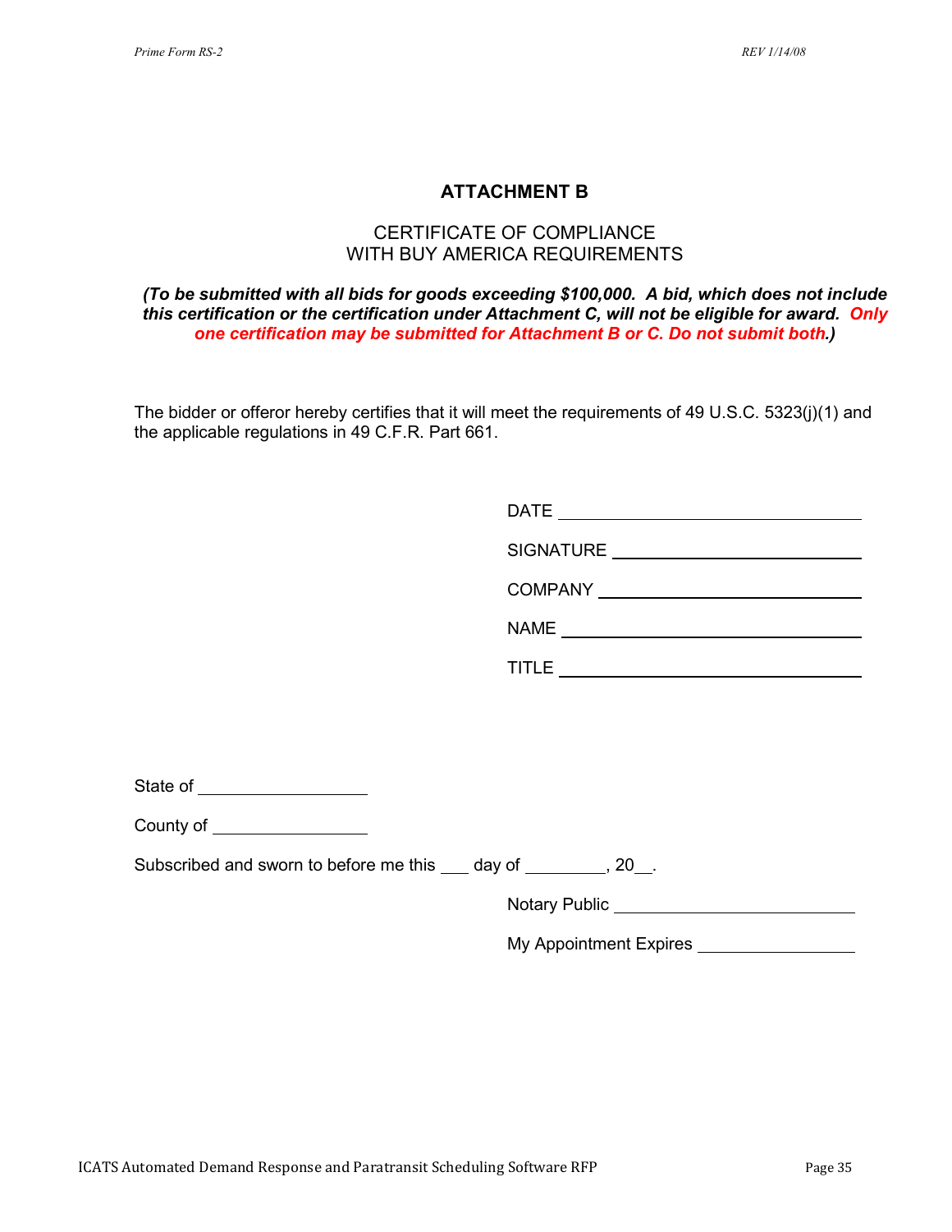# ATTACHMENT B

## CERTIFICATE OF COMPLIANCE WITH BUY AMERICA REQUIREMENTS

***(To be submitted with all bids for goods exceeding $100,000. A bid, which does not include this certification or the certification under Attachment C, will not be eligible for award. Only one certification may be submitted for Attachment B or C. Do not submit both.)***

The bidder or offeror hereby certifies that it will meet the requirements of 49 U.S.C. 5323(j)(1) and the applicable regulations in 49 C.F.R. Part 661.

DATE ______________________________

SIGNATURE __________________________

COMPANY ___________________________

NAME ______________________________

TITLE ______________________________

State of __________________

County of _________________

Subscribed and sworn to before me this ___ day of ________, 20__.

Notary Public _________________________

My Appointment Expires _________________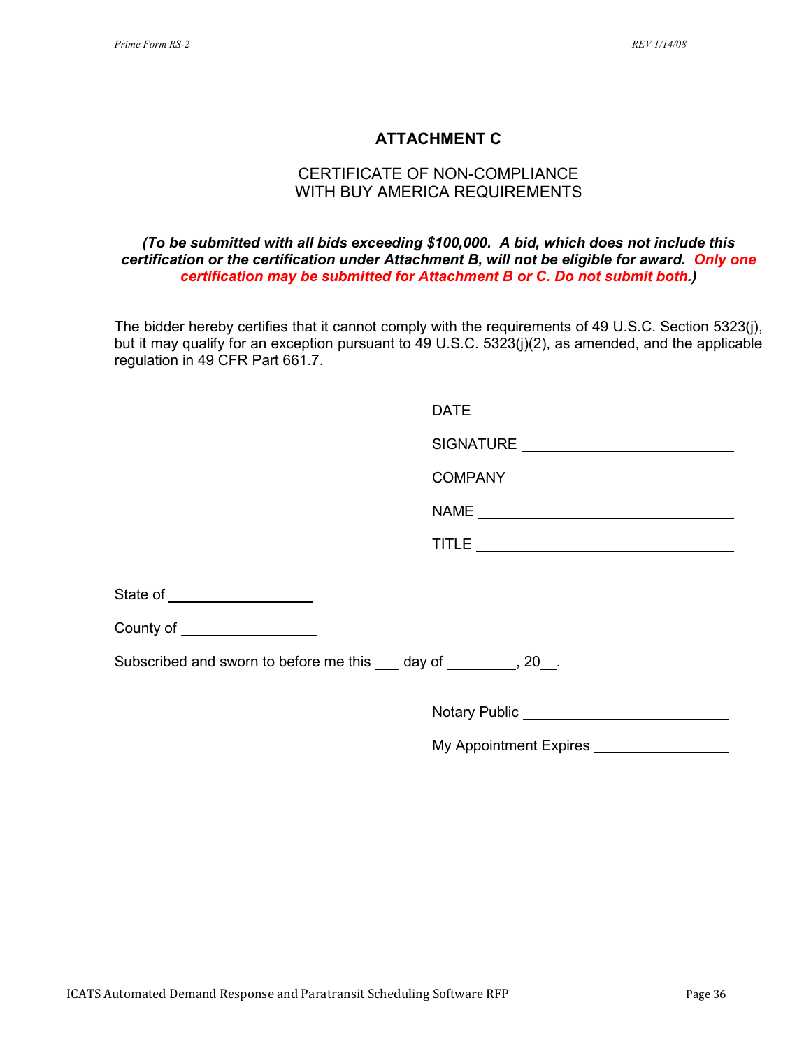## ATTACHMENT C

### CERTIFICATE OF NON-COMPLIANCE WITH BUY AMERICA REQUIREMENTS

***(To be submitted with all bids exceeding $100,000. A bid, which does not include this certification or the certification under Attachment B, will not be eligible for award. Only one certification may be submitted for Attachment B or C. Do not submit both.)***

The bidder hereby certifies that it cannot comply with the requirements of 49 U.S.C. Section 5323(j), but it may qualify for an exception pursuant to 49 U.S.C. 5323(j)(2), as amended, and the applicable regulation in 49 CFR Part 661.7.

DATE ______________________________

SIGNATURE ______________________________

COMPANY ______________________________

NAME ______________________________

TITLE ______________________________

State of ________________

County of ________________

Subscribed and sworn to before me this ___ day of ________, 20__.

Notary Public ______________________________

My Appointment Expires ________________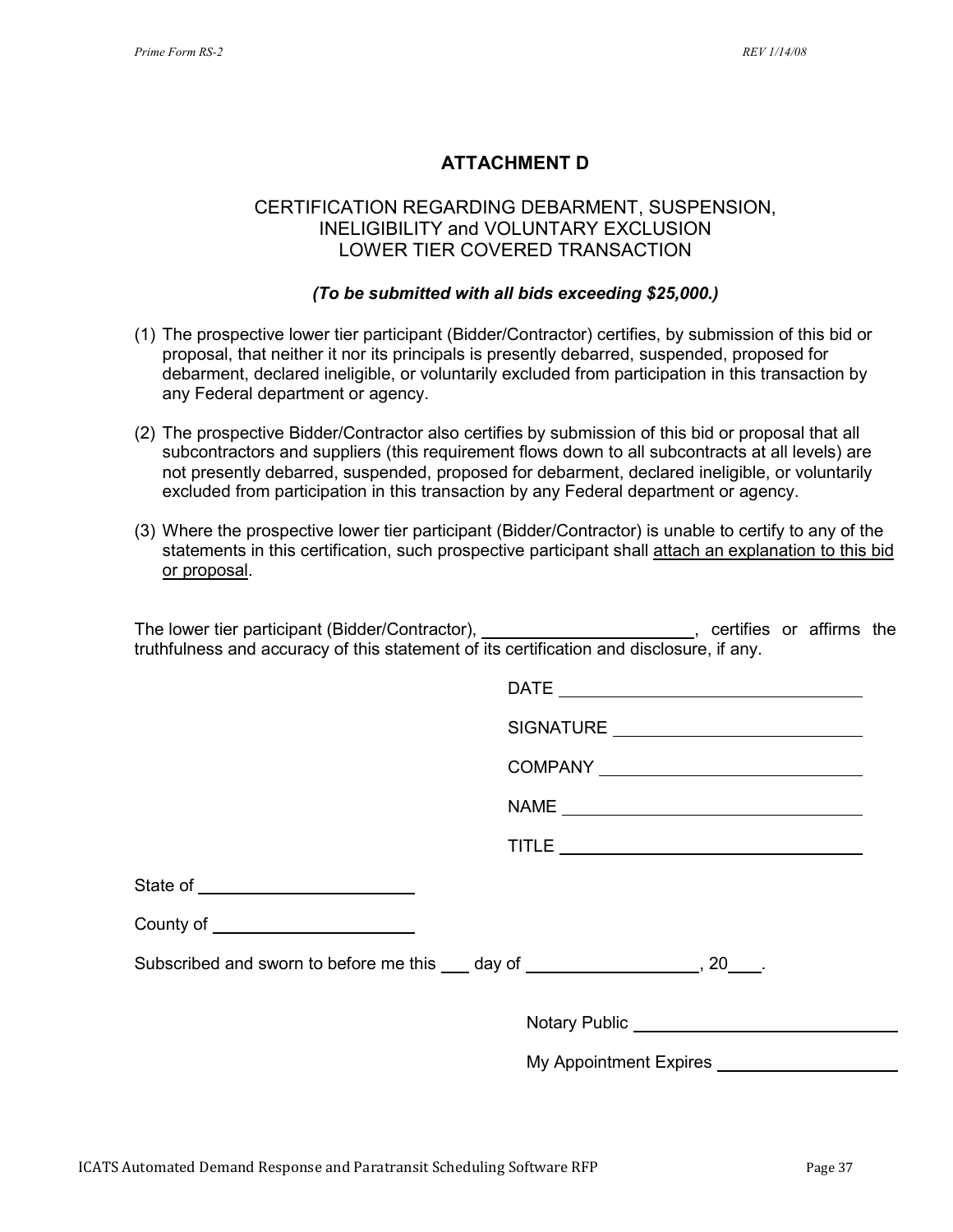## ATTACHMENT D

### CERTIFICATION REGARDING DEBARMENT, SUSPENSION, INELIGIBILITY and VOLUNTARY EXCLUSION LOWER TIER COVERED TRANSACTION

***(To be submitted with all bids exceeding $25,000.)***

(1) The prospective lower tier participant (Bidder/Contractor) certifies, by submission of this bid or proposal, that neither it nor its principals is presently debarred, suspended, proposed for debarment, declared ineligible, or voluntarily excluded from participation in this transaction by any Federal department or agency.

(2) The prospective Bidder/Contractor also certifies by submission of this bid or proposal that all subcontractors and suppliers (this requirement flows down to all subcontracts at all levels) are not presently debarred, suspended, proposed for debarment, declared ineligible, or voluntarily excluded from participation in this transaction by any Federal department or agency.

(3) Where the prospective lower tier participant (Bidder/Contractor) is unable to certify to any of the statements in this certification, such prospective participant shall <u>attach an explanation to this bid or proposal</u>.

The lower tier participant (Bidder/Contractor), ______________________, certifies or affirms the truthfulness and accuracy of this statement of its certification and disclosure, if any.

DATE ________________________________

SIGNATURE ___________________________

COMPANY _____________________________

NAME ________________________________

TITLE _______________________________

State of ______________________

County of ____________________

Subscribed and sworn to before me this ___ day of __________________, 20___.

Notary Public ___________________________

My Appointment Expires ___________________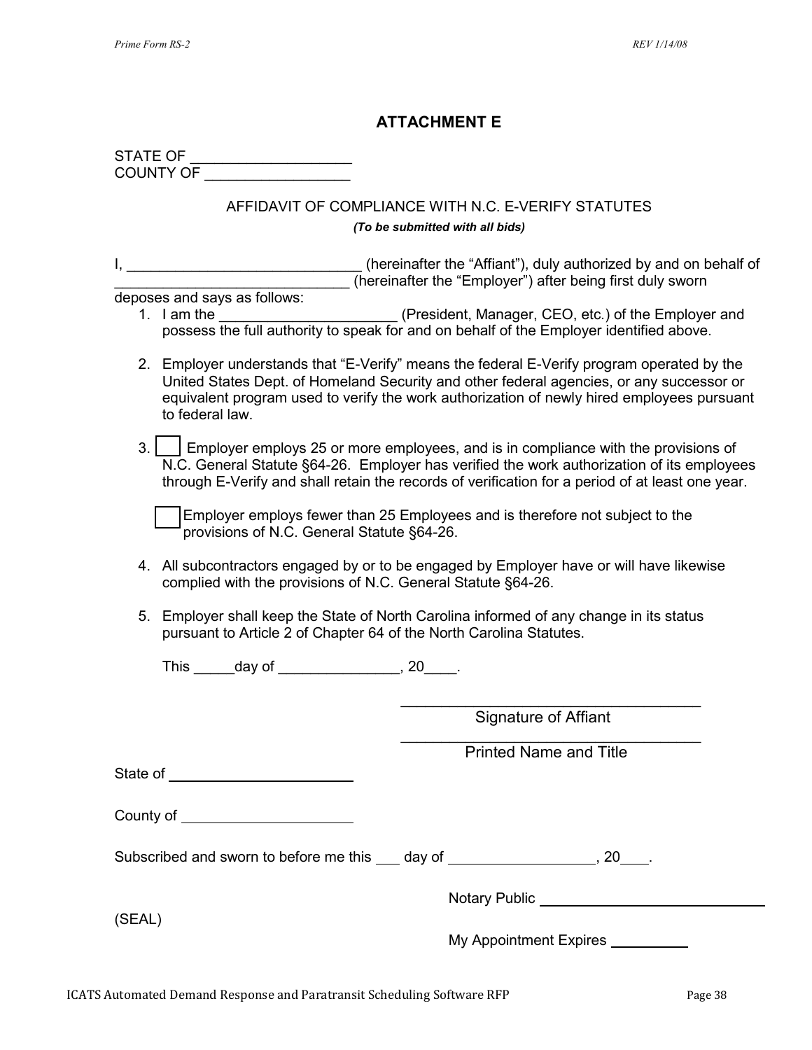# ATTACHMENT E

STATE OF ____________________
COUNTY OF __________________

AFFIDAVIT OF COMPLIANCE WITH N.C. E-VERIFY STATUTES

***(To be submitted with all bids)***

I, ______________________________ (hereinafter the "Affiant"), duly authorized by and on behalf of ______________________________ (hereinafter the "Employer") after being first duly sworn deposes and says as follows:

1. I am the ______________________ (President, Manager, CEO, etc.) of the Employer and possess the full authority to speak for and on behalf of the Employer identified above.

2. Employer understands that "E-Verify" means the federal E-Verify program operated by the United States Dept. of Homeland Security and other federal agencies, or any successor or equivalent program used to verify the work authorization of newly hired employees pursuant to federal law.

3. ☐ Employer employs 25 or more employees, and is in compliance with the provisions of N.C. General Statute §64-26. Employer has verified the work authorization of its employees through E-Verify and shall retain the records of verification for a period of at least one year.

   ☐ Employer employs fewer than 25 Employees and is therefore not subject to the provisions of N.C. General Statute §64-26.

4. All subcontractors engaged by or to be engaged by Employer have or will have likewise complied with the provisions of N.C. General Statute §64-26.

5. Employer shall keep the State of North Carolina informed of any change in its status pursuant to Article 2 of Chapter 64 of the North Carolina Statutes.

This _____day of _______________, 20____.

____________________________________
Signature of Affiant

____________________________________
Printed Name and Title

State of ________________________

County of ______________________

Subscribed and sworn to before me this ___ day of __________________, 20___.

Notary Public ____________________________

(SEAL)

My Appointment Expires __________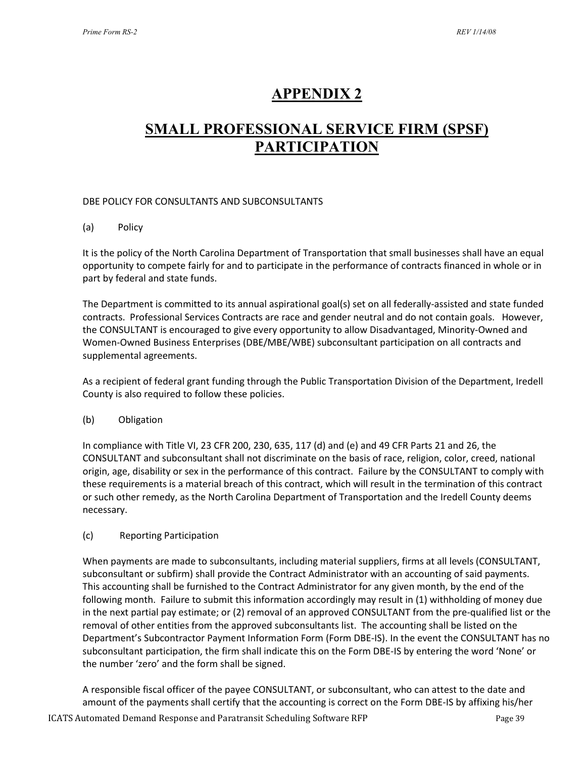# APPENDIX 2

# SMALL PROFESSIONAL SERVICE FIRM (SPSF) PARTICIPATION

DBE POLICY FOR CONSULTANTS AND SUBCONSULTANTS

(a) Policy

It is the policy of the North Carolina Department of Transportation that small businesses shall have an equal opportunity to compete fairly for and to participate in the performance of contracts financed in whole or in part by federal and state funds.

The Department is committed to its annual aspirational goal(s) set on all federally-assisted and state funded contracts. Professional Services Contracts are race and gender neutral and do not contain goals. However, the CONSULTANT is encouraged to give every opportunity to allow Disadvantaged, Minority-Owned and Women-Owned Business Enterprises (DBE/MBE/WBE) subconsultant participation on all contracts and supplemental agreements.

As a recipient of federal grant funding through the Public Transportation Division of the Department, Iredell County is also required to follow these policies.

(b) Obligation

In compliance with Title VI, 23 CFR 200, 230, 635, 117 (d) and (e) and 49 CFR Parts 21 and 26, the CONSULTANT and subconsultant shall not discriminate on the basis of race, religion, color, creed, national origin, age, disability or sex in the performance of this contract. Failure by the CONSULTANT to comply with these requirements is a material breach of this contract, which will result in the termination of this contract or such other remedy, as the North Carolina Department of Transportation and the Iredell County deems necessary.

(c) Reporting Participation

When payments are made to subconsultants, including material suppliers, firms at all levels (CONSULTANT, subconsultant or subfirm) shall provide the Contract Administrator with an accounting of said payments. This accounting shall be furnished to the Contract Administrator for any given month, by the end of the following month. Failure to submit this information accordingly may result in (1) withholding of money due in the next partial pay estimate; or (2) removal of an approved CONSULTANT from the pre-qualified list or the removal of other entities from the approved subconsultants list. The accounting shall be listed on the Department's Subcontractor Payment Information Form (Form DBE-IS). In the event the CONSULTANT has no subconsultant participation, the firm shall indicate this on the Form DBE-IS by entering the word 'None' or the number 'zero' and the form shall be signed.

A responsible fiscal officer of the payee CONSULTANT, or subconsultant, who can attest to the date and amount of the payments shall certify that the accounting is correct on the Form DBE-IS by affixing his/her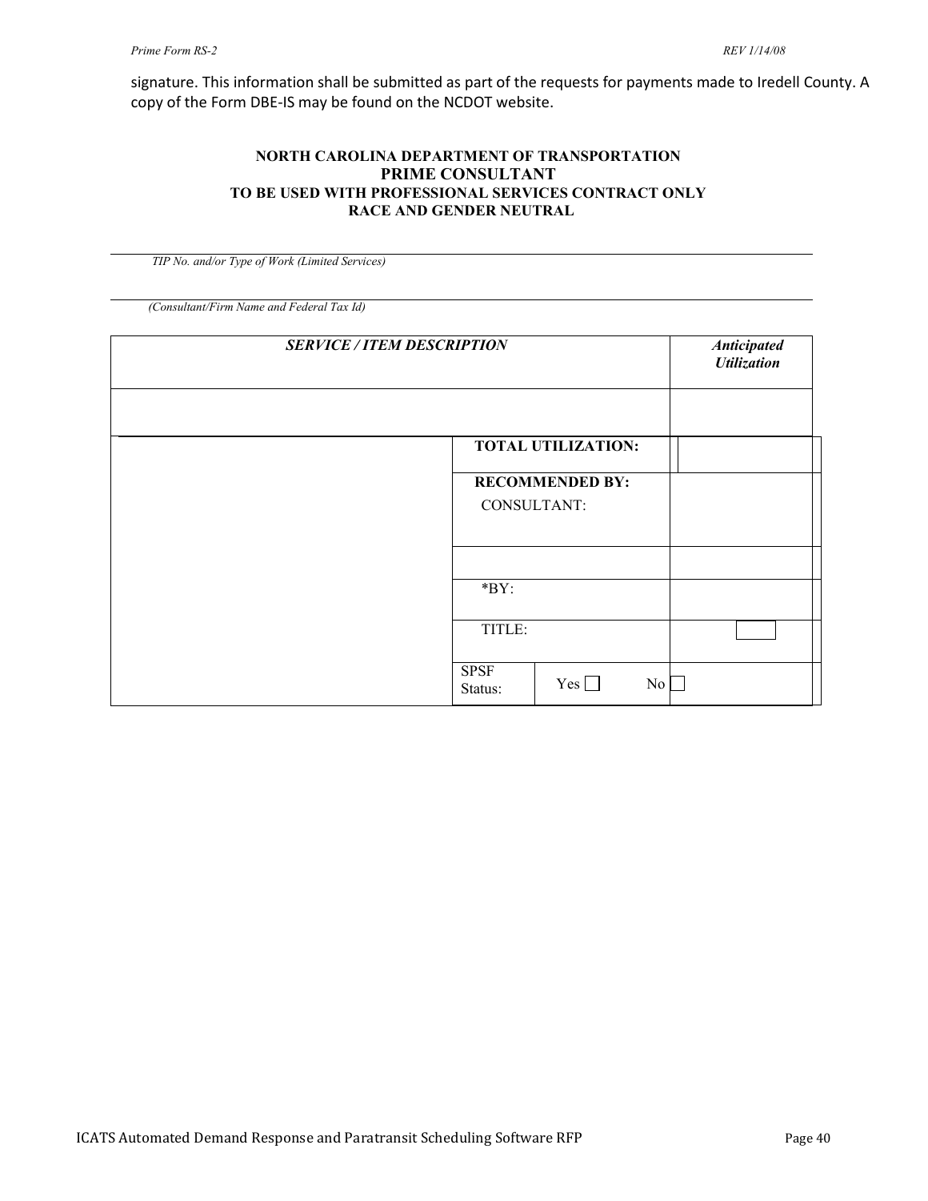signature. This information shall be submitted as part of the requests for payments made to Iredell County. A copy of the Form DBE-IS may be found on the NCDOT website.

**NORTH CAROLINA DEPARTMENT OF TRANSPORTATION**
**PRIME CONSULTANT**
**TO BE USED WITH PROFESSIONAL SERVICES CONTRACT ONLY**
**RACE AND GENDER NEUTRAL**

_______________________________________________

*TIP No. and/or Type of Work (Limited Services)*

_______________________________________________

*(Consultant/Firm Name and Federal Tax Id)*

| ***SERVICE / ITEM DESCRIPTION*** | | | ***Anticipated Utilization*** |
|---|---|---|---|
| | | | |
| | **TOTAL UTILIZATION:** | | |
| | **RECOMMENDED BY:** CONSULTANT: | | |
| | | | |
| | *BY: | | |
| | TITLE: | | |
| | SPSF Status: | Yes ☐ No ☐ | |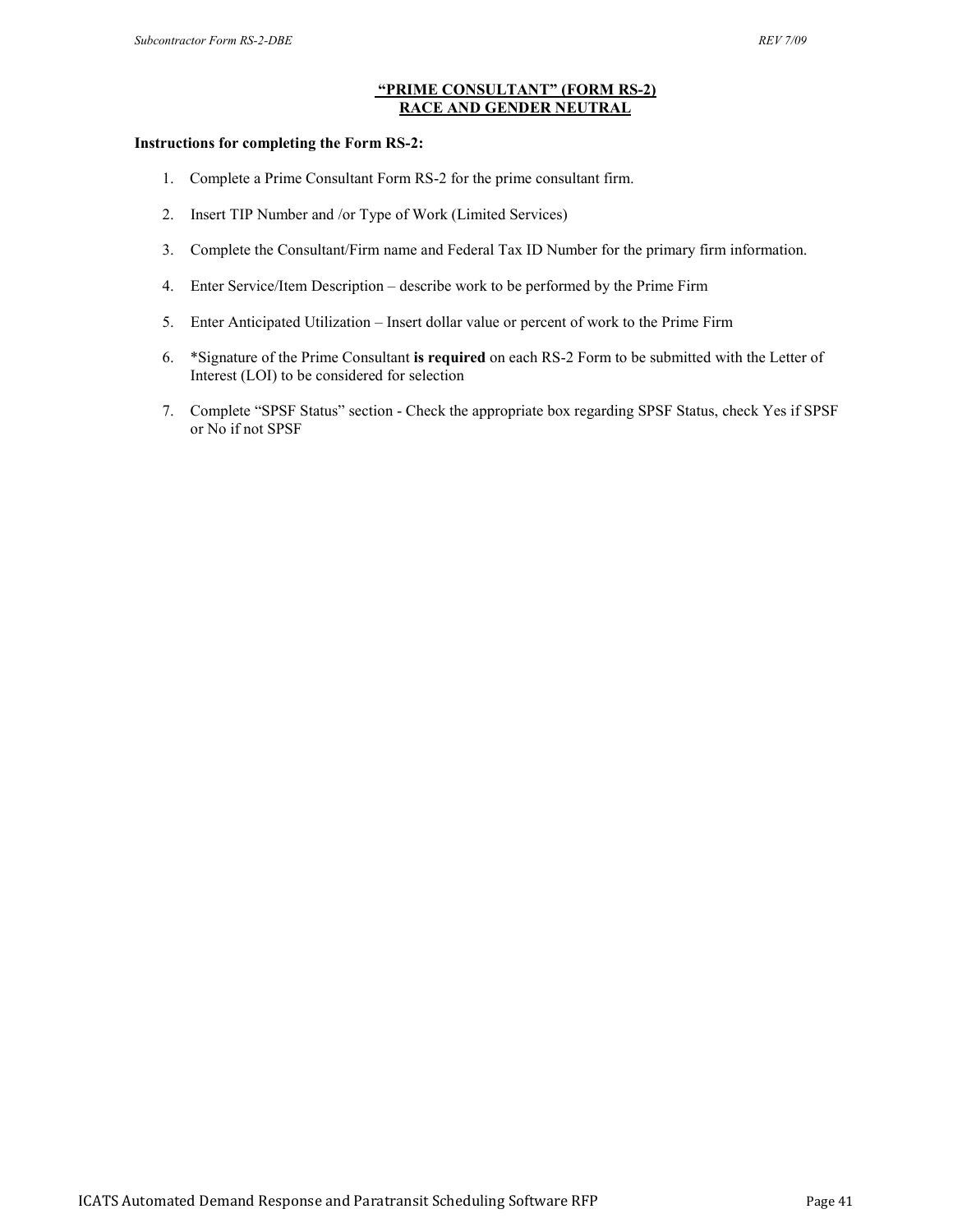## "PRIME CONSULTANT" (FORM RS-2)
## RACE AND GENDER NEUTRAL

**Instructions for completing the Form RS-2:**

1. Complete a Prime Consultant Form RS-2 for the prime consultant firm.
2. Insert TIP Number and /or Type of Work (Limited Services)
3. Complete the Consultant/Firm name and Federal Tax ID Number for the primary firm information.
4. Enter Service/Item Description – describe work to be performed by the Prime Firm
5. Enter Anticipated Utilization – Insert dollar value or percent of work to the Prime Firm
6. *Signature of the Prime Consultant **is required** on each RS-2 Form to be submitted with the Letter of Interest (LOI) to be considered for selection
7. Complete "SPSF Status" section - Check the appropriate box regarding SPSF Status, check Yes if SPSF or No if not SPSF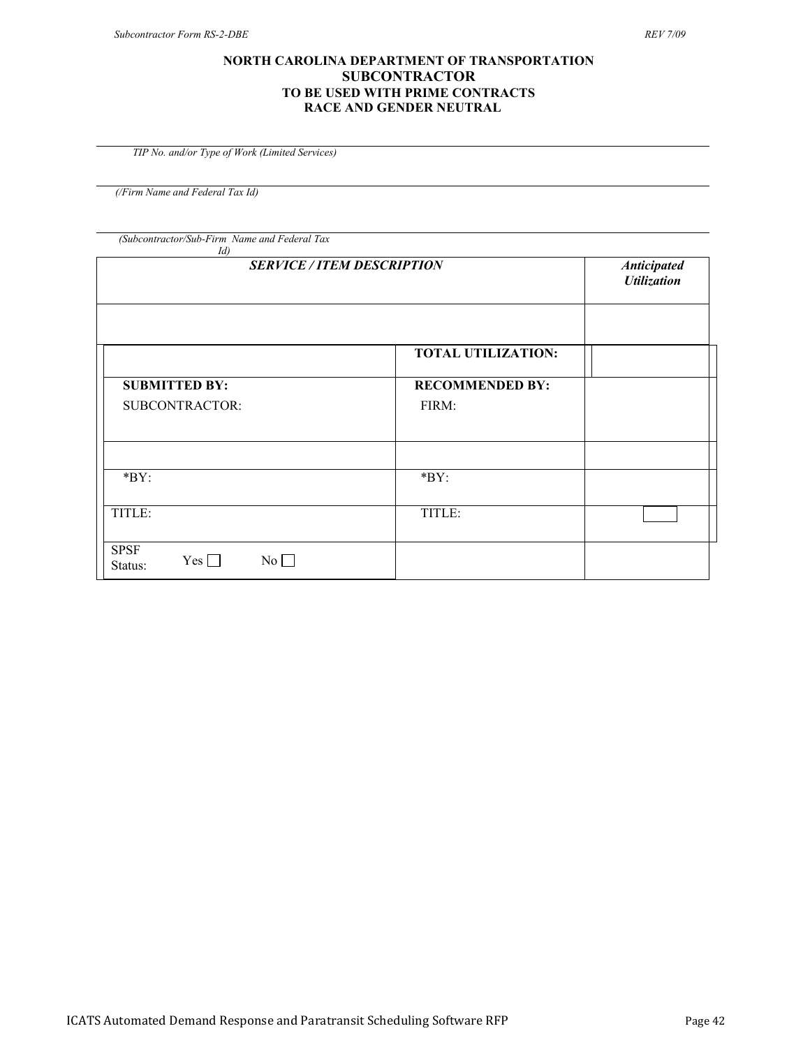**NORTH CAROLINA DEPARTMENT OF TRANSPORTATION**
**SUBCONTRACTOR**
**TO BE USED WITH PRIME CONTRACTS**
**RACE AND GENDER NEUTRAL**

---

*TIP No. and/or Type of Work (Limited Services)*

---

*(/Firm Name and Federal Tax Id)*

---

*(Subcontractor/Sub-Firm Name and Federal Tax Id)*

| ***SERVICE / ITEM DESCRIPTION*** | | ***Anticipated Utilization*** |
|---|---|---|
| | | |
| | **TOTAL UTILIZATION:** | |
| **SUBMITTED BY:** SUBCONTRACTOR: | **RECOMMENDED BY:** FIRM: | |
| | | |
| *BY: | *BY: | |
| TITLE: | TITLE: | |
| SPSF Status: Yes ☐ No ☐ | | |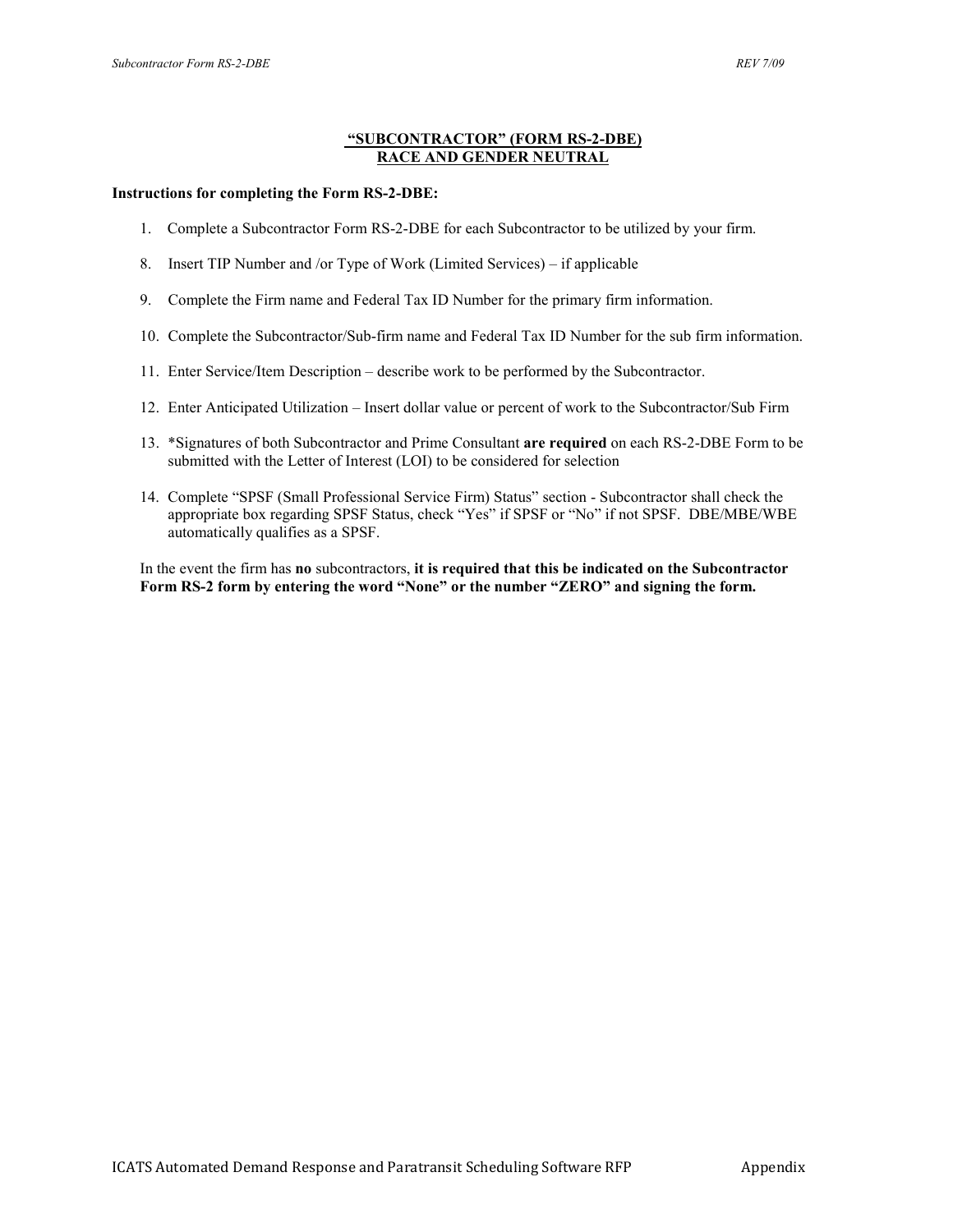## "SUBCONTRACTOR" (FORM RS-2-DBE)
## RACE AND GENDER NEUTRAL

**Instructions for completing the Form RS-2-DBE:**

1. Complete a Subcontractor Form RS-2-DBE for each Subcontractor to be utilized by your firm.

8. Insert TIP Number and /or Type of Work (Limited Services) – if applicable

9. Complete the Firm name and Federal Tax ID Number for the primary firm information.

10. Complete the Subcontractor/Sub-firm name and Federal Tax ID Number for the sub firm information.

11. Enter Service/Item Description – describe work to be performed by the Subcontractor.

12. Enter Anticipated Utilization – Insert dollar value or percent of work to the Subcontractor/Sub Firm

13. *Signatures of both Subcontractor and Prime Consultant **are required** on each RS-2-DBE Form to be submitted with the Letter of Interest (LOI) to be considered for selection

14. Complete "SPSF (Small Professional Service Firm) Status" section - Subcontractor shall check the appropriate box regarding SPSF Status, check "Yes" if SPSF or "No" if not SPSF. DBE/MBE/WBE automatically qualifies as a SPSF.

In the event the firm has **no** subcontractors, **it is required that this be indicated on the Subcontractor Form RS-2 form by entering the word "None" or the number "ZERO" and signing the form.**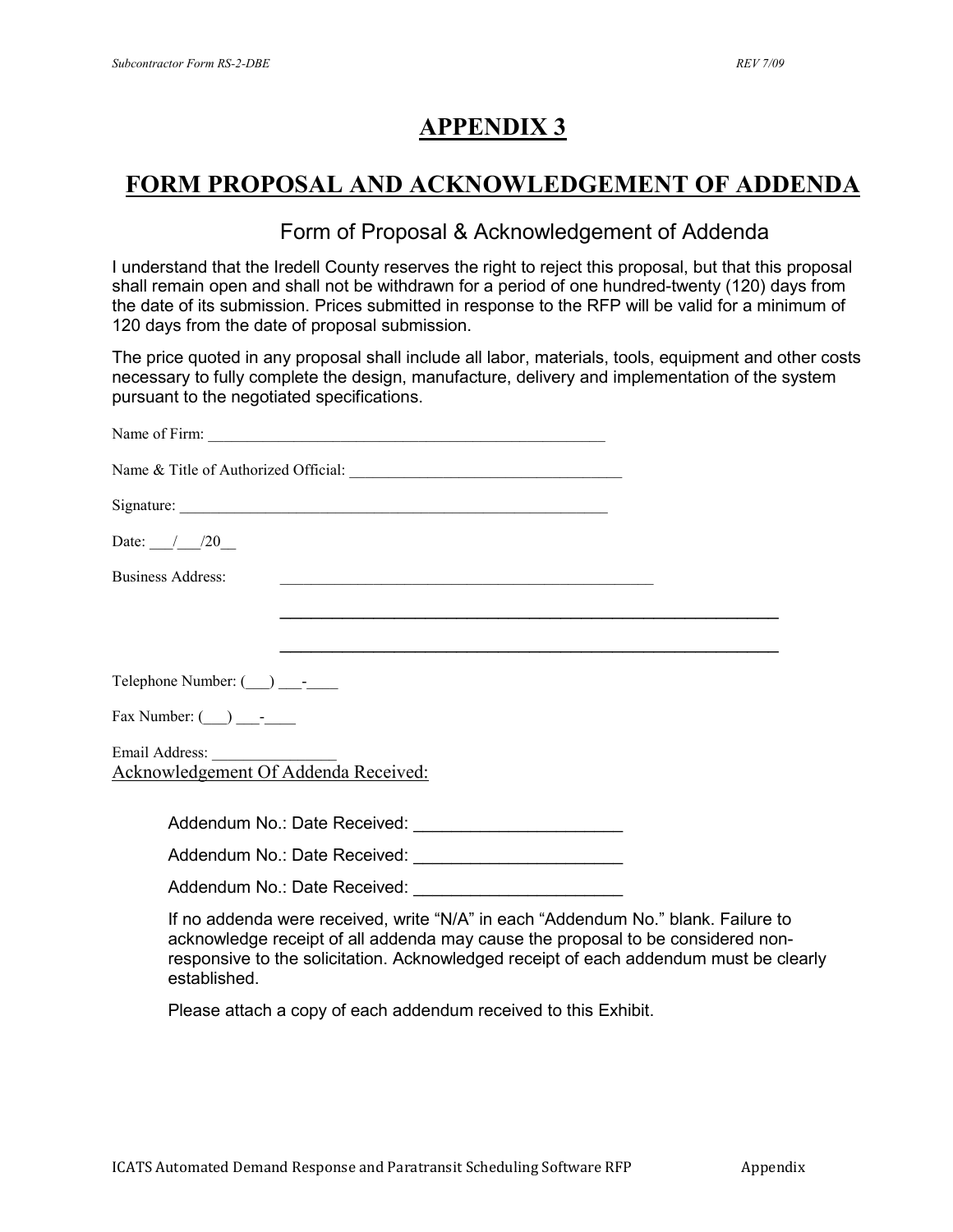# APPENDIX 3

# FORM PROPOSAL AND ACKNOWLEDGEMENT OF ADDENDA

## Form of Proposal & Acknowledgement of Addenda

I understand that the Iredell County reserves the right to reject this proposal, but that this proposal shall remain open and shall not be withdrawn for a period of one hundred-twenty (120) days from the date of its submission. Prices submitted in response to the RFP will be valid for a minimum of 120 days from the date of proposal submission.

The price quoted in any proposal shall include all labor, materials, tools, equipment and other costs necessary to fully complete the design, manufacture, delivery and implementation of the system pursuant to the negotiated specifications.

Name of Firm: ____________________________________________________

Name & Title of Authorized Official: ___________________________________

Signature: _________________________________________________________

Date: ___/___/20__

Business Address: ________________________________________________

_______________________________________________________

_______________________________________________________

Telephone Number: (___) ___-____

Fax Number: (___) ___-____

Email Address: ________________

Acknowledgement Of Addenda Received:

Addendum No.: Date Received: _____________________

Addendum No.: Date Received: _____________________

Addendum No.: Date Received: _____________________

If no addenda were received, write "N/A" in each "Addendum No." blank. Failure to acknowledge receipt of all addenda may cause the proposal to be considered non-responsive to the solicitation. Acknowledged receipt of each addendum must be clearly established.

Please attach a copy of each addendum received to this Exhibit.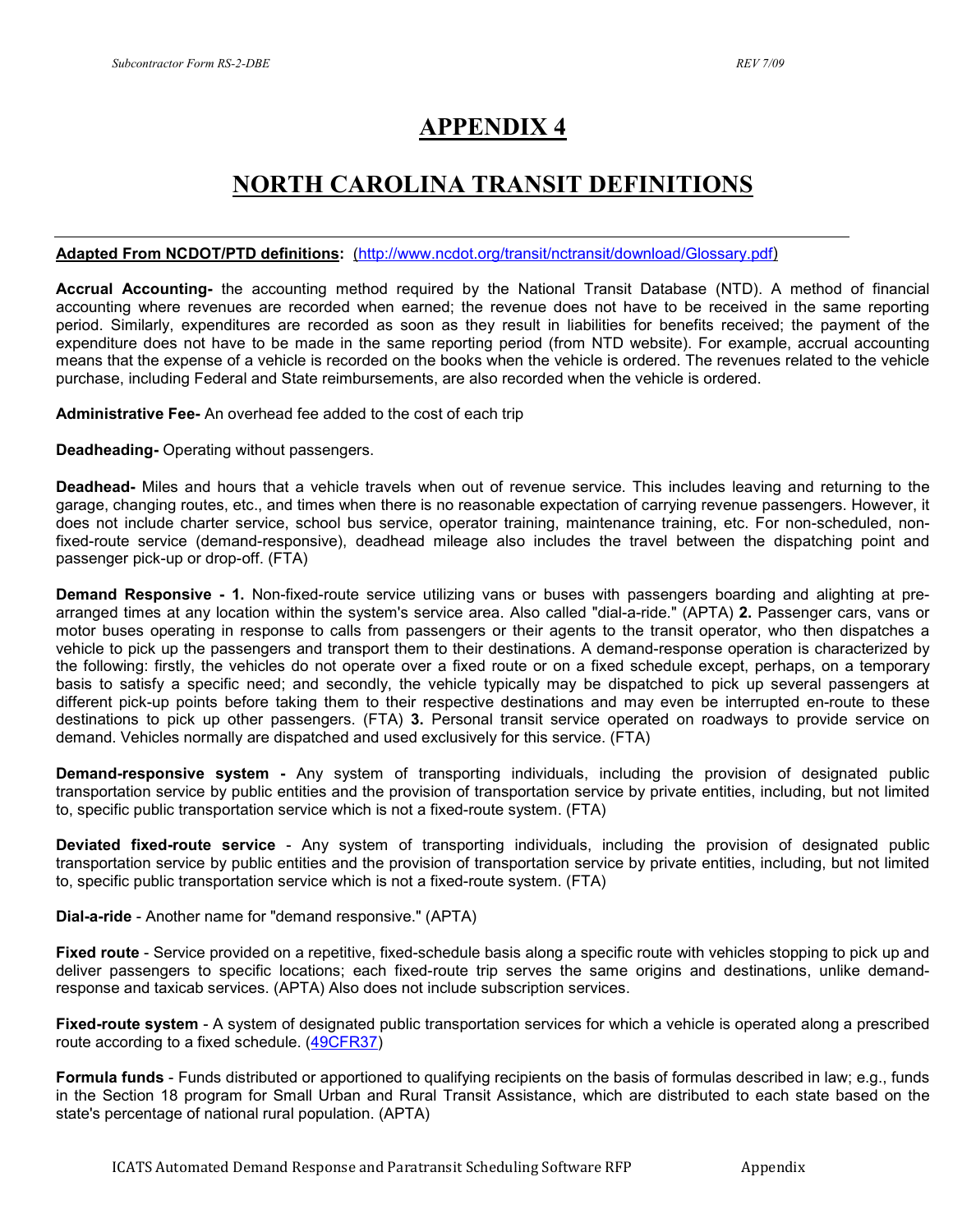# APPENDIX 4

# NORTH CAROLINA TRANSIT DEFINITIONS

**Adapted From NCDOT/PTD definitions:** (http://www.ncdot.org/transit/nctransit/download/Glossary.pdf)

**Accrual Accounting-** the accounting method required by the National Transit Database (NTD). A method of financial accounting where revenues are recorded when earned; the revenue does not have to be received in the same reporting period. Similarly, expenditures are recorded as soon as they result in liabilities for benefits received; the payment of the expenditure does not have to be made in the same reporting period (from NTD website). For example, accrual accounting means that the expense of a vehicle is recorded on the books when the vehicle is ordered. The revenues related to the vehicle purchase, including Federal and State reimbursements, are also recorded when the vehicle is ordered.

**Administrative Fee-** An overhead fee added to the cost of each trip

**Deadheading-** Operating without passengers.

**Deadhead-** Miles and hours that a vehicle travels when out of revenue service. This includes leaving and returning to the garage, changing routes, etc., and times when there is no reasonable expectation of carrying revenue passengers. However, it does not include charter service, school bus service, operator training, maintenance training, etc. For non-scheduled, non-fixed-route service (demand-responsive), deadhead mileage also includes the travel between the dispatching point and passenger pick-up or drop-off. (FTA)

**Demand Responsive - 1.** Non-fixed-route service utilizing vans or buses with passengers boarding and alighting at pre-arranged times at any location within the system's service area. Also called "dial-a-ride." (APTA) **2.** Passenger cars, vans or motor buses operating in response to calls from passengers or their agents to the transit operator, who then dispatches a vehicle to pick up the passengers and transport them to their destinations. A demand-response operation is characterized by the following: firstly, the vehicles do not operate over a fixed route or on a fixed schedule except, perhaps, on a temporary basis to satisfy a specific need; and secondly, the vehicle typically may be dispatched to pick up several passengers at different pick-up points before taking them to their respective destinations and may even be interrupted en-route to these destinations to pick up other passengers. (FTA) **3.** Personal transit service operated on roadways to provide service on demand. Vehicles normally are dispatched and used exclusively for this service. (FTA)

**Demand-responsive system -** Any system of transporting individuals, including the provision of designated public transportation service by public entities and the provision of transportation service by private entities, including, but not limited to, specific public transportation service which is not a fixed-route system. (FTA)

**Deviated fixed-route service** - Any system of transporting individuals, including the provision of designated public transportation service by public entities and the provision of transportation service by private entities, including, but not limited to, specific public transportation service which is not a fixed-route system. (FTA)

**Dial-a-ride** - Another name for "demand responsive." (APTA)

**Fixed route** - Service provided on a repetitive, fixed-schedule basis along a specific route with vehicles stopping to pick up and deliver passengers to specific locations; each fixed-route trip serves the same origins and destinations, unlike demand-response and taxicab services. (APTA) Also does not include subscription services.

**Fixed-route system** - A system of designated public transportation services for which a vehicle is operated along a prescribed route according to a fixed schedule. (49CFR37)

**Formula funds** - Funds distributed or apportioned to qualifying recipients on the basis of formulas described in law; e.g., funds in the Section 18 program for Small Urban and Rural Transit Assistance, which are distributed to each state based on the state's percentage of national rural population. (APTA)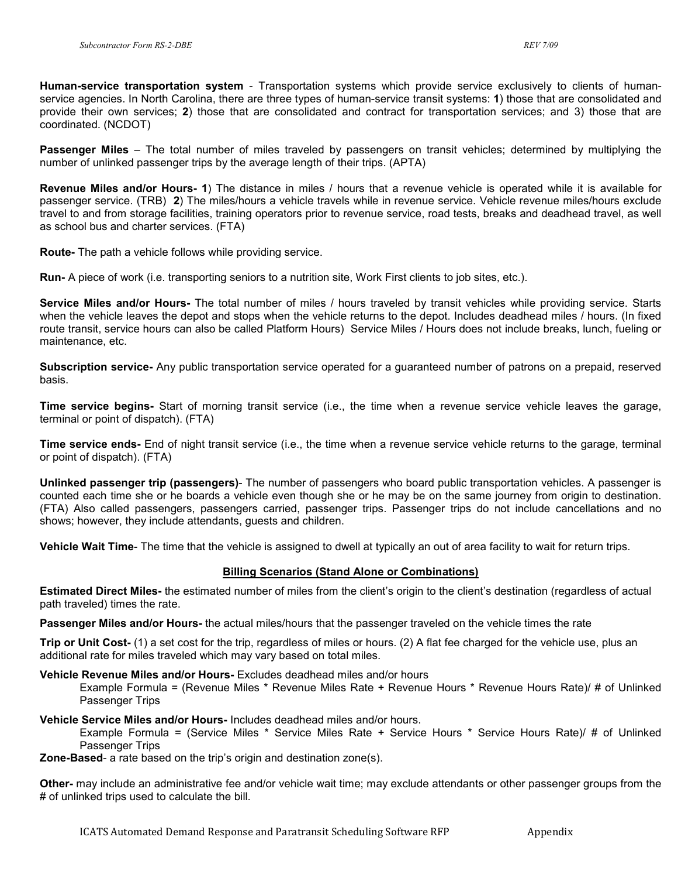**Human-service transportation system** - Transportation systems which provide service exclusively to clients of human-service agencies. In North Carolina, there are three types of human-service transit systems: **1**) those that are consolidated and provide their own services; **2**) those that are consolidated and contract for transportation services; and 3) those that are coordinated. (NCDOT)

**Passenger Miles** – The total number of miles traveled by passengers on transit vehicles; determined by multiplying the number of unlinked passenger trips by the average length of their trips. (APTA)

**Revenue Miles and/or Hours- 1**) The distance in miles / hours that a revenue vehicle is operated while it is available for passenger service. (TRB) **2**) The miles/hours a vehicle travels while in revenue service. Vehicle revenue miles/hours exclude travel to and from storage facilities, training operators prior to revenue service, road tests, breaks and deadhead travel, as well as school bus and charter services. (FTA)

**Route-** The path a vehicle follows while providing service.

**Run-** A piece of work (i.e. transporting seniors to a nutrition site, Work First clients to job sites, etc.).

**Service Miles and/or Hours-** The total number of miles / hours traveled by transit vehicles while providing service. Starts when the vehicle leaves the depot and stops when the vehicle returns to the depot. Includes deadhead miles / hours. (In fixed route transit, service hours can also be called Platform Hours) Service Miles / Hours does not include breaks, lunch, fueling or maintenance, etc.

**Subscription service-** Any public transportation service operated for a guaranteed number of patrons on a prepaid, reserved basis.

**Time service begins-** Start of morning transit service (i.e., the time when a revenue service vehicle leaves the garage, terminal or point of dispatch). (FTA)

**Time service ends-** End of night transit service (i.e., the time when a revenue service vehicle returns to the garage, terminal or point of dispatch). (FTA)

**Unlinked passenger trip (passengers)**- The number of passengers who board public transportation vehicles. A passenger is counted each time she or he boards a vehicle even though she or he may be on the same journey from origin to destination. (FTA) Also called passengers, passengers carried, passenger trips. Passenger trips do not include cancellations and no shows; however, they include attendants, guests and children.

**Vehicle Wait Time**- The time that the vehicle is assigned to dwell at typically an out of area facility to wait for return trips.

## Billing Scenarios (Stand Alone or Combinations)

**Estimated Direct Miles-** the estimated number of miles from the client's origin to the client's destination (regardless of actual path traveled) times the rate.

**Passenger Miles and/or Hours-** the actual miles/hours that the passenger traveled on the vehicle times the rate

**Trip or Unit Cost-** (1) a set cost for the trip, regardless of miles or hours. (2) A flat fee charged for the vehicle use, plus an additional rate for miles traveled which may vary based on total miles.

**Vehicle Revenue Miles and/or Hours-** Excludes deadhead miles and/or hours

Example Formula = (Revenue Miles * Revenue Miles Rate + Revenue Hours * Revenue Hours Rate)/ # of Unlinked Passenger Trips

**Vehicle Service Miles and/or Hours-** Includes deadhead miles and/or hours.

Example Formula = (Service Miles * Service Miles Rate + Service Hours * Service Hours Rate)/ # of Unlinked Passenger Trips

**Zone-Based**- a rate based on the trip's origin and destination zone(s).

**Other-** may include an administrative fee and/or vehicle wait time; may exclude attendants or other passenger groups from the # of unlinked trips used to calculate the bill.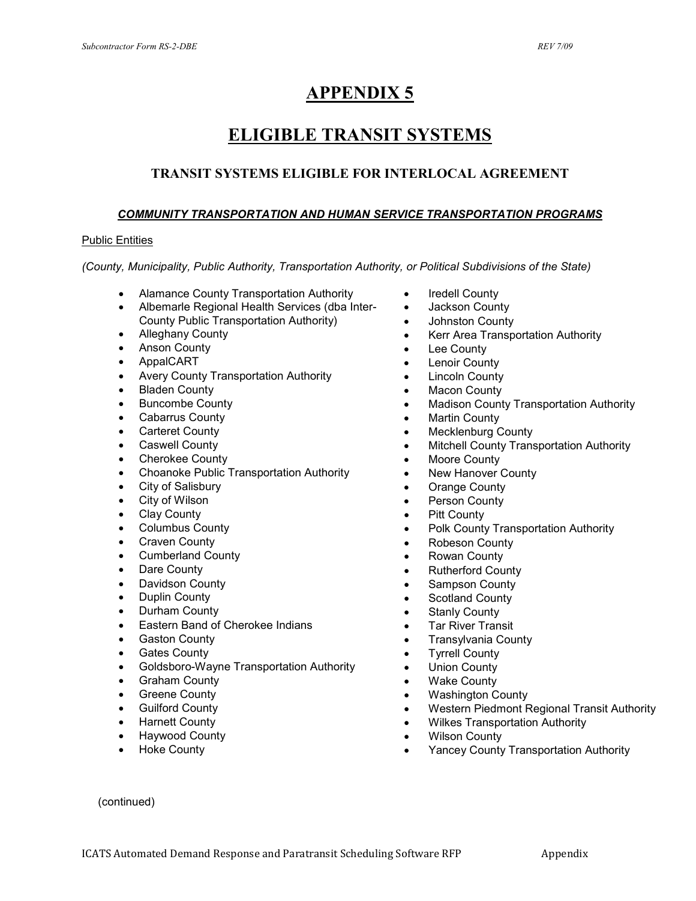# APPENDIX 5

# ELIGIBLE TRANSIT SYSTEMS

### TRANSIT SYSTEMS ELIGIBLE FOR INTERLOCAL AGREEMENT

***COMMUNITY TRANSPORTATION AND HUMAN SERVICE TRANSPORTATION PROGRAMS***

Public Entities

*(County, Municipality, Public Authority, Transportation Authority, or Political Subdivisions of the State)*

- Alamance County Transportation Authority
- Albemarle Regional Health Services (dba Inter-County Public Transportation Authority)
- Alleghany County
- Anson County
- AppalCART
- Avery County Transportation Authority
- Bladen County
- Buncombe County
- Cabarrus County
- Carteret County
- Caswell County
- Cherokee County
- Choanoke Public Transportation Authority
- City of Salisbury
- City of Wilson
- Clay County
- Columbus County
- Craven County
- Cumberland County
- Dare County
- Davidson County
- Duplin County
- Durham County
- Eastern Band of Cherokee Indians
- Gaston County
- Gates County
- Goldsboro-Wayne Transportation Authority
- Graham County
- Greene County
- Guilford County
- Harnett County
- Haywood County
- Hoke County
- Iredell County
- Jackson County
- Johnston County
- Kerr Area Transportation Authority
- Lee County
- Lenoir County
- Lincoln County
- Macon County
- Madison County Transportation Authority
- Martin County
- Mecklenburg County
- Mitchell County Transportation Authority
- Moore County
- New Hanover County
- Orange County
- Person County
- Pitt County
- Polk County Transportation Authority
- Robeson County
- Rowan County
- Rutherford County
- Sampson County
- Scotland County
- Stanly County
- Tar River Transit
- Transylvania County
- Tyrrell County
- Union County
- Wake County
- Washington County
- Western Piedmont Regional Transit Authority
- Wilkes Transportation Authority
- Wilson County
- Yancey County Transportation Authority

(continued)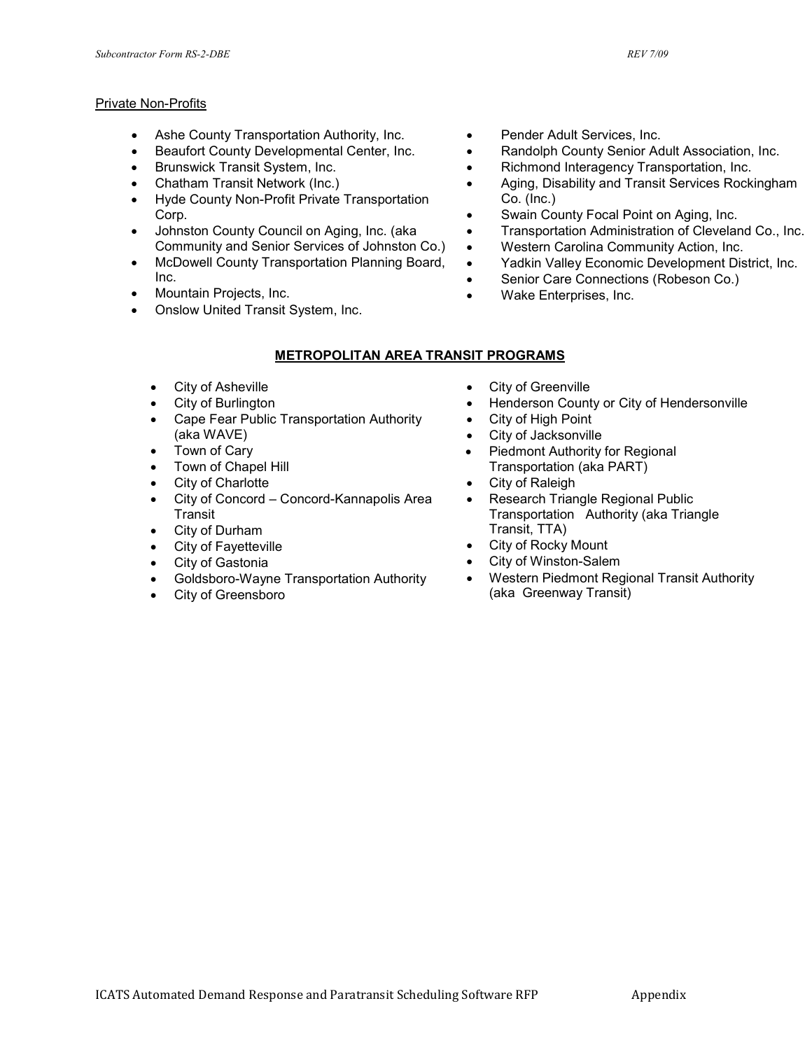Private Non-Profits

- Ashe County Transportation Authority, Inc.
- Beaufort County Developmental Center, Inc.
- Brunswick Transit System, Inc.
- Chatham Transit Network (Inc.)
- Hyde County Non-Profit Private Transportation Corp.
- Johnston County Council on Aging, Inc. (aka Community and Senior Services of Johnston Co.)
- McDowell County Transportation Planning Board, Inc.
- Mountain Projects, Inc.
- Onslow United Transit System, Inc.
- Pender Adult Services, Inc.
- Randolph County Senior Adult Association, Inc.
- Richmond Interagency Transportation, Inc.
- Aging, Disability and Transit Services Rockingham Co. (Inc.)
- Swain County Focal Point on Aging, Inc.
- Transportation Administration of Cleveland Co., Inc.
- Western Carolina Community Action, Inc.
- Yadkin Valley Economic Development District, Inc.
- Senior Care Connections (Robeson Co.)
- Wake Enterprises, Inc.

## METROPOLITAN AREA TRANSIT PROGRAMS

- City of Asheville
- City of Burlington
- Cape Fear Public Transportation Authority (aka WAVE)
- Town of Cary
- Town of Chapel Hill
- City of Charlotte
- City of Concord – Concord-Kannapolis Area Transit
- City of Durham
- City of Fayetteville
- City of Gastonia
- Goldsboro-Wayne Transportation Authority
- City of Greensboro
- City of Greenville
- Henderson County or City of Hendersonville
- City of High Point
- City of Jacksonville
- Piedmont Authority for Regional Transportation (aka PART)
- City of Raleigh
- Research Triangle Regional Public Transportation Authority (aka Triangle Transit, TTA)
- City of Rocky Mount
- City of Winston-Salem
- Western Piedmont Regional Transit Authority (aka Greenway Transit)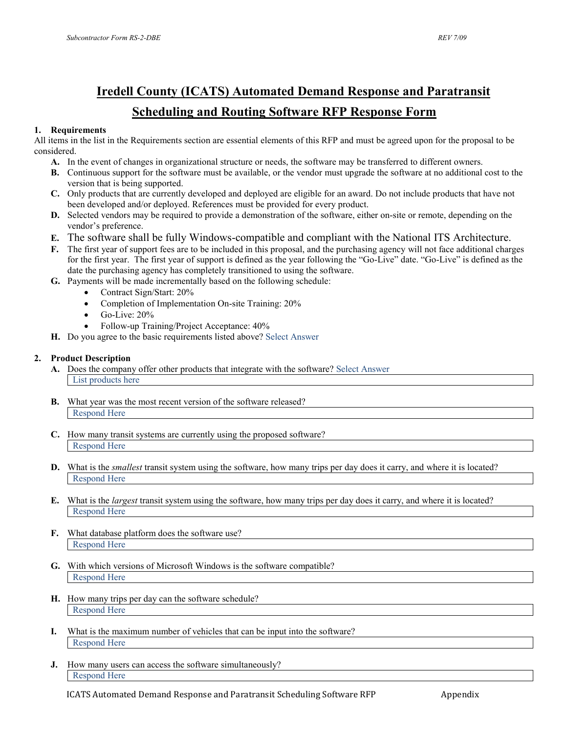# Iredell County (ICATS) Automated Demand Response and Paratransit Scheduling and Routing Software RFP Response Form

**1. Requirements**

All items in the list in the Requirements section are essential elements of this RFP and must be agreed upon for the proposal to be considered.

- **A.** In the event of changes in organizational structure or needs, the software may be transferred to different owners.
- **B.** Continuous support for the software must be available, or the vendor must upgrade the software at no additional cost to the version that is being supported.
- **C.** Only products that are currently developed and deployed are eligible for an award. Do not include products that have not been developed and/or deployed. References must be provided for every product.
- **D.** Selected vendors may be required to provide a demonstration of the software, either on-site or remote, depending on the vendor's preference.
- **E.** The software shall be fully Windows-compatible and compliant with the National ITS Architecture.
- **F.** The first year of support fees are to be included in this proposal, and the purchasing agency will not face additional charges for the first year. The first year of support is defined as the year following the "Go-Live" date. "Go-Live" is defined as the date the purchasing agency has completely transitioned to using the software.
- **G.** Payments will be made incrementally based on the following schedule:
  - Contract Sign/Start: 20%
  - Completion of Implementation On-site Training: 20%
  - Go-Live: 20%
  - Follow-up Training/Project Acceptance: 40%
- **H.** Do you agree to the basic requirements listed above? Select Answer

**2. Product Description**

- **A.** Does the company offer other products that integrate with the software? Select Answer

  List products here

- **B.** What year was the most recent version of the software released?

  Respond Here

- **C.** How many transit systems are currently using the proposed software?

  Respond Here

- **D.** What is the *smallest* transit system using the software, how many trips per day does it carry, and where it is located?

  Respond Here

- **E.** What is the *largest* transit system using the software, how many trips per day does it carry, and where it is located?

  Respond Here

- **F.** What database platform does the software use?

  Respond Here

- **G.** With which versions of Microsoft Windows is the software compatible?

  Respond Here

- **H.** How many trips per day can the software schedule?

  Respond Here

- **I.** What is the maximum number of vehicles that can be input into the software?

  Respond Here

- **J.** How many users can access the software simultaneously?

  Respond Here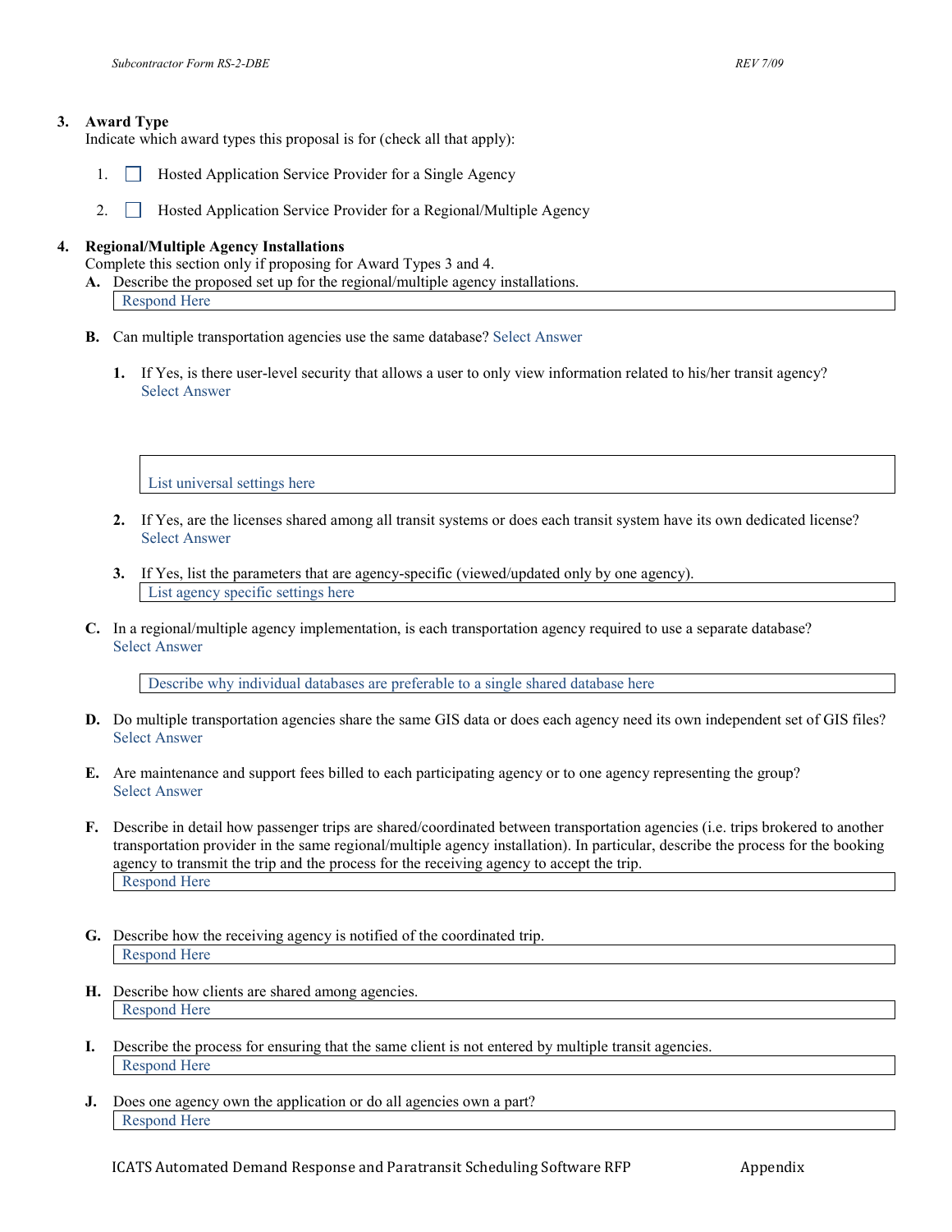3. **Award Type**
   Indicate which award types this proposal is for (check all that apply):

   1. ☐ Hosted Application Service Provider for a Single Agency

   2. ☐ Hosted Application Service Provider for a Regional/Multiple Agency

4. **Regional/Multiple Agency Installations**
   Complete this section only if proposing for Award Types 3 and 4.

   **A.** Describe the proposed set up for the regional/multiple agency installations.

   Respond Here

   **B.** Can multiple transportation agencies use the same database? Select Answer

   **1.** If Yes, is there user-level security that allows a user to only view information related to his/her transit agency?
   Select Answer

   List universal settings here

   **2.** If Yes, are the licenses shared among all transit systems or does each transit system have its own dedicated license?
   Select Answer

   **3.** If Yes, list the parameters that are agency-specific (viewed/updated only by one agency).

   List agency specific settings here

   **C.** In a regional/multiple agency implementation, is each transportation agency required to use a separate database?
   Select Answer

   Describe why individual databases are preferable to a single shared database here

   **D.** Do multiple transportation agencies share the same GIS data or does each agency need its own independent set of GIS files?
   Select Answer

   **E.** Are maintenance and support fees billed to each participating agency or to one agency representing the group?
   Select Answer

   **F.** Describe in detail how passenger trips are shared/coordinated between transportation agencies (i.e. trips brokered to another transportation provider in the same regional/multiple agency installation). In particular, describe the process for the booking agency to transmit the trip and the process for the receiving agency to accept the trip.

   Respond Here

   **G.** Describe how the receiving agency is notified of the coordinated trip.

   Respond Here

   **H.** Describe how clients are shared among agencies.

   Respond Here

   **I.** Describe the process for ensuring that the same client is not entered by multiple transit agencies.

   Respond Here

   **J.** Does one agency own the application or do all agencies own a part?

   Respond Here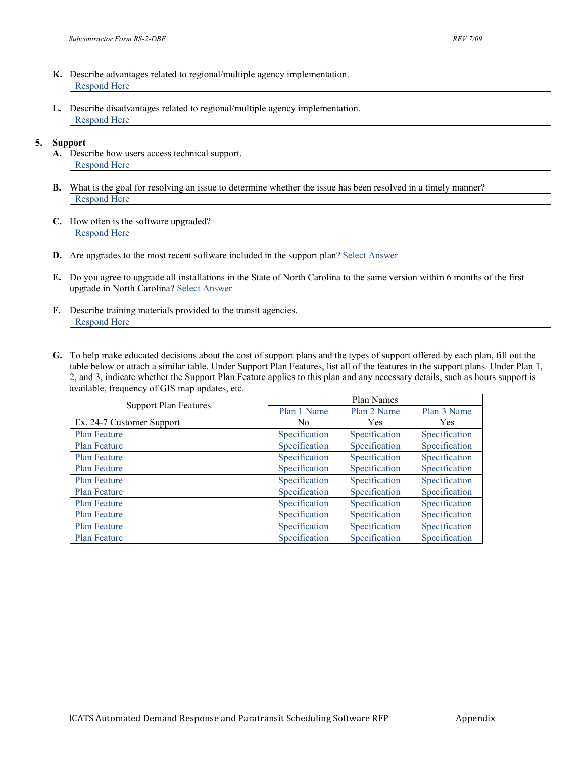**K.** Describe advantages related to regional/multiple agency implementation.

Respond Here

**L.** Describe disadvantages related to regional/multiple agency implementation.

Respond Here

**5. Support**

**A.** Describe how users access technical support.

Respond Here

**B.** What is the goal for resolving an issue to determine whether the issue has been resolved in a timely manner?

Respond Here

**C.** How often is the software upgraded?

Respond Here

**D.** Are upgrades to the most recent software included in the support plan? Select Answer

**E.** Do you agree to upgrade all installations in the State of North Carolina to the same version within 6 months of the first upgrade in North Carolina? Select Answer

**F.** Describe training materials provided to the transit agencies.

Respond Here

**G.** To help make educated decisions about the cost of support plans and the types of support offered by each plan, fill out the table below or attach a similar table. Under Support Plan Features, list all of the features in the support plans. Under Plan 1, 2, and 3, indicate whether the Support Plan Feature applies to this plan and any necessary details, such as hours support is available, frequency of GIS map updates, etc.

| Support Plan Features | Plan Names | | |
|---|---|---|---|
| | Plan 1 Name | Plan 2 Name | Plan 3 Name |
| Ex. 24-7 Customer Support | No | Yes | Yes |
| Plan Feature | Specification | Specification | Specification |
| Plan Feature | Specification | Specification | Specification |
| Plan Feature | Specification | Specification | Specification |
| Plan Feature | Specification | Specification | Specification |
| Plan Feature | Specification | Specification | Specification |
| Plan Feature | Specification | Specification | Specification |
| Plan Feature | Specification | Specification | Specification |
| Plan Feature | Specification | Specification | Specification |
| Plan Feature | Specification | Specification | Specification |
| Plan Feature | Specification | Specification | Specification |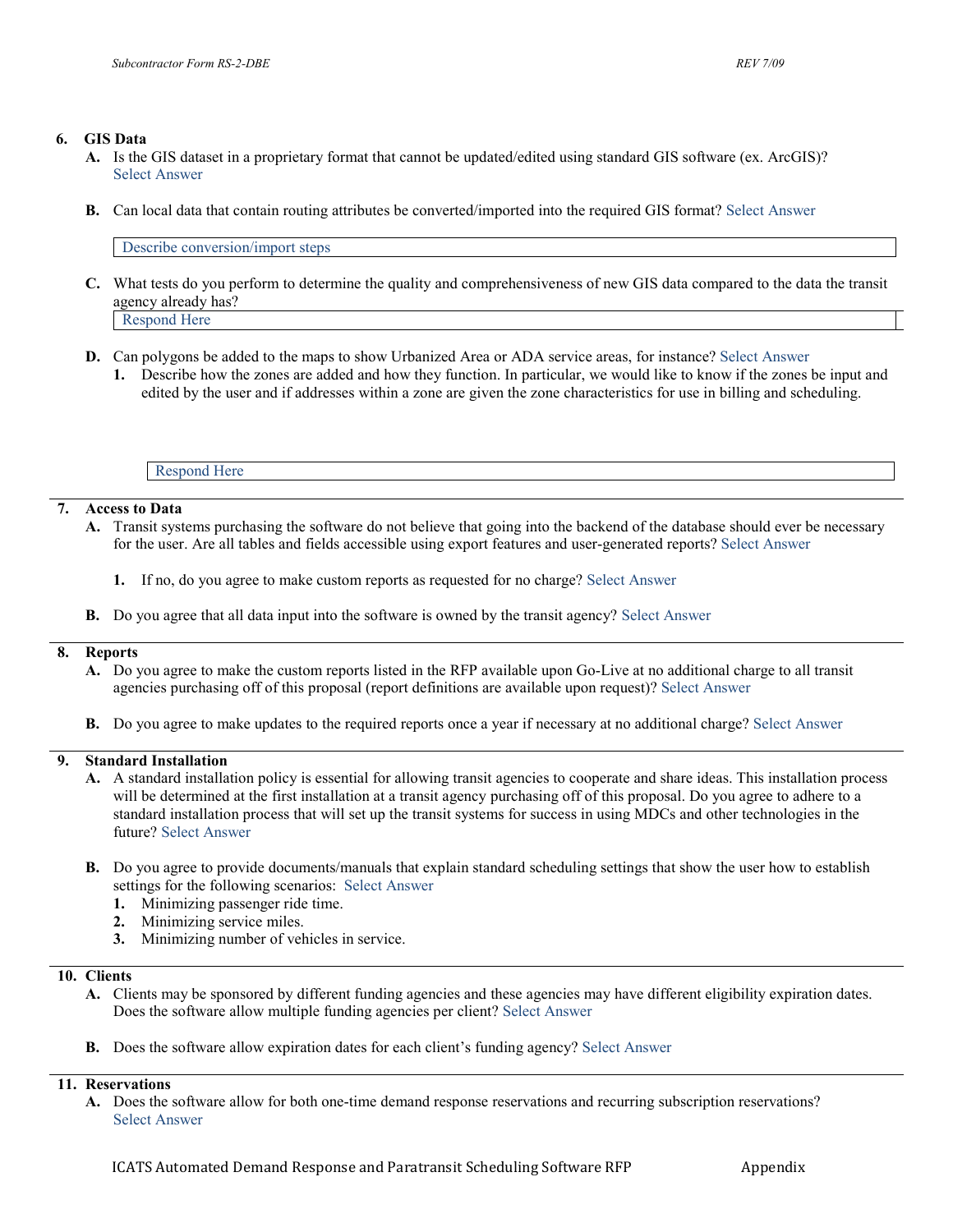## 6. GIS Data

**A.** Is the GIS dataset in a proprietary format that cannot be updated/edited using standard GIS software (ex. ArcGIS)? Select Answer

**B.** Can local data that contain routing attributes be converted/imported into the required GIS format? Select Answer

| Describe conversion/import steps |
|---|

**C.** What tests do you perform to determine the quality and comprehensiveness of new GIS data compared to the data the transit agency already has?

| Respond Here |
|---|

**D.** Can polygons be added to the maps to show Urbanized Area or ADA service areas, for instance? Select Answer

1. Describe how the zones are added and how they function. In particular, we would like to know if the zones be input and edited by the user and if addresses within a zone are given the zone characteristics for use in billing and scheduling.

| Respond Here |
|---|

## 7. Access to Data

**A.** Transit systems purchasing the software do not believe that going into the backend of the database should ever be necessary for the user. Are all tables and fields accessible using export features and user-generated reports? Select Answer

1. If no, do you agree to make custom reports as requested for no charge? Select Answer

**B.** Do you agree that all data input into the software is owned by the transit agency? Select Answer

## 8. Reports

**A.** Do you agree to make the custom reports listed in the RFP available upon Go-Live at no additional charge to all transit agencies purchasing off of this proposal (report definitions are available upon request)? Select Answer

**B.** Do you agree to make updates to the required reports once a year if necessary at no additional charge? Select Answer

## 9. Standard Installation

**A.** A standard installation policy is essential for allowing transit agencies to cooperate and share ideas. This installation process will be determined at the first installation at a transit agency purchasing off of this proposal. Do you agree to adhere to a standard installation process that will set up the transit systems for success in using MDCs and other technologies in the future? Select Answer

**B.** Do you agree to provide documents/manuals that explain standard scheduling settings that show the user how to establish settings for the following scenarios: Select Answer

1. Minimizing passenger ride time.
2. Minimizing service miles.
3. Minimizing number of vehicles in service.

## 10. Clients

**A.** Clients may be sponsored by different funding agencies and these agencies may have different eligibility expiration dates. Does the software allow multiple funding agencies per client? Select Answer

**B.** Does the software allow expiration dates for each client's funding agency? Select Answer

## 11. Reservations

**A.** Does the software allow for both one-time demand response reservations and recurring subscription reservations? Select Answer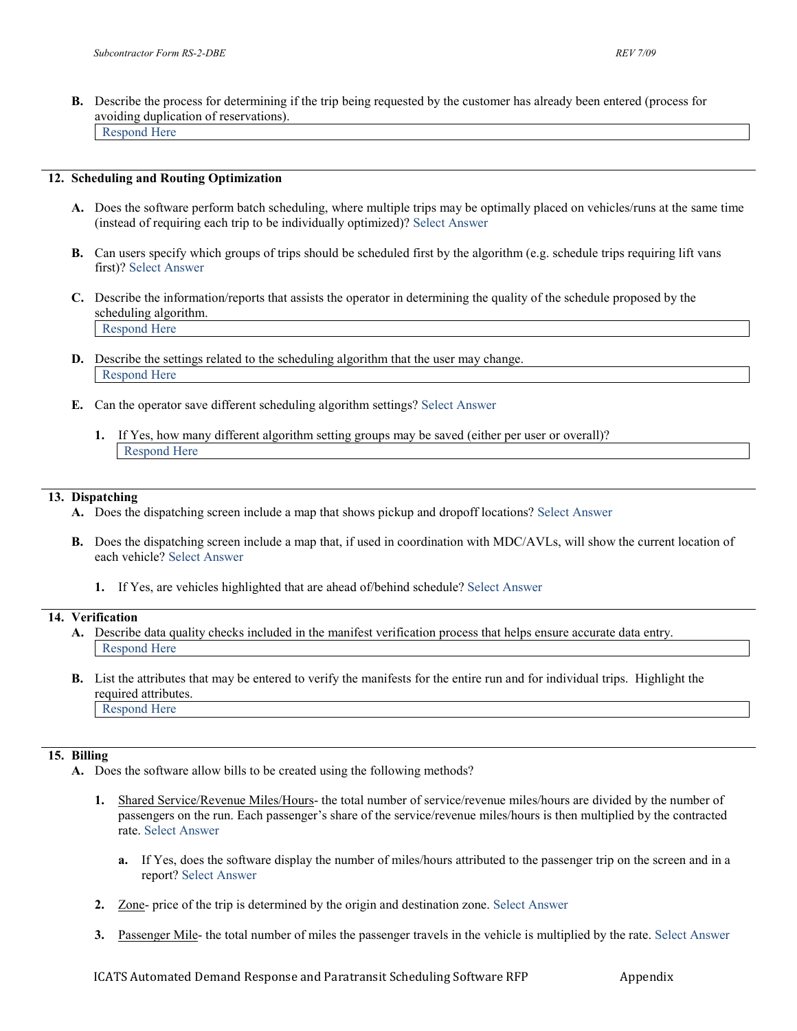**B.** Describe the process for determining if the trip being requested by the customer has already been entered (process for avoiding duplication of reservations).

Respond Here

---

## 12. Scheduling and Routing Optimization

**A.** Does the software perform batch scheduling, where multiple trips may be optimally placed on vehicles/runs at the same time (instead of requiring each trip to be individually optimized)? Select Answer

**B.** Can users specify which groups of trips should be scheduled first by the algorithm (e.g. schedule trips requiring lift vans first)? Select Answer

**C.** Describe the information/reports that assists the operator in determining the quality of the schedule proposed by the scheduling algorithm.

Respond Here

**D.** Describe the settings related to the scheduling algorithm that the user may change.

Respond Here

**E.** Can the operator save different scheduling algorithm settings? Select Answer

1. If Yes, how many different algorithm setting groups may be saved (either per user or overall)?

   Respond Here

---

## 13. Dispatching

**A.** Does the dispatching screen include a map that shows pickup and dropoff locations? Select Answer

**B.** Does the dispatching screen include a map that, if used in coordination with MDC/AVLs, will show the current location of each vehicle? Select Answer

1. If Yes, are vehicles highlighted that are ahead of/behind schedule? Select Answer

---

## 14. Verification

**A.** Describe data quality checks included in the manifest verification process that helps ensure accurate data entry.

Respond Here

**B.** List the attributes that may be entered to verify the manifests for the entire run and for individual trips. Highlight the required attributes.

Respond Here

---

## 15. Billing

**A.** Does the software allow bills to be created using the following methods?

1. Shared Service/Revenue Miles/Hours- the total number of service/revenue miles/hours are divided by the number of passengers on the run. Each passenger's share of the service/revenue miles/hours is then multiplied by the contracted rate. Select Answer

   a. If Yes, does the software display the number of miles/hours attributed to the passenger trip on the screen and in a report? Select Answer

2. Zone- price of the trip is determined by the origin and destination zone. Select Answer

3. Passenger Mile- the total number of miles the passenger travels in the vehicle is multiplied by the rate. Select Answer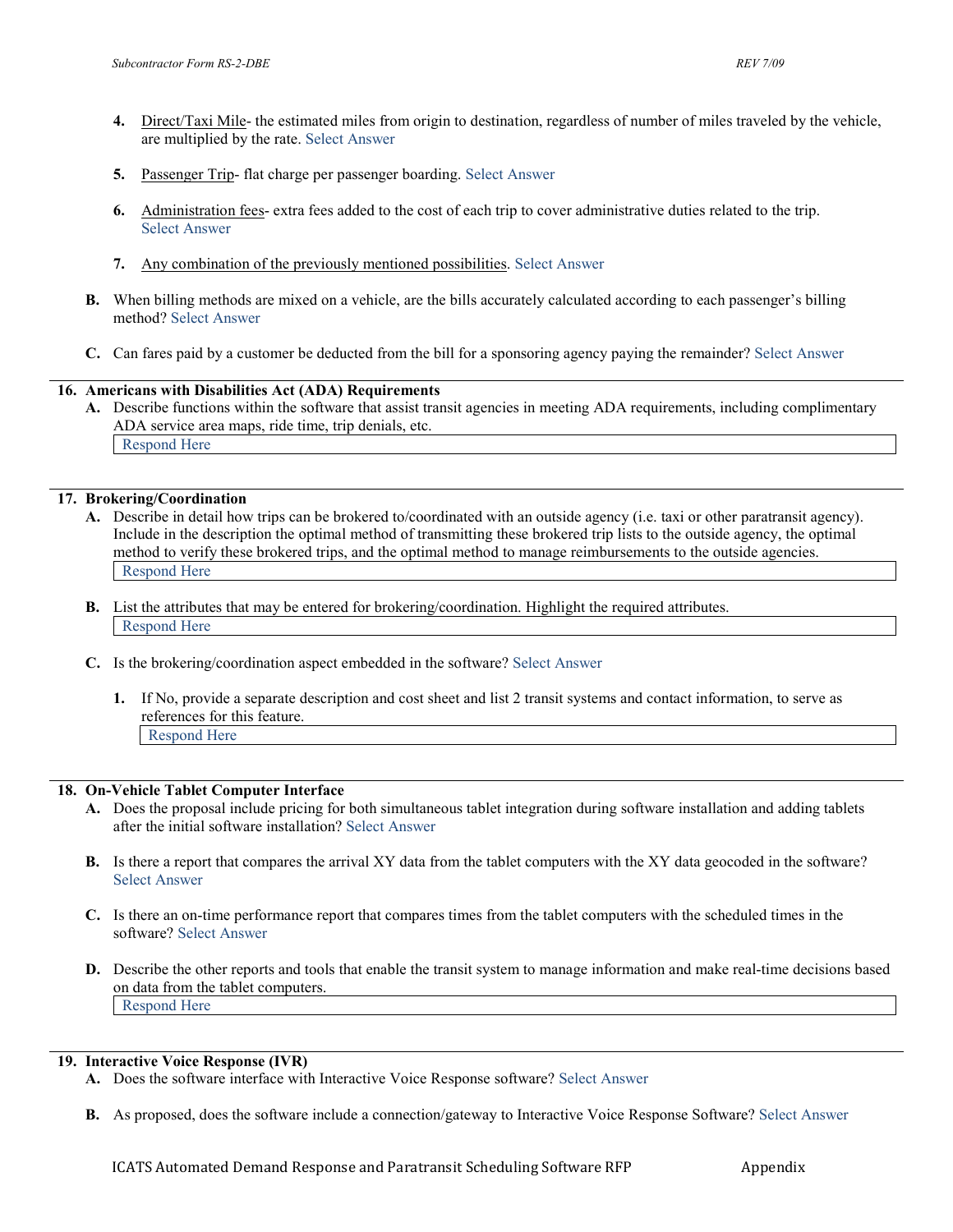4. Direct/Taxi Mile- the estimated miles from origin to destination, regardless of number of miles traveled by the vehicle, are multiplied by the rate. Select Answer

5. Passenger Trip- flat charge per passenger boarding. Select Answer

6. Administration fees- extra fees added to the cost of each trip to cover administrative duties related to the trip. Select Answer

7. Any combination of the previously mentioned possibilities. Select Answer

**B.** When billing methods are mixed on a vehicle, are the bills accurately calculated according to each passenger's billing method? Select Answer

**C.** Can fares paid by a customer be deducted from the bill for a sponsoring agency paying the remainder? Select Answer

## 16. Americans with Disabilities Act (ADA) Requirements

**A.** Describe functions within the software that assist transit agencies in meeting ADA requirements, including complimentary ADA service area maps, ride time, trip denials, etc.

Respond Here

## 17. Brokering/Coordination

**A.** Describe in detail how trips can be brokered to/coordinated with an outside agency (i.e. taxi or other paratransit agency). Include in the description the optimal method of transmitting these brokered trip lists to the outside agency, the optimal method to verify these brokered trips, and the optimal method to manage reimbursements to the outside agencies.

Respond Here

**B.** List the attributes that may be entered for brokering/coordination. Highlight the required attributes.

Respond Here

**C.** Is the brokering/coordination aspect embedded in the software? Select Answer

1. If No, provide a separate description and cost sheet and list 2 transit systems and contact information, to serve as references for this feature.

   Respond Here

## 18. On-Vehicle Tablet Computer Interface

**A.** Does the proposal include pricing for both simultaneous tablet integration during software installation and adding tablets after the initial software installation? Select Answer

**B.** Is there a report that compares the arrival XY data from the tablet computers with the XY data geocoded in the software? Select Answer

**C.** Is there an on-time performance report that compares times from the tablet computers with the scheduled times in the software? Select Answer

**D.** Describe the other reports and tools that enable the transit system to manage information and make real-time decisions based on data from the tablet computers.

Respond Here

## 19. Interactive Voice Response (IVR)

**A.** Does the software interface with Interactive Voice Response software? Select Answer

**B.** As proposed, does the software include a connection/gateway to Interactive Voice Response Software? Select Answer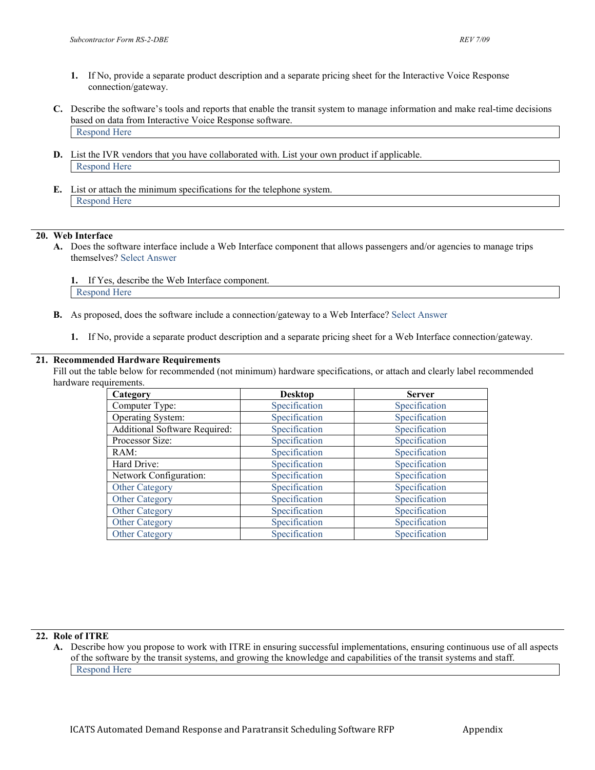1. If No, provide a separate product description and a separate pricing sheet for the Interactive Voice Response connection/gateway.

C. Describe the software's tools and reports that enable the transit system to manage information and make real-time decisions based on data from Interactive Voice Response software.

Respond Here

D. List the IVR vendors that you have collaborated with. List your own product if applicable.

Respond Here

E. List or attach the minimum specifications for the telephone system.

Respond Here

## 20. Web Interface

A. Does the software interface include a Web Interface component that allows passengers and/or agencies to manage trips themselves? Select Answer

1. If Yes, describe the Web Interface component.

Respond Here

B. As proposed, does the software include a connection/gateway to a Web Interface? Select Answer

1. If No, provide a separate product description and a separate pricing sheet for a Web Interface connection/gateway.

## 21. Recommended Hardware Requirements

Fill out the table below for recommended (not minimum) hardware specifications, or attach and clearly label recommended hardware requirements.

| Category | Desktop | Server |
|---|---|---|
| Computer Type: | Specification | Specification |
| Operating System: | Specification | Specification |
| Additional Software Required: | Specification | Specification |
| Processor Size: | Specification | Specification |
| RAM: | Specification | Specification |
| Hard Drive: | Specification | Specification |
| Network Configuration: | Specification | Specification |
| Other Category | Specification | Specification |
| Other Category | Specification | Specification |
| Other Category | Specification | Specification |
| Other Category | Specification | Specification |
| Other Category | Specification | Specification |

## 22. Role of ITRE

A. Describe how you propose to work with ITRE in ensuring successful implementations, ensuring continuous use of all aspects of the software by the transit systems, and growing the knowledge and capabilities of the transit systems and staff.

Respond Here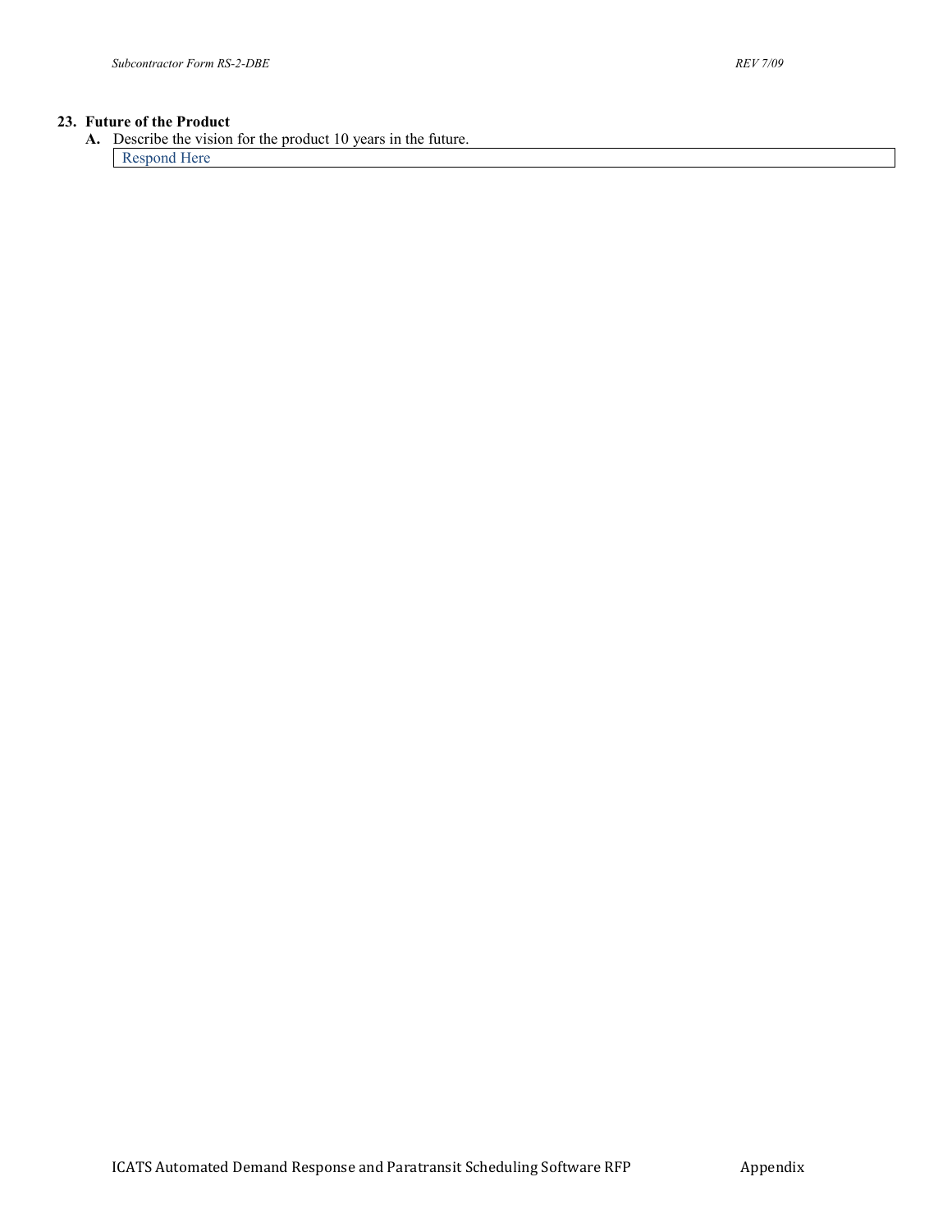**23. Future of the Product**

**A.** Describe the vision for the product 10 years in the future.

| Respond Here |
|---|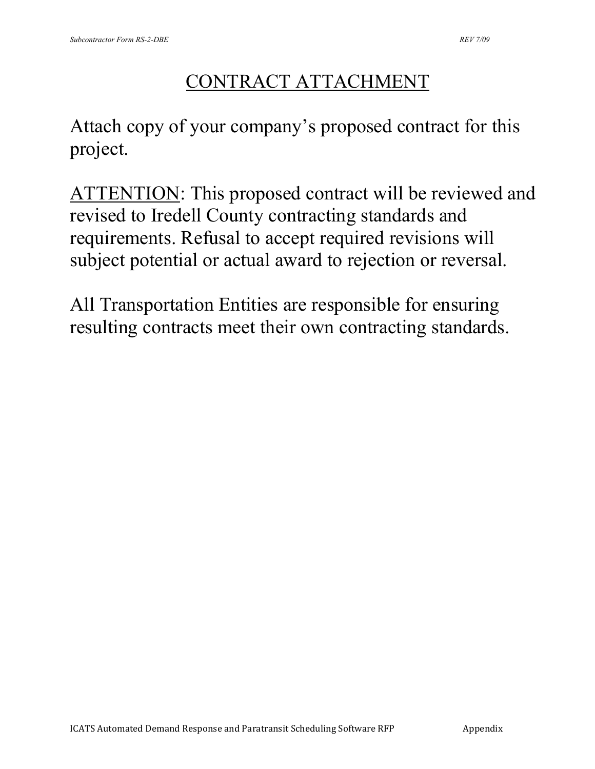# CONTRACT ATTACHMENT

Attach copy of your company's proposed contract for this project.

ATTENTION: This proposed contract will be reviewed and revised to Iredell County contracting standards and requirements. Refusal to accept required revisions will subject potential or actual award to rejection or reversal.

All Transportation Entities are responsible for ensuring resulting contracts meet their own contracting standards.